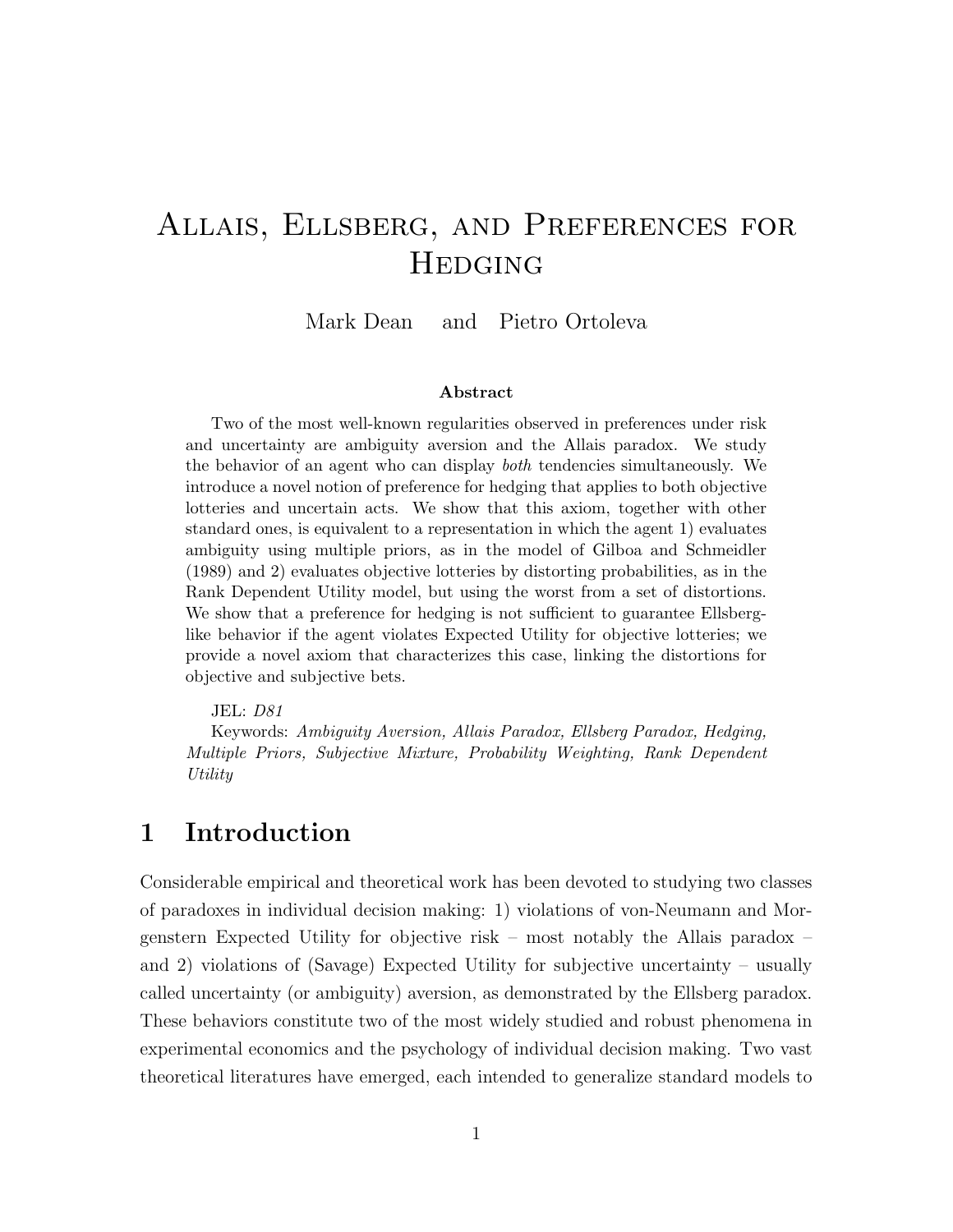# Allais, Ellsberg, and Preferences for Hedging

Mark Dean and Pietro Ortoleva

**Abstract**

Two of the most well-known regularities observed in preferences under risk and uncertainty are ambiguity aversion and the Allais paradox. We study the behavior of an agent who can display *both* tendencies simultaneously. We introduce a novel notion of preference for hedging that applies to both objective lotteries and uncertain acts. We show that this axiom, together with other standard ones, is equivalent to a representation in which the agent 1) evaluates ambiguity using multiple priors, as in the model of Gilboa and Schmeidler (1989) and 2) evaluates objective lotteries by distorting probabilities, as in the Rank Dependent Utility model, but using the worst from a set of distortions. We show that a preference for hedging is not sufficient to guarantee Ellsberg-like behavior if the agent violates Expected Utility for objective lotteries; we provide a novel axiom that characterizes this case, linking the distortions for objective and subjective bets.

JEL: *D81*

Keywords: *Ambiguity Aversion, Allais Paradox, Ellsberg Paradox, Hedging, Multiple Priors, Subjective Mixture, Probability Weighting, Rank Dependent Utility*

## 1 Introduction

Considerable empirical and theoretical work has been devoted to studying two classes of paradoxes in individual decision making: 1) violations of von-Neumann and Morgenstern Expected Utility for objective risk – most notably the Allais paradox – and 2) violations of (Savage) Expected Utility for subjective uncertainty – usually called uncertainty (or ambiguity) aversion, as demonstrated by the Ellsberg paradox. These behaviors constitute two of the most widely studied and robust phenomena in experimental economics and the psychology of individual decision making. Two vast theoretical literatures have emerged, each intended to generalize standard models to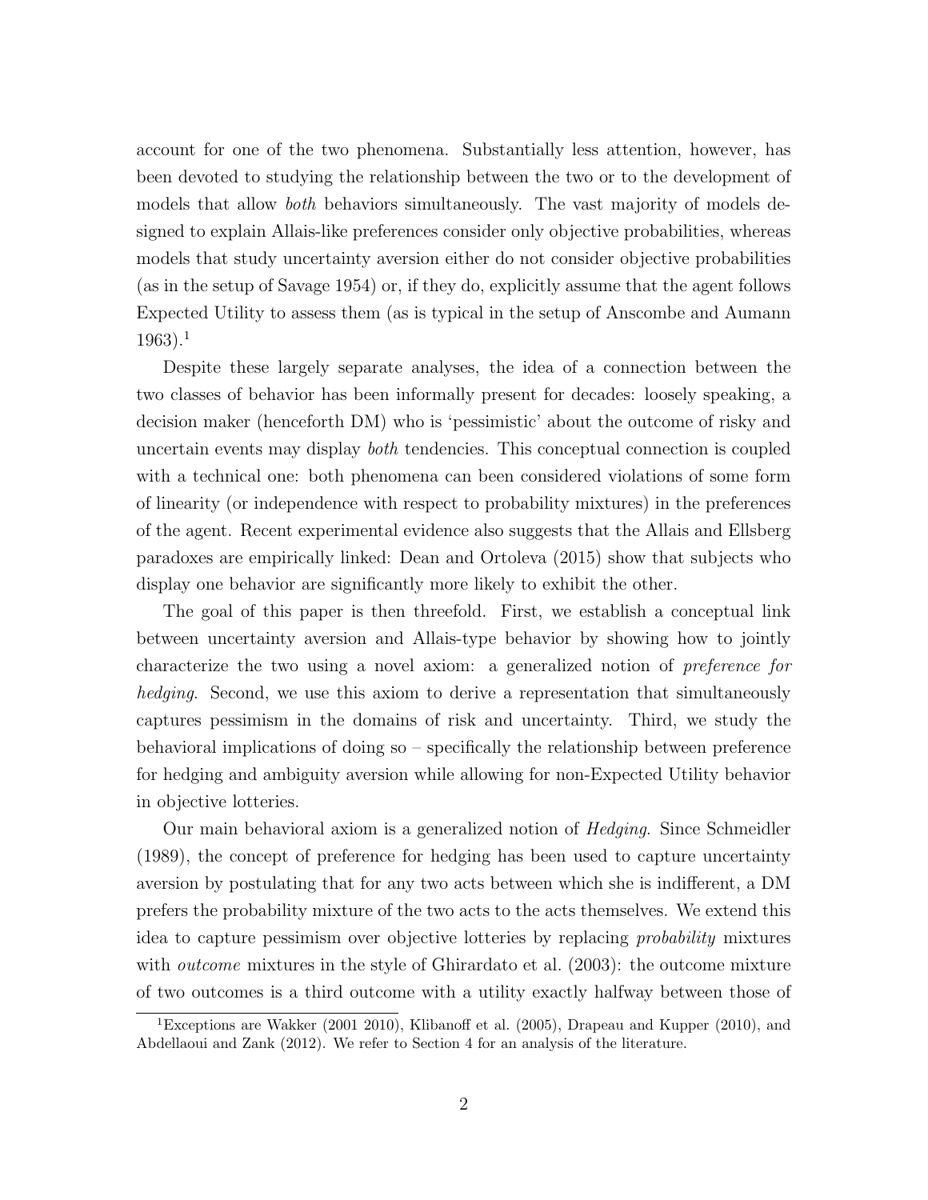account for one of the two phenomena. Substantially less attention, however, has been devoted to studying the relationship between the two or to the development of models that allow *both* behaviors simultaneously. The vast majority of models designed to explain Allais-like preferences consider only objective probabilities, whereas models that study uncertainty aversion either do not consider objective probabilities (as in the setup of Savage 1954) or, if they do, explicitly assume that the agent follows Expected Utility to assess them (as is typical in the setup of Anscombe and Aumann 1963).[1]

Despite these largely separate analyses, the idea of a connection between the two classes of behavior has been informally present for decades: loosely speaking, a decision maker (henceforth DM) who is 'pessimistic' about the outcome of risky and uncertain events may display *both* tendencies. This conceptual connection is coupled with a technical one: both phenomena can been considered violations of some form of linearity (or independence with respect to probability mixtures) in the preferences of the agent. Recent experimental evidence also suggests that the Allais and Ellsberg paradoxes are empirically linked: Dean and Ortoleva (2015) show that subjects who display one behavior are significantly more likely to exhibit the other.

The goal of this paper is then threefold. First, we establish a conceptual link between uncertainty aversion and Allais-type behavior by showing how to jointly characterize the two using a novel axiom: a generalized notion of *preference for hedging*. Second, we use this axiom to derive a representation that simultaneously captures pessimism in the domains of risk and uncertainty. Third, we study the behavioral implications of doing so – specifically the relationship between preference for hedging and ambiguity aversion while allowing for non-Expected Utility behavior in objective lotteries.

Our main behavioral axiom is a generalized notion of *Hedging*. Since Schmeidler (1989), the concept of preference for hedging has been used to capture uncertainty aversion by postulating that for any two acts between which she is indifferent, a DM prefers the probability mixture of the two acts to the acts themselves. We extend this idea to capture pessimism over objective lotteries by replacing *probability* mixtures with *outcome* mixtures in the style of Ghirardato et al. (2003): the outcome mixture of two outcomes is a third outcome with a utility exactly halfway between those of

[1] Exceptions are Wakker (2001 2010), Klibanoff et al. (2005), Drapeau and Kupper (2010), and Abdellaoui and Zank (2012). We refer to Section 4 for an analysis of the literature.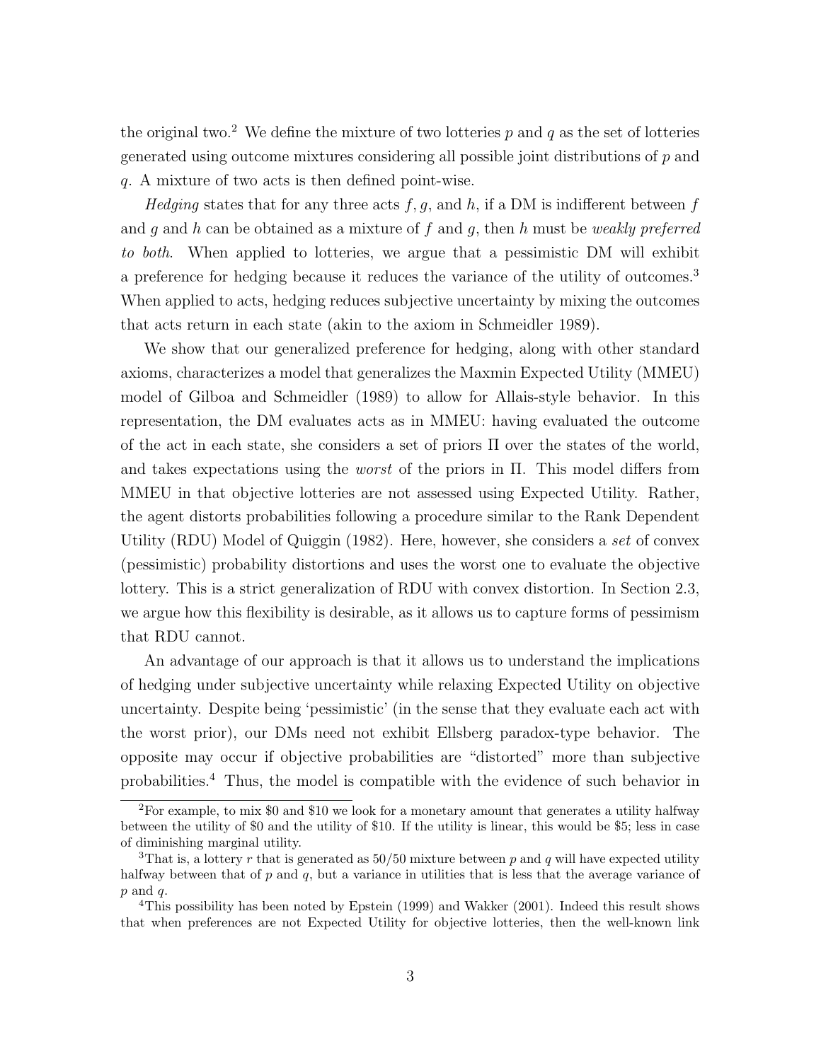the original two.[2] We define the mixture of two lotteries $p$ and $q$ as the set of lotteries generated using outcome mixtures considering all possible joint distributions of $p$ and $q$. A mixture of two acts is then defined point-wise.

*Hedging* states that for any three acts $f, g$, and $h$, if a DM is indifferent between $f$ and $g$ and $h$ can be obtained as a mixture of $f$ and $g$, then $h$ must be *weakly preferred to both*. When applied to lotteries, we argue that a pessimistic DM will exhibit a preference for hedging because it reduces the variance of the utility of outcomes.[3] When applied to acts, hedging reduces subjective uncertainty by mixing the outcomes that acts return in each state (akin to the axiom in Schmeidler 1989).

We show that our generalized preference for hedging, along with other standard axioms, characterizes a model that generalizes the Maxmin Expected Utility (MMEU) model of Gilboa and Schmeidler (1989) to allow for Allais-style behavior. In this representation, the DM evaluates acts as in MMEU: having evaluated the outcome of the act in each state, she considers a set of priors $\Pi$ over the states of the world, and takes expectations using the *worst* of the priors in $\Pi$. This model differs from MMEU in that objective lotteries are not assessed using Expected Utility. Rather, the agent distorts probabilities following a procedure similar to the Rank Dependent Utility (RDU) Model of Quiggin (1982). Here, however, she considers a *set* of convex (pessimistic) probability distortions and uses the worst one to evaluate the objective lottery. This is a strict generalization of RDU with convex distortion. In Section 2.3, we argue how this flexibility is desirable, as it allows us to capture forms of pessimism that RDU cannot.

An advantage of our approach is that it allows us to understand the implications of hedging under subjective uncertainty while relaxing Expected Utility on objective uncertainty. Despite being 'pessimistic' (in the sense that they evaluate each act with the worst prior), our DMs need not exhibit Ellsberg paradox-type behavior. The opposite may occur if objective probabilities are "distorted" more than subjective probabilities.[4] Thus, the model is compatible with the evidence of such behavior in

[2] For example, to mix \$0 and \$10 we look for a monetary amount that generates a utility halfway between the utility of \$0 and the utility of \$10. If the utility is linear, this would be \$5; less in case of diminishing marginal utility.

[3] That is, a lottery $r$ that is generated as 50/50 mixture between $p$ and $q$ will have expected utility halfway between that of $p$ and $q$, but a variance in utilities that is less that the average variance of $p$ and $q$.

[4] This possibility has been noted by Epstein (1999) and Wakker (2001). Indeed this result shows that when preferences are not Expected Utility for objective lotteries, then the well-known link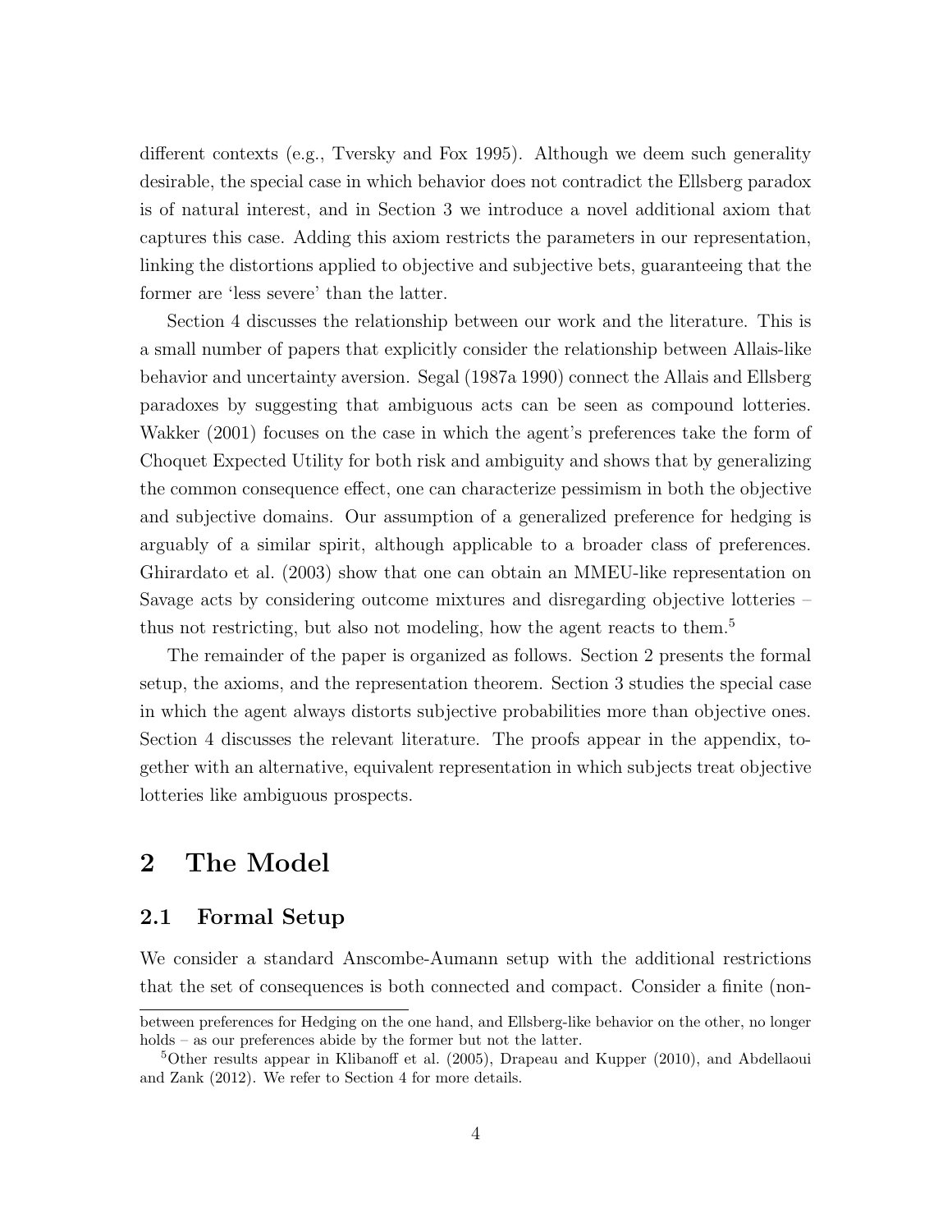different contexts (e.g., Tversky and Fox 1995). Although we deem such generality desirable, the special case in which behavior does not contradict the Ellsberg paradox is of natural interest, and in Section 3 we introduce a novel additional axiom that captures this case. Adding this axiom restricts the parameters in our representation, linking the distortions applied to objective and subjective bets, guaranteeing that the former are 'less severe' than the latter.

Section 4 discusses the relationship between our work and the literature. This is a small number of papers that explicitly consider the relationship between Allais-like behavior and uncertainty aversion. Segal (1987a 1990) connect the Allais and Ellsberg paradoxes by suggesting that ambiguous acts can be seen as compound lotteries. Wakker (2001) focuses on the case in which the agent's preferences take the form of Choquet Expected Utility for both risk and ambiguity and shows that by generalizing the common consequence effect, one can characterize pessimism in both the objective and subjective domains. Our assumption of a generalized preference for hedging is arguably of a similar spirit, although applicable to a broader class of preferences. Ghirardato et al. (2003) show that one can obtain an MMEU-like representation on Savage acts by considering outcome mixtures and disregarding objective lotteries – thus not restricting, but also not modeling, how the agent reacts to them.[5]

The remainder of the paper is organized as follows. Section 2 presents the formal setup, the axioms, and the representation theorem. Section 3 studies the special case in which the agent always distorts subjective probabilities more than objective ones. Section 4 discusses the relevant literature. The proofs appear in the appendix, together with an alternative, equivalent representation in which subjects treat objective lotteries like ambiguous prospects.

# 2 The Model

## 2.1 Formal Setup

We consider a standard Anscombe-Aumann setup with the additional restrictions that the set of consequences is both connected and compact. Consider a finite (non-

between preferences for Hedging on the one hand, and Ellsberg-like behavior on the other, no longer holds – as our preferences abide by the former but not the latter.

[5] Other results appear in Klibanoff et al. (2005), Drapeau and Kupper (2010), and Abdellaoui and Zank (2012). We refer to Section 4 for more details.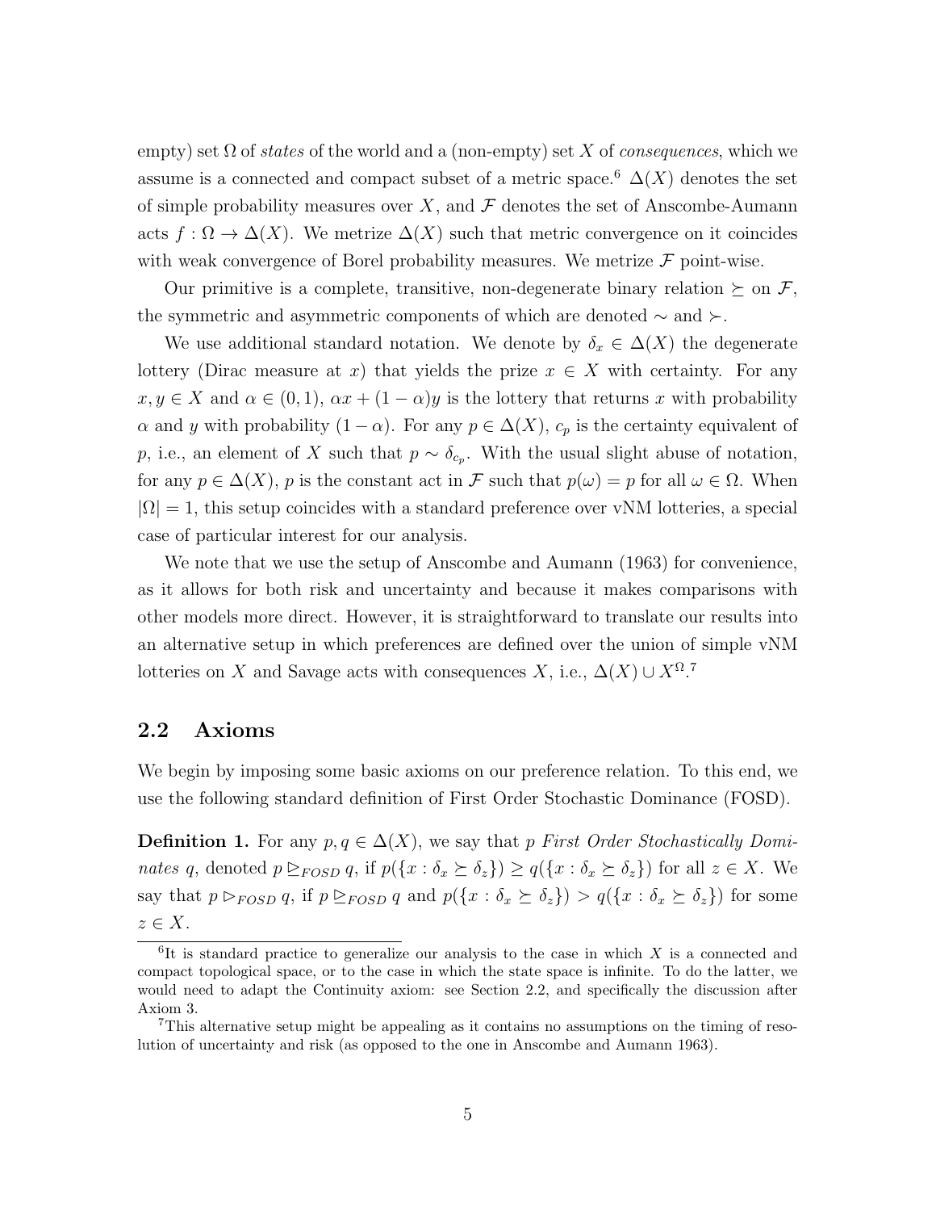empty) set $\Omega$ of *states* of the world and a (non-empty) set $X$ of *consequences*, which we assume is a connected and compact subset of a metric space.[6] $\Delta(X)$ denotes the set of simple probability measures over $X$, and $\mathcal{F}$ denotes the set of Anscombe-Aumann acts $f : \Omega \to \Delta(X)$. We metrize $\Delta(X)$ such that metric convergence on it coincides with weak convergence of Borel probability measures. We metrize $\mathcal{F}$ point-wise.

Our primitive is a complete, transitive, non-degenerate binary relation $\succeq$ on $\mathcal{F}$, the symmetric and asymmetric components of which are denoted $\sim$ and $\succ$.

We use additional standard notation. We denote by $\delta_x \in \Delta(X)$ the degenerate lottery (Dirac measure at $x$) that yields the prize $x \in X$ with certainty. For any $x, y \in X$ and $\alpha \in (0, 1)$, $\alpha x + (1 - \alpha)y$ is the lottery that returns $x$ with probability $\alpha$ and $y$ with probability $(1 - \alpha)$. For any $p \in \Delta(X)$, $c_p$ is the certainty equivalent of $p$, i.e., an element of $X$ such that $p \sim \delta_{c_p}$. With the usual slight abuse of notation, for any $p \in \Delta(X)$, $p$ is the constant act in $\mathcal{F}$ such that $p(\omega) = p$ for all $\omega \in \Omega$. When $|\Omega| = 1$, this setup coincides with a standard preference over vNM lotteries, a special case of particular interest for our analysis.

We note that we use the setup of Anscombe and Aumann (1963) for convenience, as it allows for both risk and uncertainty and because it makes comparisons with other models more direct. However, it is straightforward to translate our results into an alternative setup in which preferences are defined over the union of simple vNM lotteries on $X$ and Savage acts with consequences $X$, i.e., $\Delta(X) \cup X^{\Omega}$.[7]

## 2.2 Axioms

We begin by imposing some basic axioms on our preference relation. To this end, we use the following standard definition of First Order Stochastic Dominance (FOSD).

**Definition 1.** For any $p, q \in \Delta(X)$, we say that $p$ *First Order Stochastically Dominates* $q$, denoted $p \trianglerighteq_{FOSD} q$, if $p(\{x : \delta_x \succeq \delta_z\}) \geq q(\{x : \delta_x \succeq \delta_z\})$ for all $z \in X$. We say that $p \triangleright_{FOSD} q$, if $p \trianglerighteq_{FOSD} q$ and $p(\{x : \delta_x \succeq \delta_z\}) > q(\{x : \delta_x \succeq \delta_z\})$ for some $z \in X$.

---

[6] It is standard practice to generalize our analysis to the case in which $X$ is a connected and compact topological space, or to the case in which the state space is infinite. To do the latter, we would need to adapt the Continuity axiom: see Section 2.2, and specifically the discussion after Axiom 3.

[7] This alternative setup might be appealing as it contains no assumptions on the timing of resolution of uncertainty and risk (as opposed to the one in Anscombe and Aumann 1963).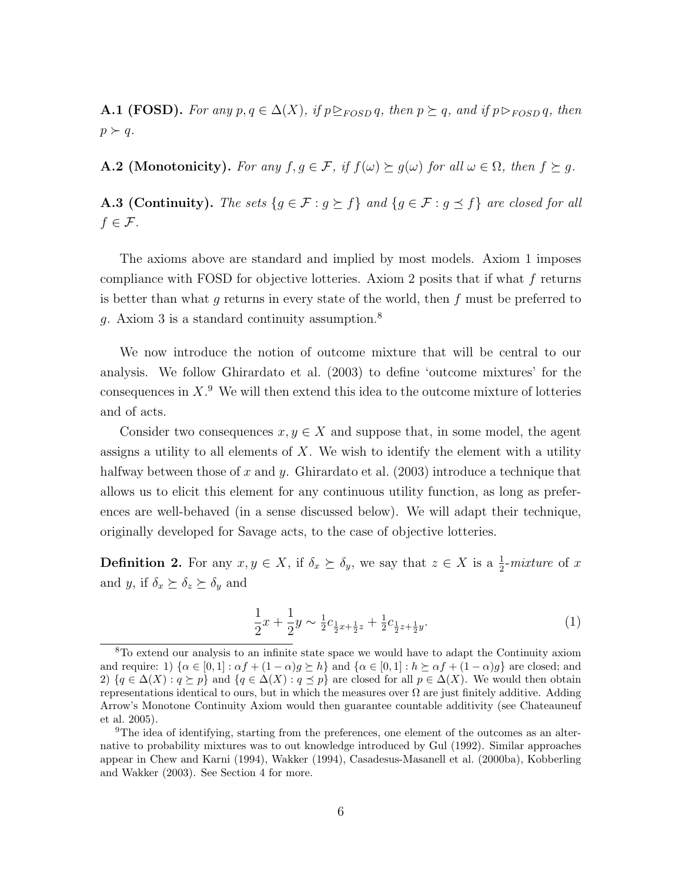**A.1 (FOSD).** *For any $p, q \in \Delta(X)$, if $p \trianglerighteq_{FOSD} q$, then $p \succeq q$, and if $p \triangleright_{FOSD} q$, then $p \succ q$.*

**A.2 (Monotonicity).** *For any $f, g \in \mathcal{F}$, if $f(\omega) \succeq g(\omega)$ for all $\omega \in \Omega$, then $f \succeq g$.*

**A.3 (Continuity).** *The sets $\{g \in \mathcal{F} : g \succeq f\}$ and $\{g \in \mathcal{F} : g \preceq f\}$ are closed for all $f \in \mathcal{F}$.*

The axioms above are standard and implied by most models. Axiom 1 imposes compliance with FOSD for objective lotteries. Axiom 2 posits that if what $f$ returns is better than what $g$ returns in every state of the world, then $f$ must be preferred to $g$. Axiom 3 is a standard continuity assumption.[8]

We now introduce the notion of outcome mixture that will be central to our analysis. We follow Ghirardato et al. (2003) to define 'outcome mixtures' for the consequences in $X$.[9] We will then extend this idea to the outcome mixture of lotteries and of acts.

Consider two consequences $x, y \in X$ and suppose that, in some model, the agent assigns a utility to all elements of $X$. We wish to identify the element with a utility halfway between those of $x$ and $y$. Ghirardato et al. (2003) introduce a technique that allows us to elicit this element for any continuous utility function, as long as preferences are well-behaved (in a sense discussed below). We will adapt their technique, originally developed for Savage acts, to the case of objective lotteries.

**Definition 2.** For any $x, y \in X$, if $\delta_x \succeq \delta_y$, we say that $z \in X$ is a $\frac{1}{2}$-*mixture* of $x$ and $y$, if $\delta_x \succeq \delta_z \succeq \delta_y$ and

$$\frac{1}{2}x + \frac{1}{2}y \sim \tfrac{1}{2}c_{\frac{1}{2}x+\frac{1}{2}z} + \tfrac{1}{2}c_{\frac{1}{2}z+\frac{1}{2}y}. \tag{1}$$

---

[8] To extend our analysis to an infinite state space we would have to adapt the Continuity axiom and require: 1) $\{\alpha \in [0,1] : \alpha f + (1-\alpha)g \succeq h\}$ and $\{\alpha \in [0,1] : h \succeq \alpha f + (1-\alpha)g\}$ are closed; and 2) $\{q \in \Delta(X) : q \succeq p\}$ and $\{q \in \Delta(X) : q \preceq p\}$ are closed for all $p \in \Delta(X)$. We would then obtain representations identical to ours, but in which the measures over $\Omega$ are just finitely additive. Adding Arrow's Monotone Continuity Axiom would then guarantee countable additivity (see Chateauneuf et al. 2005).

[9] The idea of identifying, starting from the preferences, one element of the outcomes as an alternative to probability mixtures was to out knowledge introduced by Gul (1992). Similar approaches appear in Chew and Karni (1994), Wakker (1994), Casadesus-Masanell et al. (2000ba), Kobberling and Wakker (2003). See Section 4 for more.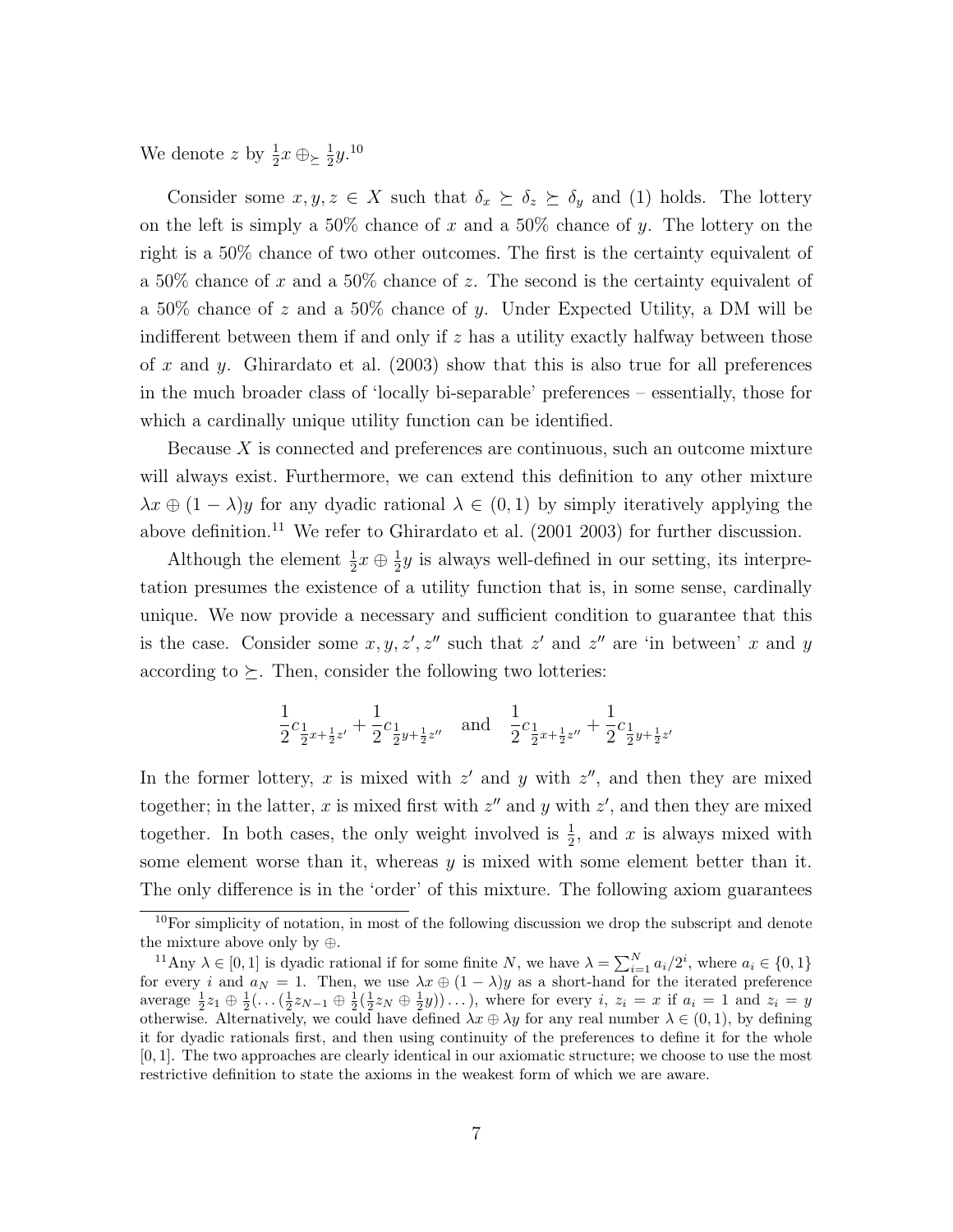We denote $z$ by $\frac{1}{2}x \oplus_{\succeq} \frac{1}{2}y$.[10]

Consider some $x, y, z \in X$ such that $\delta_x \succeq \delta_z \succeq \delta_y$ and (1) holds. The lottery on the left is simply a 50% chance of $x$ and a 50% chance of $y$. The lottery on the right is a 50% chance of two other outcomes. The first is the certainty equivalent of a 50% chance of $x$ and a 50% chance of $z$. The second is the certainty equivalent of a 50% chance of $z$ and a 50% chance of $y$. Under Expected Utility, a DM will be indifferent between them if and only if $z$ has a utility exactly halfway between those of $x$ and $y$. Ghirardato et al. (2003) show that this is also true for all preferences in the much broader class of 'locally bi-separable' preferences – essentially, those for which a cardinally unique utility function can be identified.

Because $X$ is connected and preferences are continuous, such an outcome mixture will always exist. Furthermore, we can extend this definition to any other mixture $\lambda x \oplus (1 - \lambda)y$ for any dyadic rational $\lambda \in (0, 1)$ by simply iteratively applying the above definition.[11] We refer to Ghirardato et al. (2001 2003) for further discussion.

Although the element $\frac{1}{2}x \oplus \frac{1}{2}y$ is always well-defined in our setting, its interpretation presumes the existence of a utility function that is, in some sense, cardinally unique. We now provide a necessary and sufficient condition to guarantee that this is the case. Consider some $x, y, z', z''$ such that $z'$ and $z''$ are 'in between' $x$ and $y$ according to $\succeq$. Then, consider the following two lotteries:

$$\frac{1}{2}c_{\frac{1}{2}x+\frac{1}{2}z'} + \frac{1}{2}c_{\frac{1}{2}y+\frac{1}{2}z''} \quad \text{and} \quad \frac{1}{2}c_{\frac{1}{2}x+\frac{1}{2}z''} + \frac{1}{2}c_{\frac{1}{2}y+\frac{1}{2}z'}$$

In the former lottery, $x$ is mixed with $z'$ and $y$ with $z''$, and then they are mixed together; in the latter, $x$ is mixed first with $z''$ and $y$ with $z'$, and then they are mixed together. In both cases, the only weight involved is $\frac{1}{2}$, and $x$ is always mixed with some element worse than it, whereas $y$ is mixed with some element better than it. The only difference is in the 'order' of this mixture. The following axiom guarantees

---

[10] For simplicity of notation, in most of the following discussion we drop the subscript and denote the mixture above only by $\oplus$.

[11] Any $\lambda \in [0, 1]$ is dyadic rational if for some finite $N$, we have $\lambda = \sum_{i=1}^{N} a_i/2^i$, where $a_i \in \{0, 1\}$ for every $i$ and $a_N = 1$. Then, we use $\lambda x \oplus (1 - \lambda)y$ as a short-hand for the iterated preference average $\frac{1}{2}z_1 \oplus \frac{1}{2}(\ldots(\frac{1}{2}z_{N-1} \oplus \frac{1}{2}(\frac{1}{2}z_N \oplus \frac{1}{2}y))\ldots)$, where for every $i$, $z_i = x$ if $a_i = 1$ and $z_i = y$ otherwise. Alternatively, we could have defined $\lambda x \oplus \lambda y$ for any real number $\lambda \in (0, 1)$, by defining it for dyadic rationals first, and then using continuity of the preferences to define it for the whole $[0, 1]$. The two approaches are clearly identical in our axiomatic structure; we choose to use the most restrictive definition to state the axioms in the weakest form of which we are aware.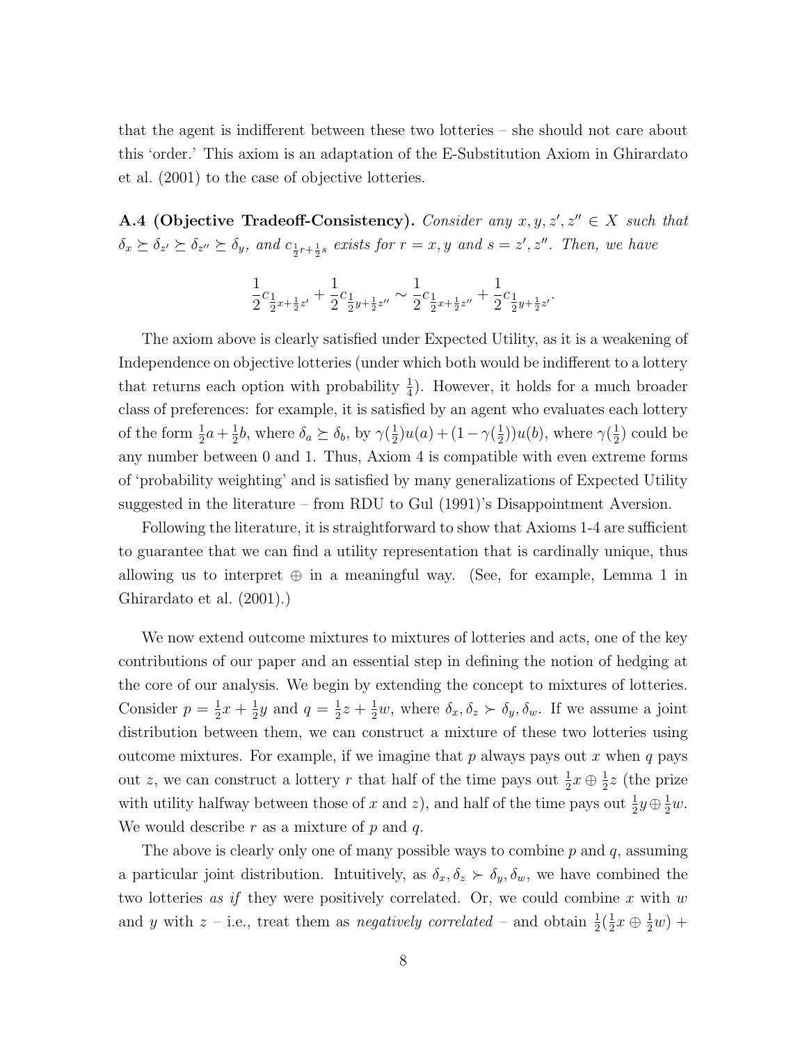that the agent is indifferent between these two lotteries – she should not care about this 'order.' This axiom is an adaptation of the E-Substitution Axiom in Ghirardato et al. (2001) to the case of objective lotteries.

**A.4 (Objective Tradeoff-Consistency).** *Consider any $x, y, z', z'' \in X$ such that $\delta_x \succeq \delta_{z'} \succeq \delta_{z''} \succeq \delta_y$, and $c_{\frac{1}{2}r+\frac{1}{2}s}$ exists for $r = x, y$ and $s = z', z''$. Then, we have*

$$\frac{1}{2}c_{\frac{1}{2}x+\frac{1}{2}z'} + \frac{1}{2}c_{\frac{1}{2}y+\frac{1}{2}z''} \sim \frac{1}{2}c_{\frac{1}{2}x+\frac{1}{2}z''} + \frac{1}{2}c_{\frac{1}{2}y+\frac{1}{2}z'}.$$

The axiom above is clearly satisfied under Expected Utility, as it is a weakening of Independence on objective lotteries (under which both would be indifferent to a lottery that returns each option with probability $\frac{1}{4}$). However, it holds for a much broader class of preferences: for example, it is satisfied by an agent who evaluates each lottery of the form $\frac{1}{2}a + \frac{1}{2}b$, where $\delta_a \succeq \delta_b$, by $\gamma(\frac{1}{2})u(a) + (1 - \gamma(\frac{1}{2}))u(b)$, where $\gamma(\frac{1}{2})$ could be any number between 0 and 1. Thus, Axiom 4 is compatible with even extreme forms of 'probability weighting' and is satisfied by many generalizations of Expected Utility suggested in the literature – from RDU to Gul (1991)'s Disappointment Aversion.

Following the literature, it is straightforward to show that Axioms 1-4 are sufficient to guarantee that we can find a utility representation that is cardinally unique, thus allowing us to interpret $\oplus$ in a meaningful way. (See, for example, Lemma 1 in Ghirardato et al. (2001).)

We now extend outcome mixtures to mixtures of lotteries and acts, one of the key contributions of our paper and an essential step in defining the notion of hedging at the core of our analysis. We begin by extending the concept to mixtures of lotteries. Consider $p = \frac{1}{2}x + \frac{1}{2}y$ and $q = \frac{1}{2}z + \frac{1}{2}w$, where $\delta_x, \delta_z \succ \delta_y, \delta_w$. If we assume a joint distribution between them, we can construct a mixture of these two lotteries using outcome mixtures. For example, if we imagine that $p$ always pays out $x$ when $q$ pays out $z$, we can construct a lottery $r$ that half of the time pays out $\frac{1}{2}x \oplus \frac{1}{2}z$ (the prize with utility halfway between those of $x$ and $z$), and half of the time pays out $\frac{1}{2}y \oplus \frac{1}{2}w$. We would describe $r$ as a mixture of $p$ and $q$.

The above is clearly only one of many possible ways to combine $p$ and $q$, assuming a particular joint distribution. Intuitively, as $\delta_x, \delta_z \succ \delta_y, \delta_w$, we have combined the two lotteries *as if* they were positively correlated. Or, we could combine $x$ with $w$ and $y$ with $z$ – i.e., treat them as *negatively correlated* – and obtain $\frac{1}{2}(\frac{1}{2}x \oplus \frac{1}{2}w) +$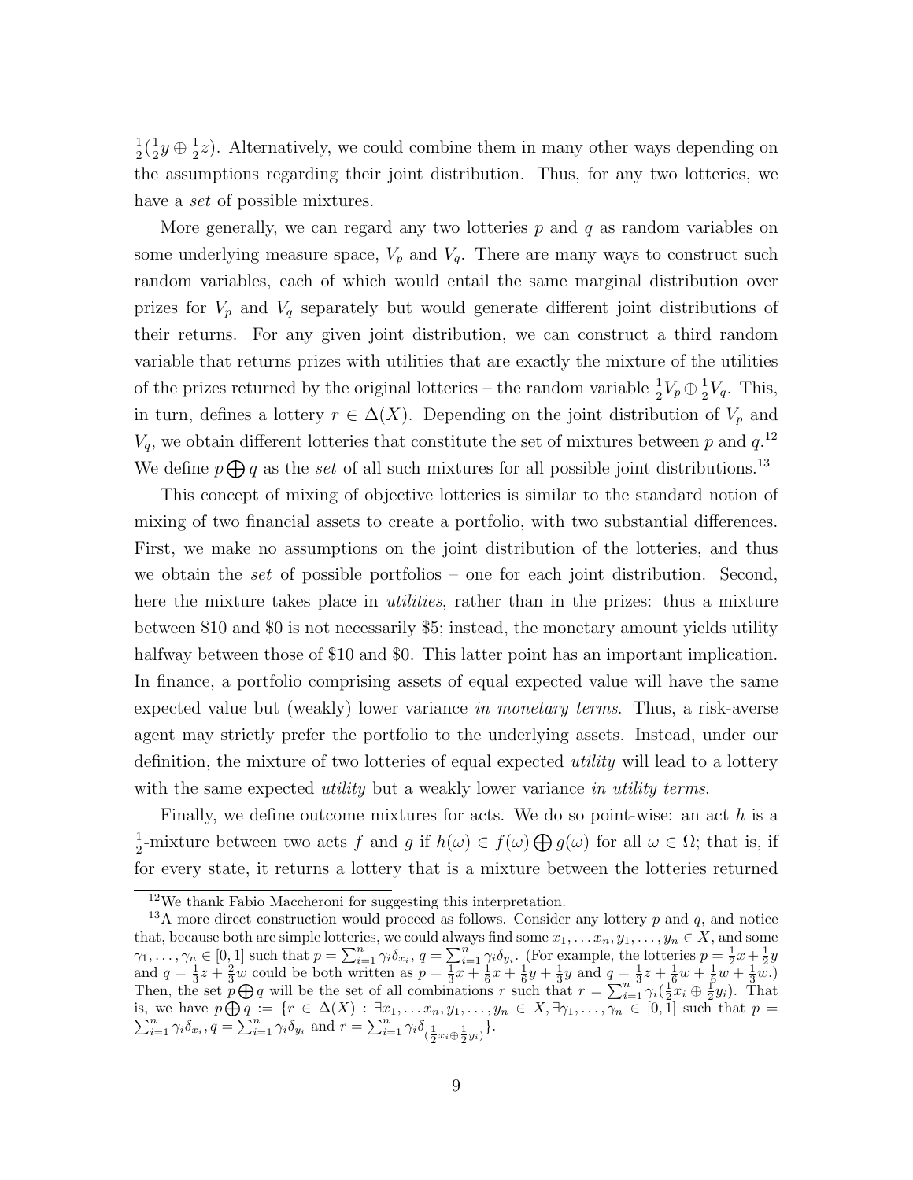$\frac{1}{2}(\frac{1}{2}y \oplus \frac{1}{2}z)$. Alternatively, we could combine them in many other ways depending on the assumptions regarding their joint distribution. Thus, for any two lotteries, we have a *set* of possible mixtures.

More generally, we can regard any two lotteries $p$ and $q$ as random variables on some underlying measure space, $V_p$ and $V_q$. There are many ways to construct such random variables, each of which would entail the same marginal distribution over prizes for $V_p$ and $V_q$ separately but would generate different joint distributions of their returns. For any given joint distribution, we can construct a third random variable that returns prizes with utilities that are exactly the mixture of the utilities of the prizes returned by the original lotteries – the random variable $\frac{1}{2}V_p \oplus \frac{1}{2}V_q$. This, in turn, defines a lottery $r \in \Delta(X)$. Depending on the joint distribution of $V_p$ and $V_q$, we obtain different lotteries that constitute the set of mixtures between $p$ and $q$.[12] We define $p \bigoplus q$ as the *set* of all such mixtures for all possible joint distributions.[13]

This concept of mixing of objective lotteries is similar to the standard notion of mixing of two financial assets to create a portfolio, with two substantial differences. First, we make no assumptions on the joint distribution of the lotteries, and thus we obtain the *set* of possible portfolios – one for each joint distribution. Second, here the mixture takes place in *utilities*, rather than in the prizes: thus a mixture between \$10 and \$0 is not necessarily \$5; instead, the monetary amount yields utility halfway between those of \$10 and \$0. This latter point has an important implication. In finance, a portfolio comprising assets of equal expected value will have the same expected value but (weakly) lower variance *in monetary terms*. Thus, a risk-averse agent may strictly prefer the portfolio to the underlying assets. Instead, under our definition, the mixture of two lotteries of equal expected *utility* will lead to a lottery with the same expected *utility* but a weakly lower variance *in utility terms*.

Finally, we define outcome mixtures for acts. We do so point-wise: an act $h$ is a $\frac{1}{2}$-mixture between two acts $f$ and $g$ if $h(\omega) \in f(\omega) \bigoplus g(\omega)$ for all $\omega \in \Omega$; that is, if for every state, it returns a lottery that is a mixture between the lotteries returned

---

[12] We thank Fabio Maccheroni for suggesting this interpretation.

[13] A more direct construction would proceed as follows. Consider any lottery $p$ and $q$, and notice that, because both are simple lotteries, we could always find some $x_1, \ldots x_n, y_1, \ldots, y_n \in X$, and some $\gamma_1, \ldots, \gamma_n \in [0,1]$ such that $p = \sum_{i=1}^n \gamma_i \delta_{x_i}$, $q = \sum_{i=1}^n \gamma_i \delta_{y_i}$. (For example, the lotteries $p = \frac{1}{2}x + \frac{1}{2}y$ and $q = \frac{1}{3}z + \frac{2}{3}w$ could be both written as $p = \frac{1}{3}x + \frac{1}{6}x + \frac{1}{6}y + \frac{1}{3}y$ and $q = \frac{1}{3}z + \frac{1}{6}w + \frac{1}{6}w + \frac{1}{3}w$.) Then, the set $p \bigoplus q$ will be the set of all combinations $r$ such that $r = \sum_{i=1}^n \gamma_i (\frac{1}{2}x_i \oplus \frac{1}{2}y_i)$. That is, we have $p \bigoplus q := \{r \in \Delta(X) : \exists x_1, \ldots x_n, y_1, \ldots, y_n \in X, \exists \gamma_1, \ldots, \gamma_n \in [0,1]$ such that $p = \sum_{i=1}^n \gamma_i \delta_{x_i}, q = \sum_{i=1}^n \gamma_i \delta_{y_i}$ and $r = \sum_{i=1}^n \gamma_i \delta_{(\frac{1}{2}x_i \oplus \frac{1}{2}y_i)}\}$.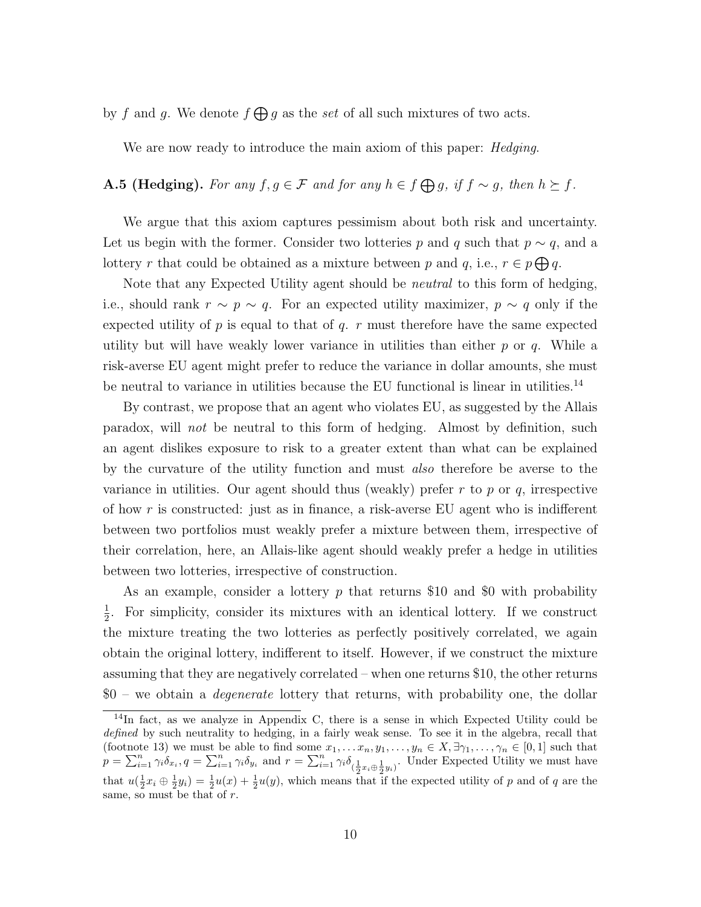by $f$ and $g$. We denote $f \bigoplus g$ as the *set* of all such mixtures of two acts.

We are now ready to introduce the main axiom of this paper: *Hedging*.

**A.5 (Hedging).** *For any $f, g \in \mathcal{F}$ and for any $h \in f \bigoplus g$, if $f \sim g$, then $h \succeq f$.*

We argue that this axiom captures pessimism about both risk and uncertainty. Let us begin with the former. Consider two lotteries $p$ and $q$ such that $p \sim q$, and a lottery $r$ that could be obtained as a mixture between $p$ and $q$, i.e., $r \in p \bigoplus q$.

Note that any Expected Utility agent should be *neutral* to this form of hedging, i.e., should rank $r \sim p \sim q$. For an expected utility maximizer, $p \sim q$ only if the expected utility of $p$ is equal to that of $q$. $r$ must therefore have the same expected utility but will have weakly lower variance in utilities than either $p$ or $q$. While a risk-averse EU agent might prefer to reduce the variance in dollar amounts, she must be neutral to variance in utilities because the EU functional is linear in utilities.[14]

By contrast, we propose that an agent who violates EU, as suggested by the Allais paradox, will *not* be neutral to this form of hedging. Almost by definition, such an agent dislikes exposure to risk to a greater extent than what can be explained by the curvature of the utility function and must *also* therefore be averse to the variance in utilities. Our agent should thus (weakly) prefer $r$ to $p$ or $q$, irrespective of how $r$ is constructed: just as in finance, a risk-averse EU agent who is indifferent between two portfolios must weakly prefer a mixture between them, irrespective of their correlation, here, an Allais-like agent should weakly prefer a hedge in utilities between two lotteries, irrespective of construction.

As an example, consider a lottery $p$ that returns \$10 and \$0 with probability $\frac{1}{2}$. For simplicity, consider its mixtures with an identical lottery. If we construct the mixture treating the two lotteries as perfectly positively correlated, we again obtain the original lottery, indifferent to itself. However, if we construct the mixture assuming that they are negatively correlated – when one returns \$10, the other returns \$0 – we obtain a *degenerate* lottery that returns, with probability one, the dollar

[14] In fact, as we analyze in Appendix C, there is a sense in which Expected Utility could be *defined* by such neutrality to hedging, in a fairly weak sense. To see it in the algebra, recall that (footnote 13) we must be able to find some $x_1, \ldots x_n, y_1, \ldots, y_n \in X, \exists \gamma_1, \ldots, \gamma_n \in [0,1]$ such that $p = \sum_{i=1}^n \gamma_i \delta_{x_i}, q = \sum_{i=1}^n \gamma_i \delta_{y_i}$ and $r = \sum_{i=1}^n \gamma_i \delta_{(\frac{1}{2}x_i \oplus \frac{1}{2}y_i)}$. Under Expected Utility we must have that $u(\frac{1}{2}x_i \oplus \frac{1}{2}y_i) = \frac{1}{2}u(x) + \frac{1}{2}u(y)$, which means that if the expected utility of $p$ and of $q$ are the same, so must be that of $r$.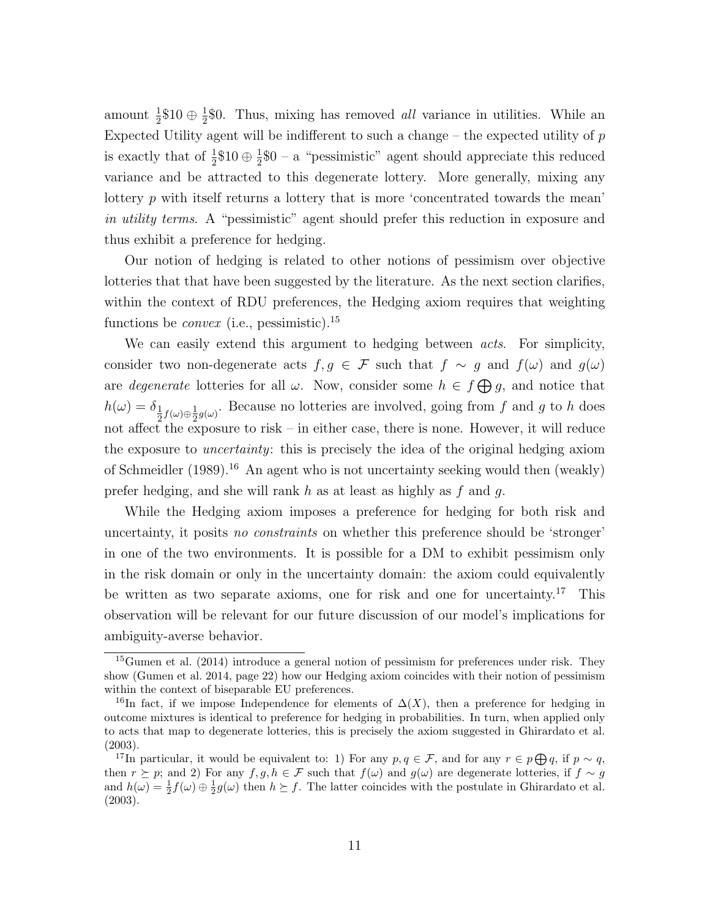amount $\frac{1}{2}\$10 \oplus \frac{1}{2}\$0$. Thus, mixing has removed *all* variance in utilities. While an Expected Utility agent will be indifferent to such a change – the expected utility of $p$ is exactly that of $\frac{1}{2}\$10 \oplus \frac{1}{2}\$0$ – a "pessimistic" agent should appreciate this reduced variance and be attracted to this degenerate lottery. More generally, mixing any lottery $p$ with itself returns a lottery that is more 'concentrated towards the mean' *in utility terms*. A "pessimistic" agent should prefer this reduction in exposure and thus exhibit a preference for hedging.

Our notion of hedging is related to other notions of pessimism over objective lotteries that that have been suggested by the literature. As the next section clarifies, within the context of RDU preferences, the Hedging axiom requires that weighting functions be *convex* (i.e., pessimistic).[15]

We can easily extend this argument to hedging between *acts*. For simplicity, consider two non-degenerate acts $f, g \in \mathcal{F}$ such that $f \sim g$ and $f(\omega)$ and $g(\omega)$ are *degenerate* lotteries for all $\omega$. Now, consider some $h \in f \bigoplus g$, and notice that $h(\omega) = \delta_{\frac{1}{2}f(\omega) \oplus \frac{1}{2}g(\omega)}$. Because no lotteries are involved, going from $f$ and $g$ to $h$ does not affect the exposure to risk – in either case, there is none. However, it will reduce the exposure to *uncertainty*: this is precisely the idea of the original hedging axiom of Schmeidler (1989).[16] An agent who is not uncertainty seeking would then (weakly) prefer hedging, and she will rank $h$ as at least as highly as $f$ and $g$.

While the Hedging axiom imposes a preference for hedging for both risk and uncertainty, it posits *no constraints* on whether this preference should be 'stronger' in one of the two environments. It is possible for a DM to exhibit pessimism only in the risk domain or only in the uncertainty domain: the axiom could equivalently be written as two separate axioms, one for risk and one for uncertainty.[17] This observation will be relevant for our future discussion of our model's implications for ambiguity-averse behavior.

---

[15] Gumen et al. (2014) introduce a general notion of pessimism for preferences under risk. They show (Gumen et al. 2014, page 22) how our Hedging axiom coincides with their notion of pessimism within the context of biseparable EU preferences.

[16] In fact, if we impose Independence for elements of $\Delta(X)$, then a preference for hedging in outcome mixtures is identical to preference for hedging in probabilities. In turn, when applied only to acts that map to degenerate lotteries, this is precisely the axiom suggested in Ghirardato et al. (2003).

[17] In particular, it would be equivalent to: 1) For any $p, q \in \mathcal{F}$, and for any $r \in p \bigoplus q$, if $p \sim q$, then $r \succeq p$; and 2) For any $f, g, h \in \mathcal{F}$ such that $f(\omega)$ and $g(\omega)$ are degenerate lotteries, if $f \sim g$ and $h(\omega) = \frac{1}{2}f(\omega) \oplus \frac{1}{2}g(\omega)$ then $h \succeq f$. The latter coincides with the postulate in Ghirardato et al. (2003).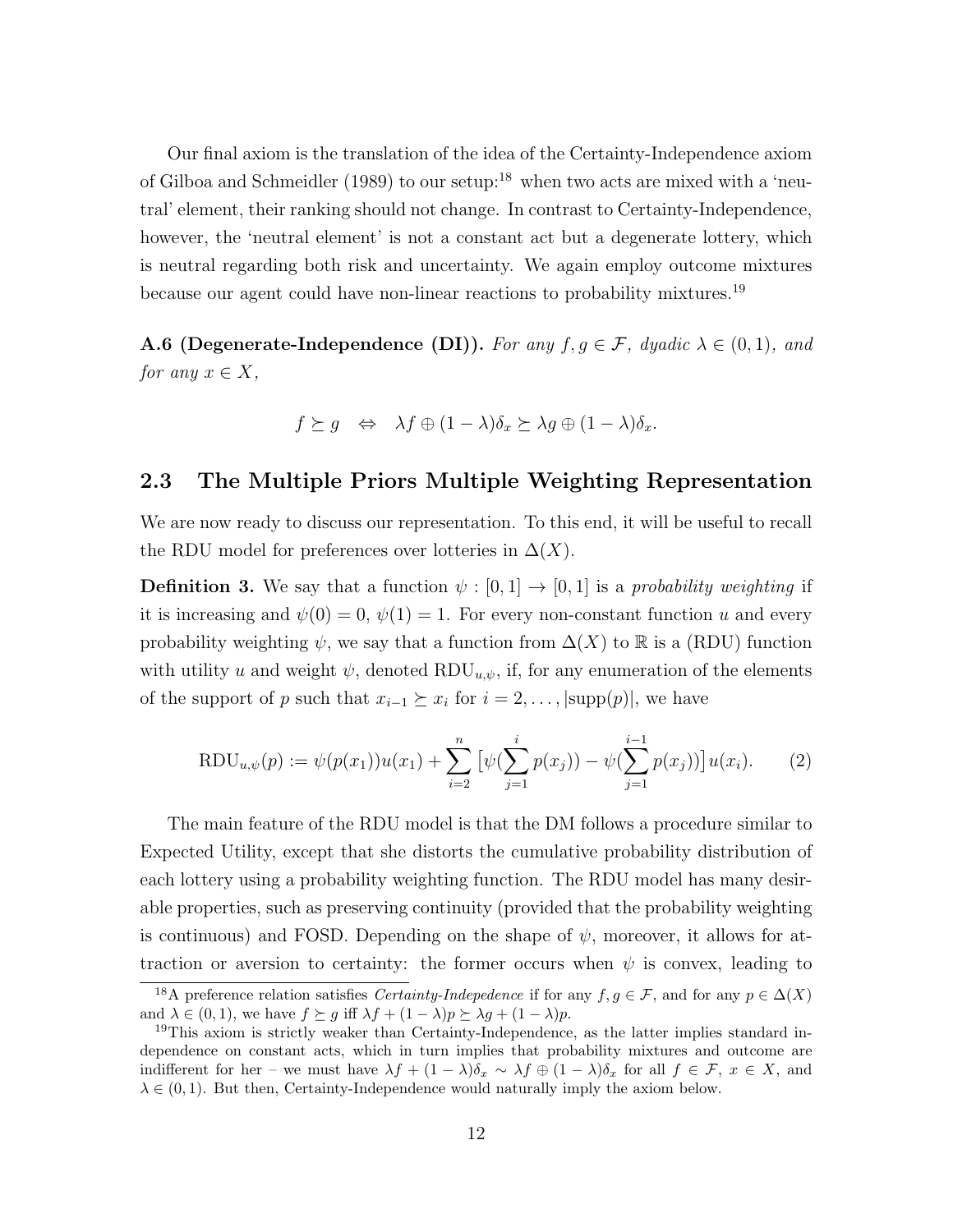Our final axiom is the translation of the idea of the Certainty-Independence axiom of Gilboa and Schmeidler (1989) to our setup:[18] when two acts are mixed with a 'neutral' element, their ranking should not change. In contrast to Certainty-Independence, however, the 'neutral element' is not a constant act but a degenerate lottery, which is neutral regarding both risk and uncertainty. We again employ outcome mixtures because our agent could have non-linear reactions to probability mixtures.[19]

**A.6 (Degenerate-Independence (DI)).** *For any $f, g \in \mathcal{F}$, dyadic $\lambda \in (0,1)$, and for any $x \in X$,*

$$f \succeq g \quad \Leftrightarrow \quad \lambda f \oplus (1-\lambda)\delta_x \succeq \lambda g \oplus (1-\lambda)\delta_x.$$

## 2.3 The Multiple Priors Multiple Weighting Representation

We are now ready to discuss our representation. To this end, it will be useful to recall the RDU model for preferences over lotteries in $\Delta(X)$.

**Definition 3.** We say that a function $\psi : [0,1] \to [0,1]$ is a *probability weighting* if it is increasing and $\psi(0) = 0$, $\psi(1) = 1$. For every non-constant function $u$ and every probability weighting $\psi$, we say that a function from $\Delta(X)$ to $\mathbb{R}$ is a (RDU) function with utility $u$ and weight $\psi$, denoted $\text{RDU}_{u,\psi}$, if, for any enumeration of the elements of the support of $p$ such that $x_{i-1} \succeq x_i$ for $i = 2, \ldots, |\text{supp}(p)|$, we have

$$\text{RDU}_{u,\psi}(p) := \psi(p(x_1))u(x_1) + \sum_{i=2}^{n} \left[\psi(\sum_{j=1}^{i} p(x_j)) - \psi(\sum_{j=1}^{i-1} p(x_j))\right] u(x_i). \tag{2}$$

The main feature of the RDU model is that the DM follows a procedure similar to Expected Utility, except that she distorts the cumulative probability distribution of each lottery using a probability weighting function. The RDU model has many desirable properties, such as preserving continuity (provided that the probability weighting is continuous) and FOSD. Depending on the shape of $\psi$, moreover, it allows for attraction or aversion to certainty: the former occurs when $\psi$ is convex, leading to

[18] A preference relation satisfies *Certainty-Indepedence* if for any $f, g \in \mathcal{F}$, and for any $p \in \Delta(X)$ and $\lambda \in (0,1)$, we have $f \succeq g$ iff $\lambda f + (1-\lambda)p \succeq \lambda g + (1-\lambda)p$.

[19] This axiom is strictly weaker than Certainty-Independence, as the latter implies standard independence on constant acts, which in turn implies that probability mixtures and outcome are indifferent for her – we must have $\lambda f + (1-\lambda)\delta_x \sim \lambda f \oplus (1-\lambda)\delta_x$ for all $f \in \mathcal{F}$, $x \in X$, and $\lambda \in (0,1)$. But then, Certainty-Independence would naturally imply the axiom below.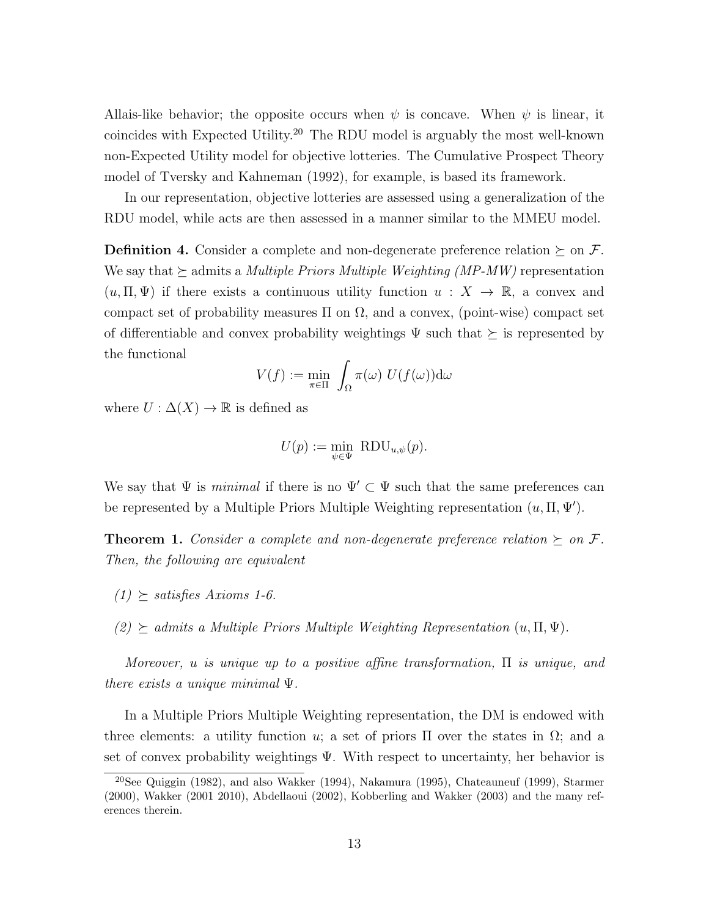Allais-like behavior; the opposite occurs when $\psi$ is concave. When $\psi$ is linear, it coincides with Expected Utility.[20] The RDU model is arguably the most well-known non-Expected Utility model for objective lotteries. The Cumulative Prospect Theory model of Tversky and Kahneman (1992), for example, is based its framework.

In our representation, objective lotteries are assessed using a generalization of the RDU model, while acts are then assessed in a manner similar to the MMEU model.

**Definition 4.** Consider a complete and non-degenerate preference relation $\succeq$ on $\mathcal{F}$. We say that $\succeq$ admits a *Multiple Priors Multiple Weighting (MP-MW)* representation $(u, \Pi, \Psi)$ if there exists a continuous utility function $u : X \to \mathbb{R}$, a convex and compact set of probability measures $\Pi$ on $\Omega$, and a convex, (point-wise) compact set of differentiable and convex probability weightings $\Psi$ such that $\succeq$ is represented by the functional

$$V(f) := \min_{\pi \in \Pi} \int_{\Omega} \pi(\omega)\; U(f(\omega))\mathrm{d}\omega$$

where $U : \Delta(X) \to \mathbb{R}$ is defined as

$$U(p) := \min_{\psi \in \Psi}\; \mathrm{RDU}_{u,\psi}(p).$$

We say that $\Psi$ is *minimal* if there is no $\Psi' \subset \Psi$ such that the same preferences can be represented by a Multiple Priors Multiple Weighting representation $(u, \Pi, \Psi')$.

**Theorem 1.** *Consider a complete and non-degenerate preference relation $\succeq$ on $\mathcal{F}$. Then, the following are equivalent*

*(1) $\succeq$ satisfies Axioms 1-6.*

*(2) $\succeq$ admits a Multiple Priors Multiple Weighting Representation $(u, \Pi, \Psi)$.*

*Moreover, $u$ is unique up to a positive affine transformation, $\Pi$ is unique, and there exists a unique minimal $\Psi$.*

In a Multiple Priors Multiple Weighting representation, the DM is endowed with three elements: a utility function $u$; a set of priors $\Pi$ over the states in $\Omega$; and a set of convex probability weightings $\Psi$. With respect to uncertainty, her behavior is

[20] See Quiggin (1982), and also Wakker (1994), Nakamura (1995), Chateauneuf (1999), Starmer (2000), Wakker (2001 2010), Abdellaoui (2002), Kobberling and Wakker (2003) and the many references therein.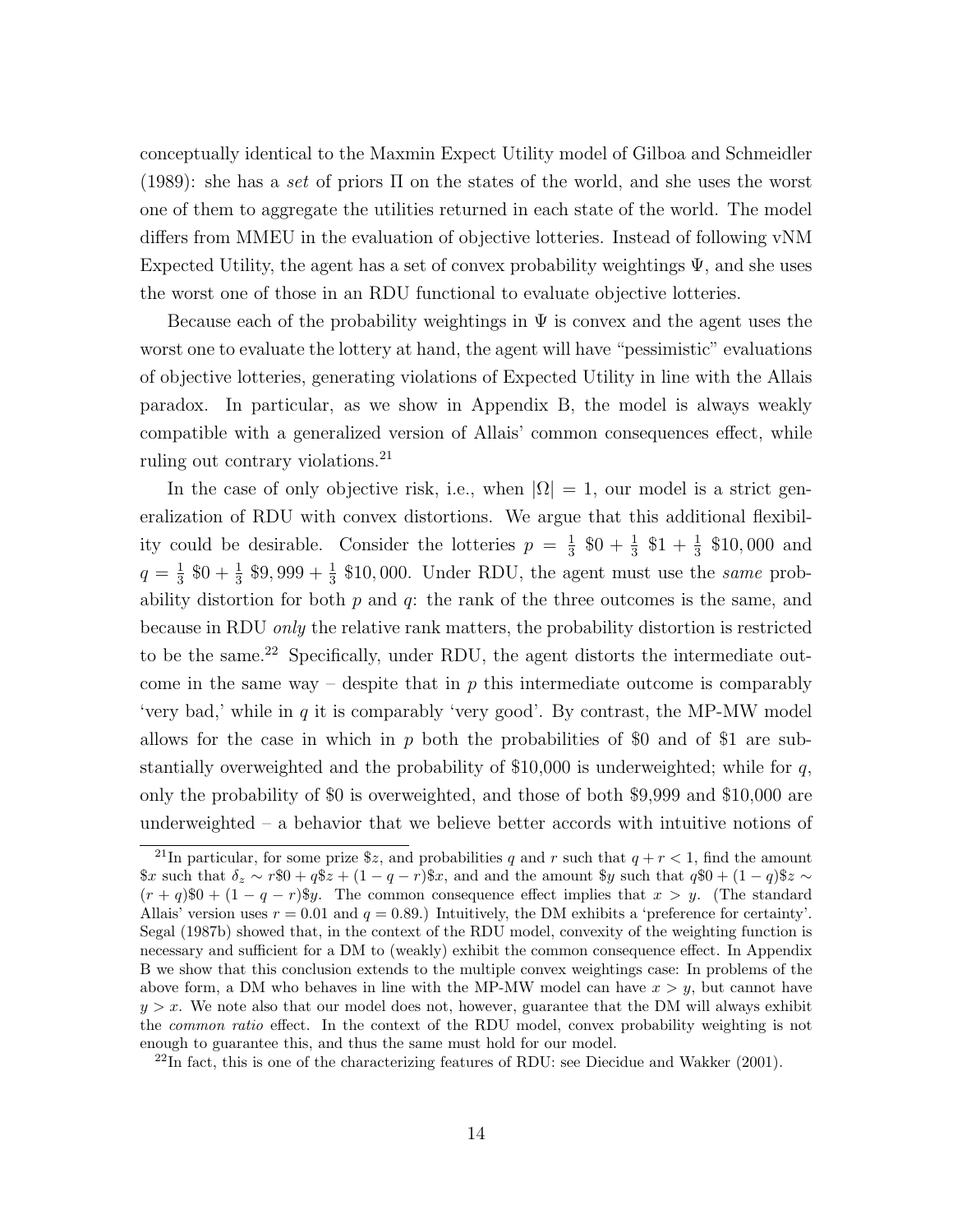conceptually identical to the Maxmin Expect Utility model of Gilboa and Schmeidler (1989): she has a *set* of priors $\Pi$ on the states of the world, and she uses the worst one of them to aggregate the utilities returned in each state of the world. The model differs from MMEU in the evaluation of objective lotteries. Instead of following vNM Expected Utility, the agent has a set of convex probability weightings $\Psi$, and she uses the worst one of those in an RDU functional to evaluate objective lotteries.

Because each of the probability weightings in $\Psi$ is convex and the agent uses the worst one to evaluate the lottery at hand, the agent will have "pessimistic" evaluations of objective lotteries, generating violations of Expected Utility in line with the Allais paradox. In particular, as we show in Appendix B, the model is always weakly compatible with a generalized version of Allais' common consequences effect, while ruling out contrary violations.[21]

In the case of only objective risk, i.e., when $|\Omega| = 1$, our model is a strict generalization of RDU with convex distortions. We argue that this additional flexibility could be desirable. Consider the lotteries $p = \frac{1}{3}$ \$0 $+ \frac{1}{3}$ \$1 $+ \frac{1}{3}$ \$10,000 and $q = \frac{1}{3}$ \$0 $+ \frac{1}{3}$ \$9,999 $+ \frac{1}{3}$ \$10,000. Under RDU, the agent must use the *same* probability distortion for both $p$ and $q$: the rank of the three outcomes is the same, and because in RDU *only* the relative rank matters, the probability distortion is restricted to be the same.[22] Specifically, under RDU, the agent distorts the intermediate outcome in the same way – despite that in $p$ this intermediate outcome is comparably 'very bad,' while in $q$ it is comparably 'very good'. By contrast, the MP-MW model allows for the case in which in $p$ both the probabilities of \$0 and of \$1 are substantially overweighted and the probability of \$10,000 is underweighted; while for $q$, only the probability of \$0 is overweighted, and those of both \$9,999 and \$10,000 are underweighted – a behavior that we believe better accords with intuitive notions of

---

[21] In particular, for some prize \$$z$, and probabilities $q$ and $r$ such that $q + r < 1$, find the amount \$$x$ such that $\delta_z \sim r\$0 + q\$z + (1-q-r)\$x$, and and the amount \$$y$ such that $q\$0 + (1-q)\$z \sim (r+q)\$0 + (1-q-r)\$y$. The common consequence effect implies that $x > y$. (The standard Allais' version uses $r = 0.01$ and $q = 0.89$.) Intuitively, the DM exhibits a 'preference for certainty'. Segal (1987b) showed that, in the context of the RDU model, convexity of the weighting function is necessary and sufficient for a DM to (weakly) exhibit the common consequence effect. In Appendix B we show that this conclusion extends to the multiple convex weightings case: In problems of the above form, a DM who behaves in line with the MP-MW model can have $x > y$, but cannot have $y > x$. We note also that our model does not, however, guarantee that the DM will always exhibit the *common ratio* effect. In the context of the RDU model, convex probability weighting is not enough to guarantee this, and thus the same must hold for our model.

[22] In fact, this is one of the characterizing features of RDU: see Diecidue and Wakker (2001).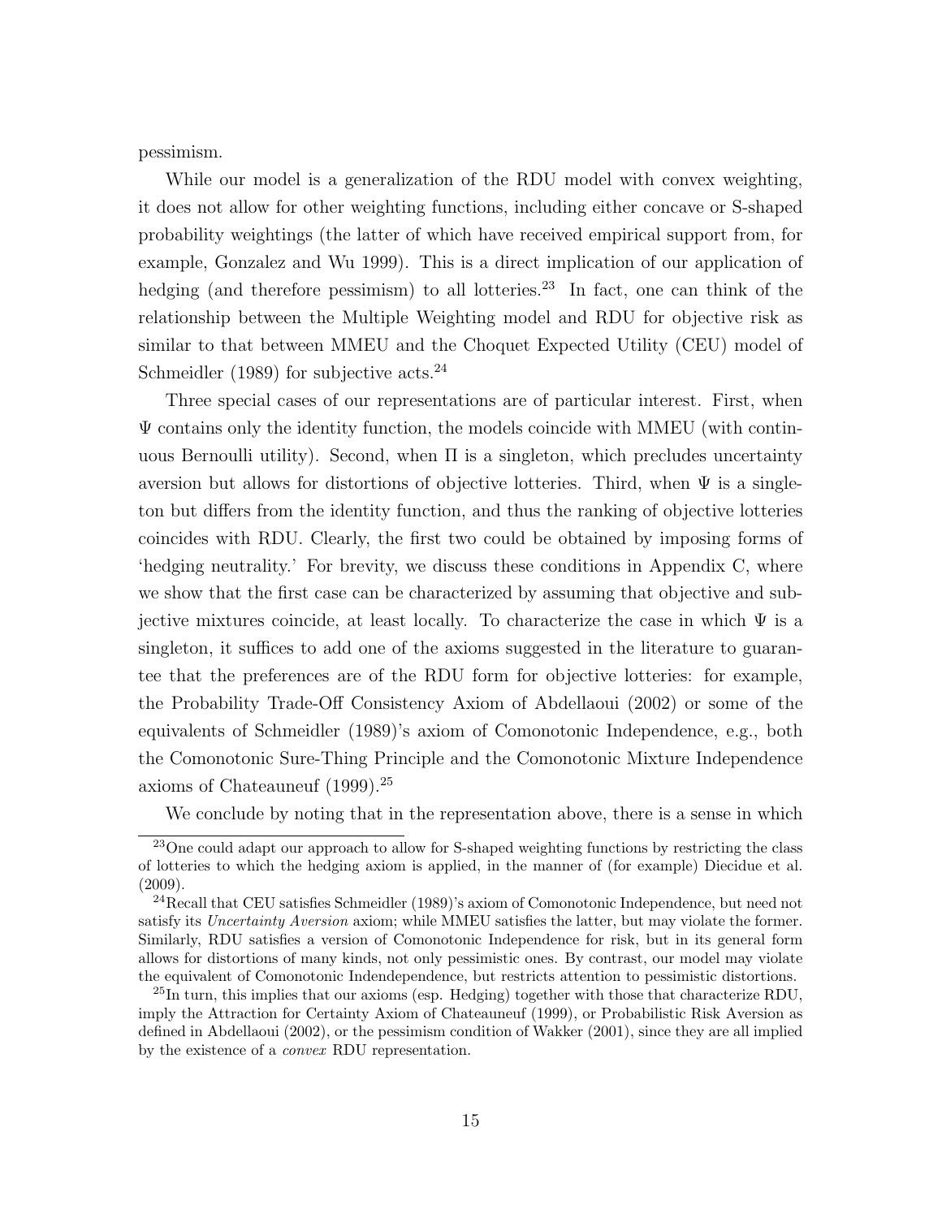pessimism.

While our model is a generalization of the RDU model with convex weighting, it does not allow for other weighting functions, including either concave or S-shaped probability weightings (the latter of which have received empirical support from, for example, Gonzalez and Wu 1999). This is a direct implication of our application of hedging (and therefore pessimism) to all lotteries.[23] In fact, one can think of the relationship between the Multiple Weighting model and RDU for objective risk as similar to that between MMEU and the Choquet Expected Utility (CEU) model of Schmeidler (1989) for subjective acts.[24]

Three special cases of our representations are of particular interest. First, when $\Psi$ contains only the identity function, the models coincide with MMEU (with continuous Bernoulli utility). Second, when $\Pi$ is a singleton, which precludes uncertainty aversion but allows for distortions of objective lotteries. Third, when $\Psi$ is a singleton but differs from the identity function, and thus the ranking of objective lotteries coincides with RDU. Clearly, the first two could be obtained by imposing forms of 'hedging neutrality.' For brevity, we discuss these conditions in Appendix C, where we show that the first case can be characterized by assuming that objective and subjective mixtures coincide, at least locally. To characterize the case in which $\Psi$ is a singleton, it suffices to add one of the axioms suggested in the literature to guarantee that the preferences are of the RDU form for objective lotteries: for example, the Probability Trade-Off Consistency Axiom of Abdellaoui (2002) or some of the equivalents of Schmeidler (1989)'s axiom of Comonotonic Independence, e.g., both the Comonotonic Sure-Thing Principle and the Comonotonic Mixture Independence axioms of Chateauneuf (1999).[25]

We conclude by noting that in the representation above, there is a sense in which

[23] One could adapt our approach to allow for S-shaped weighting functions by restricting the class of lotteries to which the hedging axiom is applied, in the manner of (for example) Diecidue et al. (2009).

[24] Recall that CEU satisfies Schmeidler (1989)'s axiom of Comonotonic Independence, but need not satisfy its *Uncertainty Aversion* axiom; while MMEU satisfies the latter, but may violate the former. Similarly, RDU satisfies a version of Comonotonic Independence for risk, but in its general form allows for distortions of many kinds, not only pessimistic ones. By contrast, our model may violate the equivalent of Comonotonic Indendependence, but restricts attention to pessimistic distortions.

[25] In turn, this implies that our axioms (esp. Hedging) together with those that characterize RDU, imply the Attraction for Certainty Axiom of Chateauneuf (1999), or Probabilistic Risk Aversion as defined in Abdellaoui (2002), or the pessimism condition of Wakker (2001), since they are all implied by the existence of a *convex* RDU representation.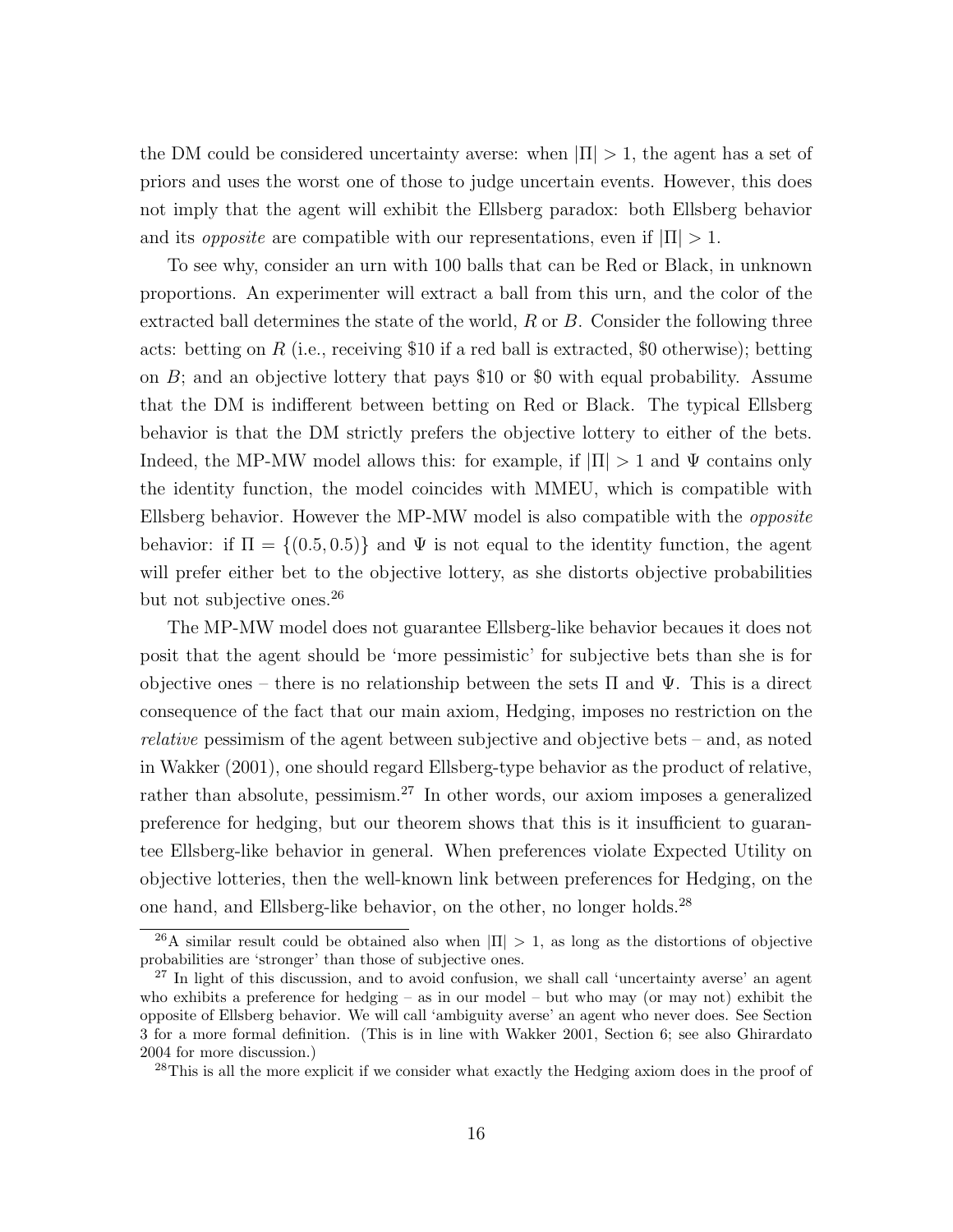the DM could be considered uncertainty averse: when $|\Pi| > 1$, the agent has a set of priors and uses the worst one of those to judge uncertain events. However, this does not imply that the agent will exhibit the Ellsberg paradox: both Ellsberg behavior and its *opposite* are compatible with our representations, even if $|\Pi| > 1$.

To see why, consider an urn with 100 balls that can be Red or Black, in unknown proportions. An experimenter will extract a ball from this urn, and the color of the extracted ball determines the state of the world, $R$ or $B$. Consider the following three acts: betting on $R$ (i.e., receiving \$10 if a red ball is extracted, \$0 otherwise); betting on $B$; and an objective lottery that pays \$10 or \$0 with equal probability. Assume that the DM is indifferent between betting on Red or Black. The typical Ellsberg behavior is that the DM strictly prefers the objective lottery to either of the bets. Indeed, the MP-MW model allows this: for example, if $|\Pi| > 1$ and $\Psi$ contains only the identity function, the model coincides with MMEU, which is compatible with Ellsberg behavior. However the MP-MW model is also compatible with the *opposite* behavior: if $\Pi = \{(0.5, 0.5)\}$ and $\Psi$ is not equal to the identity function, the agent will prefer either bet to the objective lottery, as she distorts objective probabilities but not subjective ones.[26]

The MP-MW model does not guarantee Ellsberg-like behavior becaues it does not posit that the agent should be 'more pessimistic' for subjective bets than she is for objective ones – there is no relationship between the sets $\Pi$ and $\Psi$. This is a direct consequence of the fact that our main axiom, Hedging, imposes no restriction on the *relative* pessimism of the agent between subjective and objective bets – and, as noted in Wakker (2001), one should regard Ellsberg-type behavior as the product of relative, rather than absolute, pessimism.[27] In other words, our axiom imposes a generalized preference for hedging, but our theorem shows that this is it insufficient to guarantee Ellsberg-like behavior in general. When preferences violate Expected Utility on objective lotteries, then the well-known link between preferences for Hedging, on the one hand, and Ellsberg-like behavior, on the other, no longer holds.[28]

[26]A similar result could be obtained also when $|\Pi| > 1$, as long as the distortions of objective probabilities are 'stronger' than those of subjective ones.

[27] In light of this discussion, and to avoid confusion, we shall call 'uncertainty averse' an agent who exhibits a preference for hedging – as in our model – but who may (or may not) exhibit the opposite of Ellsberg behavior. We will call 'ambiguity averse' an agent who never does. See Section 3 for a more formal definition. (This is in line with Wakker 2001, Section 6; see also Ghirardato 2004 for more discussion.)

[28]This is all the more explicit if we consider what exactly the Hedging axiom does in the proof of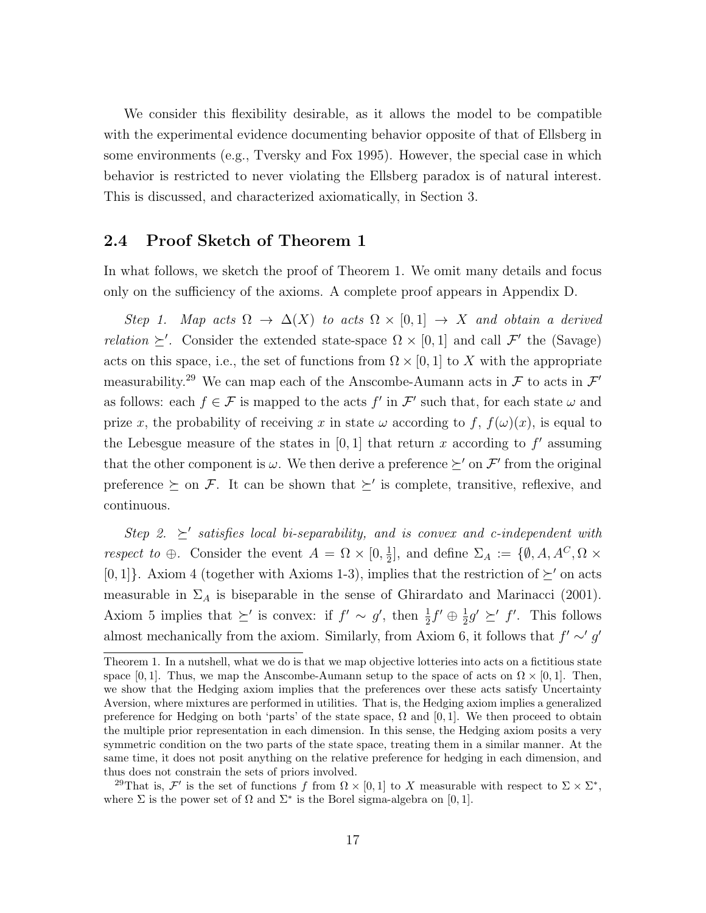We consider this flexibility desirable, as it allows the model to be compatible with the experimental evidence documenting behavior opposite of that of Ellsberg in some environments (e.g., Tversky and Fox 1995). However, the special case in which behavior is restricted to never violating the Ellsberg paradox is of natural interest. This is discussed, and characterized axiomatically, in Section 3.

## 2.4 Proof Sketch of Theorem 1

In what follows, we sketch the proof of Theorem 1. We omit many details and focus only on the sufficiency of the axioms. A complete proof appears in Appendix D.

*Step 1. Map acts $\Omega \to \Delta(X)$ to acts $\Omega \times [0,1] \to X$ and obtain a derived relation $\succeq'$.* Consider the extended state-space $\Omega \times [0,1]$ and call $\mathcal{F}'$ the (Savage) acts on this space, i.e., the set of functions from $\Omega \times [0,1]$ to $X$ with the appropriate measurability.[29] We can map each of the Anscombe-Aumann acts in $\mathcal{F}$ to acts in $\mathcal{F}'$ as follows: each $f \in \mathcal{F}$ is mapped to the acts $f'$ in $\mathcal{F}'$ such that, for each state $\omega$ and prize $x$, the probability of receiving $x$ in state $\omega$ according to $f$, $f(\omega)(x)$, is equal to the Lebesgue measure of the states in $[0,1]$ that return $x$ according to $f'$ assuming that the other component is $\omega$. We then derive a preference $\succeq'$ on $\mathcal{F}'$ from the original preference $\succeq$ on $\mathcal{F}$. It can be shown that $\succeq'$ is complete, transitive, reflexive, and continuous.

*Step 2. $\succeq'$ satisfies local bi-separability, and is convex and c-independent with respect to $\oplus$.* Consider the event $A = \Omega \times [0, \frac{1}{2}]$, and define $\Sigma_A := \{\emptyset, A, A^C, \Omega \times [0,1]\}$. Axiom 4 (together with Axioms 1-3), implies that the restriction of $\succeq'$ on acts measurable in $\Sigma_A$ is biseparable in the sense of Ghirardato and Marinacci (2001). Axiom 5 implies that $\succeq'$ is convex: if $f' \sim g'$, then $\frac{1}{2}f' \oplus \frac{1}{2}g' \succeq' f'$. This follows almost mechanically from the axiom. Similarly, from Axiom 6, it follows that $f' \sim' g'$

Theorem 1. In a nutshell, what we do is that we map objective lotteries into acts on a fictitious state space $[0,1]$. Thus, we map the Anscombe-Aumann setup to the space of acts on $\Omega \times [0,1]$. Then, we show that the Hedging axiom implies that the preferences over these acts satisfy Uncertainty Aversion, where mixtures are performed in utilities. That is, the Hedging axiom implies a generalized preference for Hedging on both 'parts' of the state space, $\Omega$ and $[0,1]$. We then proceed to obtain the multiple prior representation in each dimension. In this sense, the Hedging axiom posits a very symmetric condition on the two parts of the state space, treating them in a similar manner. At the same time, it does not posit anything on the relative preference for hedging in each dimension, and thus does not constrain the sets of priors involved.

[29] That is, $\mathcal{F}'$ is the set of functions $f$ from $\Omega \times [0,1]$ to $X$ measurable with respect to $\Sigma \times \Sigma^*$, where $\Sigma$ is the power set of $\Omega$ and $\Sigma^*$ is the Borel sigma-algebra on $[0,1]$.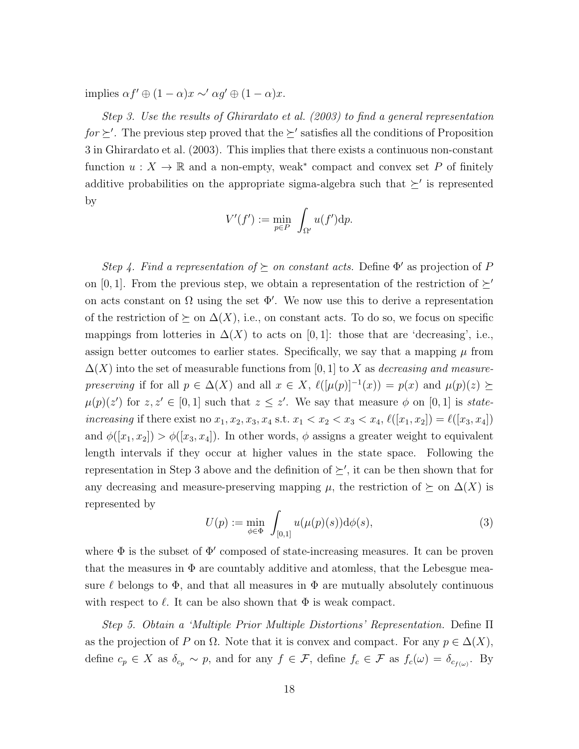implies $\alpha f' \oplus (1-\alpha)x \sim' \alpha g' \oplus (1-\alpha)x$.

*Step 3. Use the results of Ghirardato et al. (2003) to find a general representation for $\succeq'$.* The previous step proved that the $\succeq'$ satisfies all the conditions of Proposition 3 in Ghirardato et al. (2003). This implies that there exists a continuous non-constant function $u : X \to \mathbb{R}$ and a non-empty, weak$^*$ compact and convex set $P$ of finitely additive probabilities on the appropriate sigma-algebra such that $\succeq'$ is represented by

$$V'(f') := \min_{p \in P} \int_{\Omega'} u(f')\mathrm{d}p.$$

*Step 4. Find a representation of $\succeq$ on constant acts.* Define $\Phi'$ as projection of $P$ on $[0,1]$. From the previous step, we obtain a representation of the restriction of $\succeq'$ on acts constant on $\Omega$ using the set $\Phi'$. We now use this to derive a representation of the restriction of $\succeq$ on $\Delta(X)$, i.e., on constant acts. To do so, we focus on specific mappings from lotteries in $\Delta(X)$ to acts on $[0,1]$: those that are 'decreasing', i.e., assign better outcomes to earlier states. Specifically, we say that a mapping $\mu$ from $\Delta(X)$ into the set of measurable functions from $[0,1]$ to $X$ as *decreasing and measure-preserving* if for all $p \in \Delta(X)$ and all $x \in X$, $\ell([\mu(p)]^{-1}(x)) = p(x)$ and $\mu(p)(z) \succeq \mu(p)(z')$ for $z, z' \in [0,1]$ such that $z \leq z'$. We say that measure $\phi$ on $[0,1]$ is *state-increasing* if there exist no $x_1, x_2, x_3, x_4$ s.t. $x_1 < x_2 < x_3 < x_4$, $\ell([x_1,x_2]) = \ell([x_3,x_4])$ and $\phi([x_1,x_2]) > \phi([x_3,x_4])$. In other words, $\phi$ assigns a greater weight to equivalent length intervals if they occur at higher values in the state space. Following the representation in Step 3 above and the definition of $\succeq'$, it can be then shown that for any decreasing and measure-preserving mapping $\mu$, the restriction of $\succeq$ on $\Delta(X)$ is represented by

$$U(p) := \min_{\phi \in \Phi} \int_{[0,1]} u(\mu(p)(s))\mathrm{d}\phi(s), \tag{3}$$

where $\Phi$ is the subset of $\Phi'$ composed of state-increasing measures. It can be proven that the measures in $\Phi$ are countably additive and atomless, that the Lebesgue measure $\ell$ belongs to $\Phi$, and that all measures in $\Phi$ are mutually absolutely continuous with respect to $\ell$. It can be also shown that $\Phi$ is weak compact.

*Step 5. Obtain a 'Multiple Prior Multiple Distortions' Representation.* Define $\Pi$ as the projection of $P$ on $\Omega$. Note that it is convex and compact. For any $p \in \Delta(X)$, define $c_p \in X$ as $\delta_{c_p} \sim p$, and for any $f \in \mathcal{F}$, define $f_c \in \mathcal{F}$ as $f_c(\omega) = \delta_{c_{f(\omega)}}$. By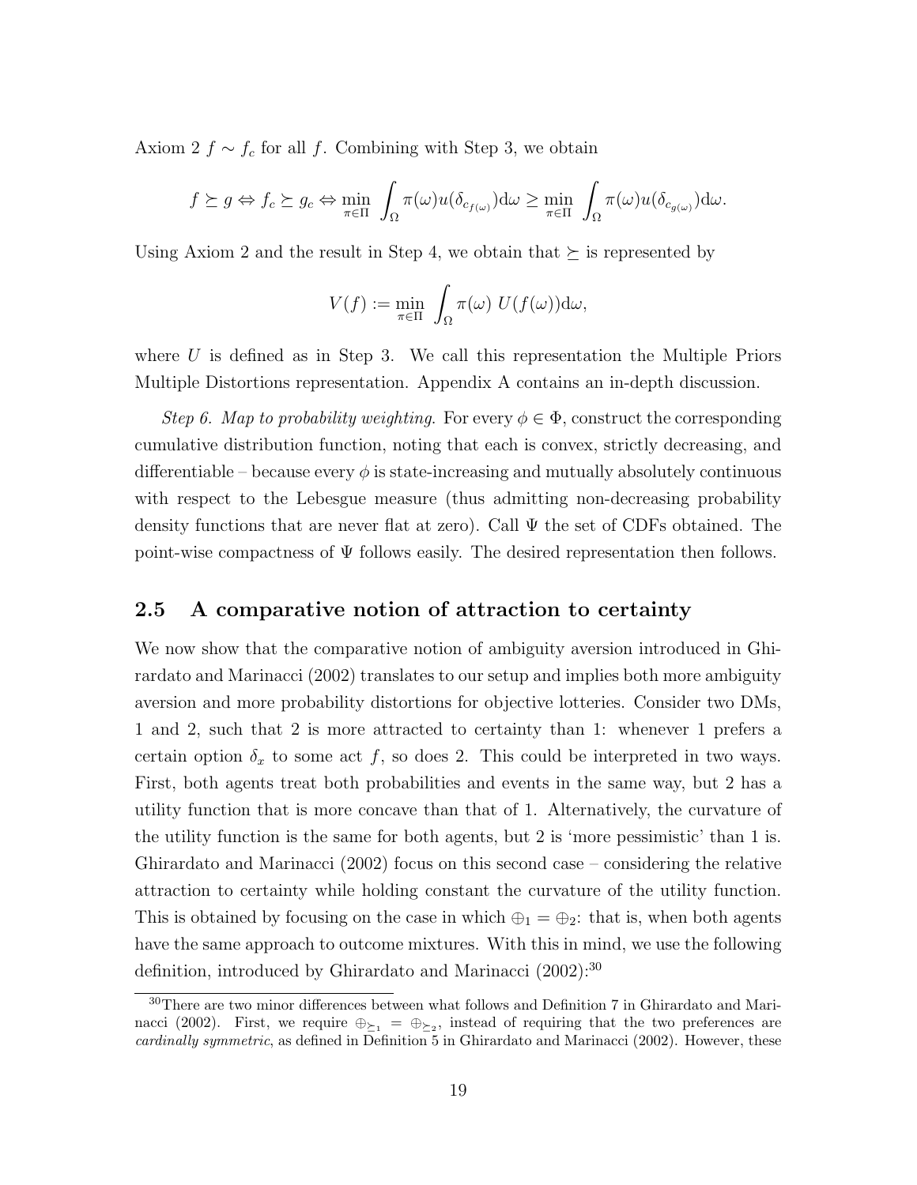Axiom 2 $f \sim f_c$ for all $f$. Combining with Step 3, we obtain

$$f \succeq g \Leftrightarrow f_c \succeq g_c \Leftrightarrow \min_{\pi \in \Pi} \int_\Omega \pi(\omega) u(\delta_{c_{f(\omega)}}) \mathrm{d}\omega \geq \min_{\pi \in \Pi} \int_\Omega \pi(\omega) u(\delta_{c_{g(\omega)}}) \mathrm{d}\omega.$$

Using Axiom 2 and the result in Step 4, we obtain that $\succeq$ is represented by

$$V(f) := \min_{\pi \in \Pi} \int_\Omega \pi(\omega)\ U(f(\omega)) \mathrm{d}\omega,$$

where $U$ is defined as in Step 3. We call this representation the Multiple Priors Multiple Distortions representation. Appendix A contains an in-depth discussion.

*Step 6. Map to probability weighting.* For every $\phi \in \Phi$, construct the corresponding cumulative distribution function, noting that each is convex, strictly decreasing, and differentiable – because every $\phi$ is state-increasing and mutually absolutely continuous with respect to the Lebesgue measure (thus admitting non-decreasing probability density functions that are never flat at zero). Call $\Psi$ the set of CDFs obtained. The point-wise compactness of $\Psi$ follows easily. The desired representation then follows.

## 2.5 A comparative notion of attraction to certainty

We now show that the comparative notion of ambiguity aversion introduced in Ghirardato and Marinacci (2002) translates to our setup and implies both more ambiguity aversion and more probability distortions for objective lotteries. Consider two DMs, 1 and 2, such that 2 is more attracted to certainty than 1: whenever 1 prefers a certain option $\delta_x$ to some act $f$, so does 2. This could be interpreted in two ways. First, both agents treat both probabilities and events in the same way, but 2 has a utility function that is more concave than that of 1. Alternatively, the curvature of the utility function is the same for both agents, but 2 is 'more pessimistic' than 1 is. Ghirardato and Marinacci (2002) focus on this second case – considering the relative attraction to certainty while holding constant the curvature of the utility function. This is obtained by focusing on the case in which $\oplus_1 = \oplus_2$: that is, when both agents have the same approach to outcome mixtures. With this in mind, we use the following definition, introduced by Ghirardato and Marinacci (2002):[30]

[30]There are two minor differences between what follows and Definition 7 in Ghirardato and Marinacci (2002). First, we require $\oplus_{\succeq_1} = \oplus_{\succeq_2}$, instead of requiring that the two preferences are *cardinally symmetric*, as defined in Definition 5 in Ghirardato and Marinacci (2002). However, these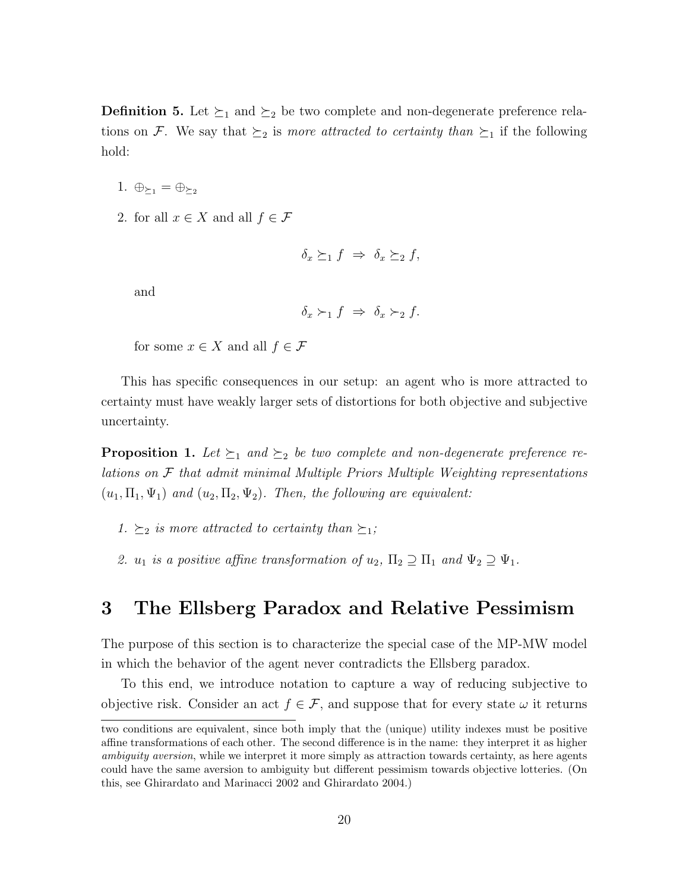**Definition 5.** Let $\succeq_1$ and $\succeq_2$ be two complete and non-degenerate preference relations on $\mathcal{F}$. We say that $\succeq_2$ is *more attracted to certainty than* $\succeq_1$ if the following hold:

1. $\oplus_{\succeq_1} = \oplus_{\succeq_2}$
2. for all $x \in X$ and all $f \in \mathcal{F}$

$$\delta_x \succeq_1 f \;\Rightarrow\; \delta_x \succeq_2 f,$$

and

$$\delta_x \succ_1 f \;\Rightarrow\; \delta_x \succ_2 f.$$

for some $x \in X$ and all $f \in \mathcal{F}$

This has specific consequences in our setup: an agent who is more attracted to certainty must have weakly larger sets of distortions for both objective and subjective uncertainty.

**Proposition 1.** *Let $\succeq_1$ and $\succeq_2$ be two complete and non-degenerate preference relations on $\mathcal{F}$ that admit minimal Multiple Priors Multiple Weighting representations $(u_1, \Pi_1, \Psi_1)$ and $(u_2, \Pi_2, \Psi_2)$. Then, the following are equivalent:*

1. *$\succeq_2$ is more attracted to certainty than $\succeq_1$;*
2. *$u_1$ is a positive affine transformation of $u_2$, $\Pi_2 \supseteq \Pi_1$ and $\Psi_2 \supseteq \Psi_1$.*

# 3 The Ellsberg Paradox and Relative Pessimism

The purpose of this section is to characterize the special case of the MP-MW model in which the behavior of the agent never contradicts the Ellsberg paradox.

To this end, we introduce notation to capture a way of reducing subjective to objective risk. Consider an act $f \in \mathcal{F}$, and suppose that for every state $\omega$ it returns

two conditions are equivalent, since both imply that the (unique) utility indexes must be positive affine transformations of each other. The second difference is in the name: they interpret it as higher *ambiguity aversion*, while we interpret it more simply as attraction towards certainty, as here agents could have the same aversion to ambiguity but different pessimism towards objective lotteries. (On this, see Ghirardato and Marinacci 2002 and Ghirardato 2004.)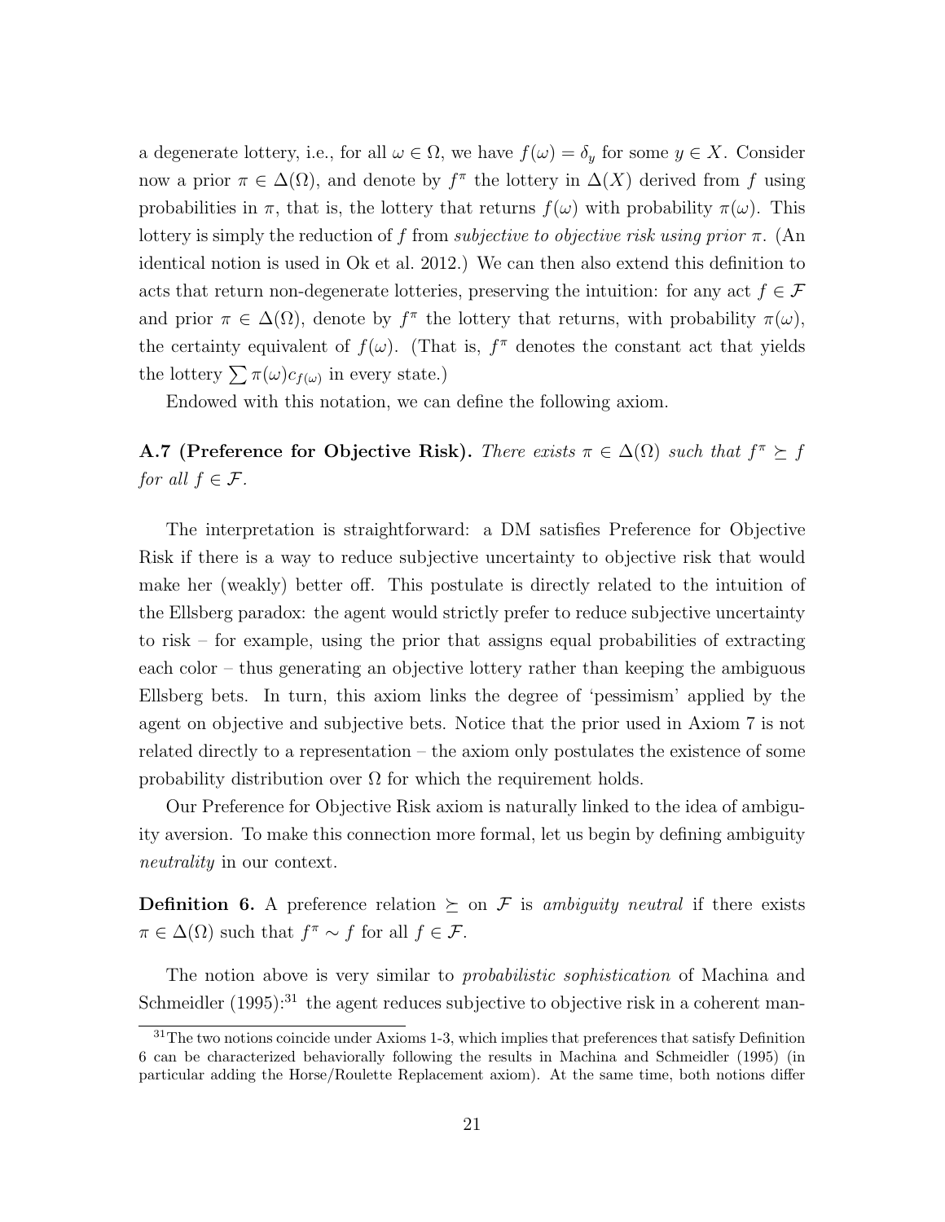a degenerate lottery, i.e., for all $\omega \in \Omega$, we have $f(\omega) = \delta_y$ for some $y \in X$. Consider now a prior $\pi \in \Delta(\Omega)$, and denote by $f^\pi$ the lottery in $\Delta(X)$ derived from $f$ using probabilities in $\pi$, that is, the lottery that returns $f(\omega)$ with probability $\pi(\omega)$. This lottery is simply the reduction of $f$ from *subjective to objective risk using prior* $\pi$. (An identical notion is used in Ok et al. 2012.) We can then also extend this definition to acts that return non-degenerate lotteries, preserving the intuition: for any act $f \in \mathcal{F}$ and prior $\pi \in \Delta(\Omega)$, denote by $f^\pi$ the lottery that returns, with probability $\pi(\omega)$, the certainty equivalent of $f(\omega)$. (That is, $f^\pi$ denotes the constant act that yields the lottery $\sum \pi(\omega) c_{f(\omega)}$ in every state.)

Endowed with this notation, we can define the following axiom.

**A.7 (Preference for Objective Risk).** *There exists* $\pi \in \Delta(\Omega)$ *such that* $f^\pi \succeq f$ *for all* $f \in \mathcal{F}$.

The interpretation is straightforward: a DM satisfies Preference for Objective Risk if there is a way to reduce subjective uncertainty to objective risk that would make her (weakly) better off. This postulate is directly related to the intuition of the Ellsberg paradox: the agent would strictly prefer to reduce subjective uncertainty to risk – for example, using the prior that assigns equal probabilities of extracting each color – thus generating an objective lottery rather than keeping the ambiguous Ellsberg bets. In turn, this axiom links the degree of 'pessimism' applied by the agent on objective and subjective bets. Notice that the prior used in Axiom 7 is not related directly to a representation – the axiom only postulates the existence of some probability distribution over $\Omega$ for which the requirement holds.

Our Preference for Objective Risk axiom is naturally linked to the idea of ambiguity aversion. To make this connection more formal, let us begin by defining ambiguity *neutrality* in our context.

**Definition 6.** A preference relation $\succeq$ on $\mathcal{F}$ is *ambiguity neutral* if there exists $\pi \in \Delta(\Omega)$ such that $f^\pi \sim f$ for all $f \in \mathcal{F}$.

The notion above is very similar to *probabilistic sophistication* of Machina and Schmeidler (1995):[31] the agent reduces subjective to objective risk in a coherent man-

[31] The two notions coincide under Axioms 1-3, which implies that preferences that satisfy Definition 6 can be characterized behaviorally following the results in Machina and Schmeidler (1995) (in particular adding the Horse/Roulette Replacement axiom). At the same time, both notions differ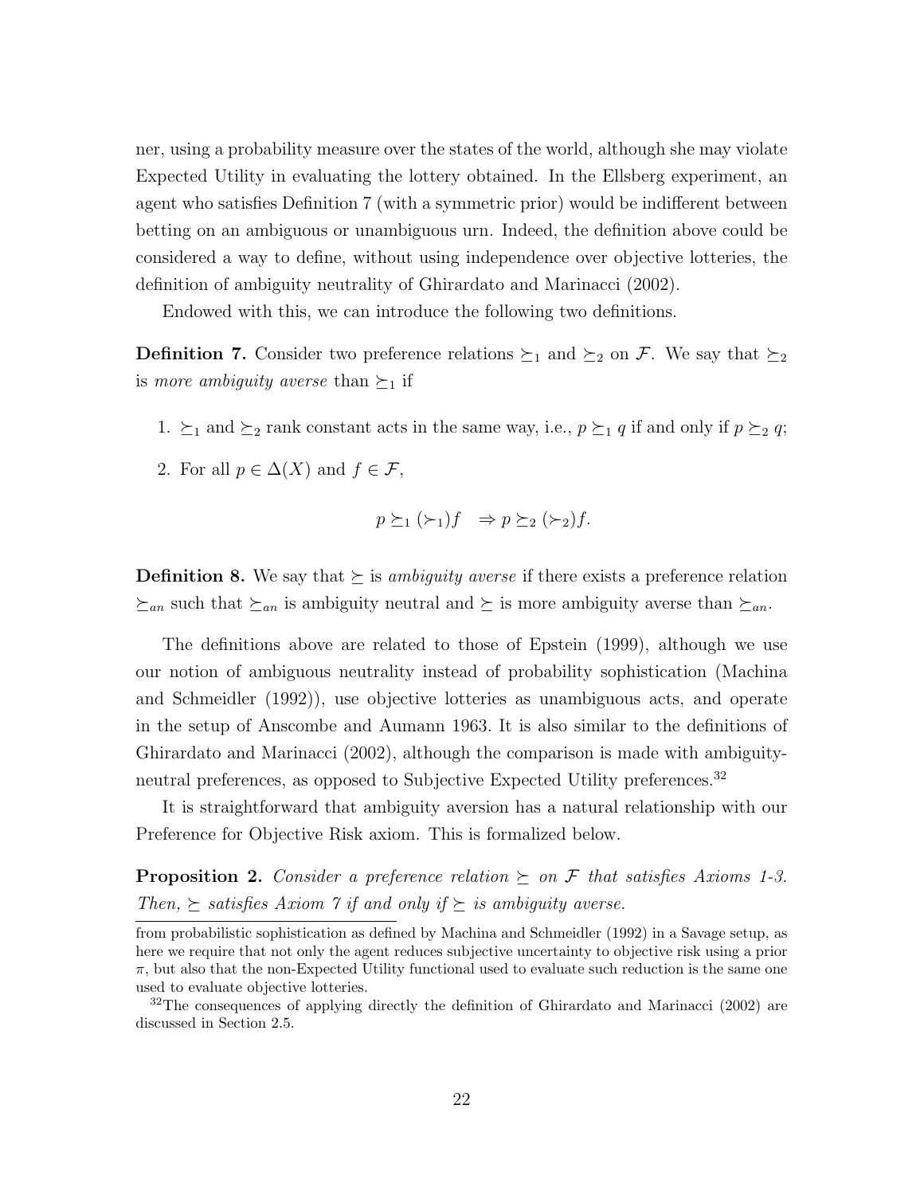ner, using a probability measure over the states of the world, although she may violate Expected Utility in evaluating the lottery obtained. In the Ellsberg experiment, an agent who satisfies Definition 7 (with a symmetric prior) would be indifferent between betting on an ambiguous or unambiguous urn. Indeed, the definition above could be considered a way to define, without using independence over objective lotteries, the definition of ambiguity neutrality of Ghirardato and Marinacci (2002).

Endowed with this, we can introduce the following two definitions.

**Definition 7.** Consider two preference relations $\succeq_1$ and $\succeq_2$ on $\mathcal{F}$. We say that $\succeq_2$ is *more ambiguity averse* than $\succeq_1$ if

1. $\succeq_1$ and $\succeq_2$ rank constant acts in the same way, i.e., $p \succeq_1 q$ if and only if $p \succeq_2 q$;
2. For all $p \in \Delta(X)$ and $f \in \mathcal{F}$,

$$p \succeq_1 (\succ_1) f \quad \Rightarrow p \succeq_2 (\succ_2) f.$$

**Definition 8.** We say that $\succeq$ is *ambiguity averse* if there exists a preference relation $\succeq_{an}$ such that $\succeq_{an}$ is ambiguity neutral and $\succeq$ is more ambiguity averse than $\succeq_{an}$.

The definitions above are related to those of Epstein (1999), although we use our notion of ambiguous neutrality instead of probability sophistication (Machina and Schmeidler (1992)), use objective lotteries as unambiguous acts, and operate in the setup of Anscombe and Aumann 1963. It is also similar to the definitions of Ghirardato and Marinacci (2002), although the comparison is made with ambiguity-neutral preferences, as opposed to Subjective Expected Utility preferences.[32]

It is straightforward that ambiguity aversion has a natural relationship with our Preference for Objective Risk axiom. This is formalized below.

**Proposition 2.** *Consider a preference relation $\succeq$ on $\mathcal{F}$ that satisfies Axioms 1-3. Then, $\succeq$ satisfies Axiom 7 if and only if $\succeq$ is ambiguity averse.*

---

from probabilistic sophistication as defined by Machina and Schmeidler (1992) in a Savage setup, as here we require that not only the agent reduces subjective uncertainty to objective risk using a prior $\pi$, but also that the non-Expected Utility functional used to evaluate such reduction is the same one used to evaluate objective lotteries.

[32] The consequences of applying directly the definition of Ghirardato and Marinacci (2002) are discussed in Section 2.5.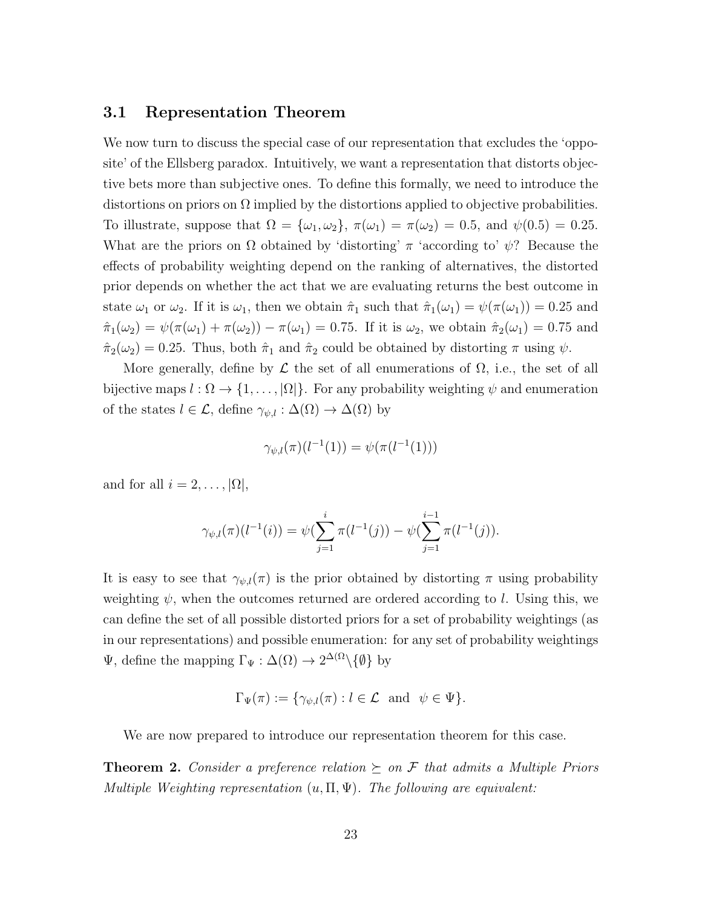### 3.1 Representation Theorem

We now turn to discuss the special case of our representation that excludes the 'opposite' of the Ellsberg paradox. Intuitively, we want a representation that distorts objective bets more than subjective ones. To define this formally, we need to introduce the distortions on priors on $\Omega$ implied by the distortions applied to objective probabilities. To illustrate, suppose that $\Omega = \{\omega_1, \omega_2\}$, $\pi(\omega_1) = \pi(\omega_2) = 0.5$, and $\psi(0.5) = 0.25$. What are the priors on $\Omega$ obtained by 'distorting' $\pi$ 'according to' $\psi$? Because the effects of probability weighting depend on the ranking of alternatives, the distorted prior depends on whether the act that we are evaluating returns the best outcome in state $\omega_1$ or $\omega_2$. If it is $\omega_1$, then we obtain $\hat{\pi}_1$ such that $\hat{\pi}_1(\omega_1) = \psi(\pi(\omega_1)) = 0.25$ and $\hat{\pi}_1(\omega_2) = \psi(\pi(\omega_1) + \pi(\omega_2)) - \pi(\omega_1) = 0.75$. If it is $\omega_2$, we obtain $\hat{\pi}_2(\omega_1) = 0.75$ and $\hat{\pi}_2(\omega_2) = 0.25$. Thus, both $\hat{\pi}_1$ and $\hat{\pi}_2$ could be obtained by distorting $\pi$ using $\psi$.

More generally, define by $\mathcal{L}$ the set of all enumerations of $\Omega$, i.e., the set of all bijective maps $l : \Omega \to \{1, \ldots, |\Omega|\}$. For any probability weighting $\psi$ and enumeration of the states $l \in \mathcal{L}$, define $\gamma_{\psi,l} : \Delta(\Omega) \to \Delta(\Omega)$ by

$$\gamma_{\psi,l}(\pi)(l^{-1}(1)) = \psi(\pi(l^{-1}(1)))$$

and for all $i = 2, \ldots, |\Omega|$,

$$\gamma_{\psi,l}(\pi)(l^{-1}(i)) = \psi(\sum_{j=1}^{i} \pi(l^{-1}(j)) - \psi(\sum_{j=1}^{i-1} \pi(l^{-1}(j)).$$

It is easy to see that $\gamma_{\psi,l}(\pi)$ is the prior obtained by distorting $\pi$ using probability weighting $\psi$, when the outcomes returned are ordered according to $l$. Using this, we can define the set of all possible distorted priors for a set of probability weightings (as in our representations) and possible enumeration: for any set of probability weightings $\Psi$, define the mapping $\Gamma_\Psi : \Delta(\Omega) \to 2^{\Delta(\Omega}\backslash\{\emptyset\}$ by

$$\Gamma_\Psi(\pi) := \{\gamma_{\psi,l}(\pi) : l \in \mathcal{L} \text{ and } \psi \in \Psi\}.$$

We are now prepared to introduce our representation theorem for this case.

**Theorem 2.** *Consider a preference relation $\succeq$ on $\mathcal{F}$ that admits a Multiple Priors Multiple Weighting representation $(u, \Pi, \Psi)$. The following are equivalent:*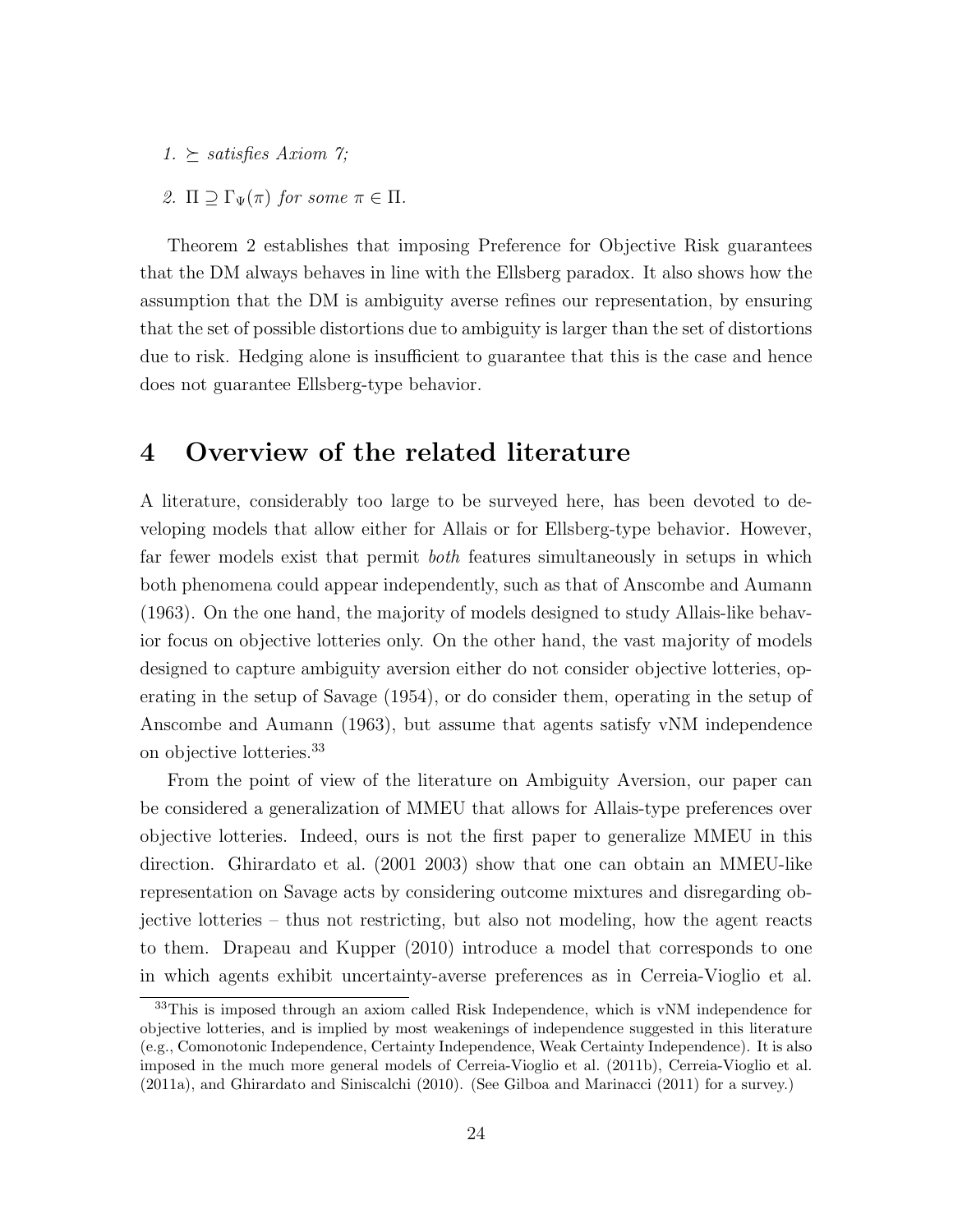1. *$\succeq$ satisfies Axiom 7;*

2. *$\Pi \supseteq \Gamma_\Psi(\pi)$ for some $\pi \in \Pi$.*

Theorem 2 establishes that imposing Preference for Objective Risk guarantees that the DM always behaves in line with the Ellsberg paradox. It also shows how the assumption that the DM is ambiguity averse refines our representation, by ensuring that the set of possible distortions due to ambiguity is larger than the set of distortions due to risk. Hedging alone is insufficient to guarantee that this is the case and hence does not guarantee Ellsberg-type behavior.

# 4 Overview of the related literature

A literature, considerably too large to be surveyed here, has been devoted to developing models that allow either for Allais or for Ellsberg-type behavior. However, far fewer models exist that permit *both* features simultaneously in setups in which both phenomena could appear independently, such as that of Anscombe and Aumann (1963). On the one hand, the majority of models designed to study Allais-like behavior focus on objective lotteries only. On the other hand, the vast majority of models designed to capture ambiguity aversion either do not consider objective lotteries, operating in the setup of Savage (1954), or do consider them, operating in the setup of Anscombe and Aumann (1963), but assume that agents satisfy vNM independence on objective lotteries.[33]

From the point of view of the literature on Ambiguity Aversion, our paper can be considered a generalization of MMEU that allows for Allais-type preferences over objective lotteries. Indeed, ours is not the first paper to generalize MMEU in this direction. Ghirardato et al. (2001 2003) show that one can obtain an MMEU-like representation on Savage acts by considering outcome mixtures and disregarding objective lotteries – thus not restricting, but also not modeling, how the agent reacts to them. Drapeau and Kupper (2010) introduce a model that corresponds to one in which agents exhibit uncertainty-averse preferences as in Cerreia-Vioglio et al.

[33]This is imposed through an axiom called Risk Independence, which is vNM independence for objective lotteries, and is implied by most weakenings of independence suggested in this literature (e.g., Comonotonic Independence, Certainty Independence, Weak Certainty Independence). It is also imposed in the much more general models of Cerreia-Vioglio et al. (2011b), Cerreia-Vioglio et al. (2011a), and Ghirardato and Siniscalchi (2010). (See Gilboa and Marinacci (2011) for a survey.)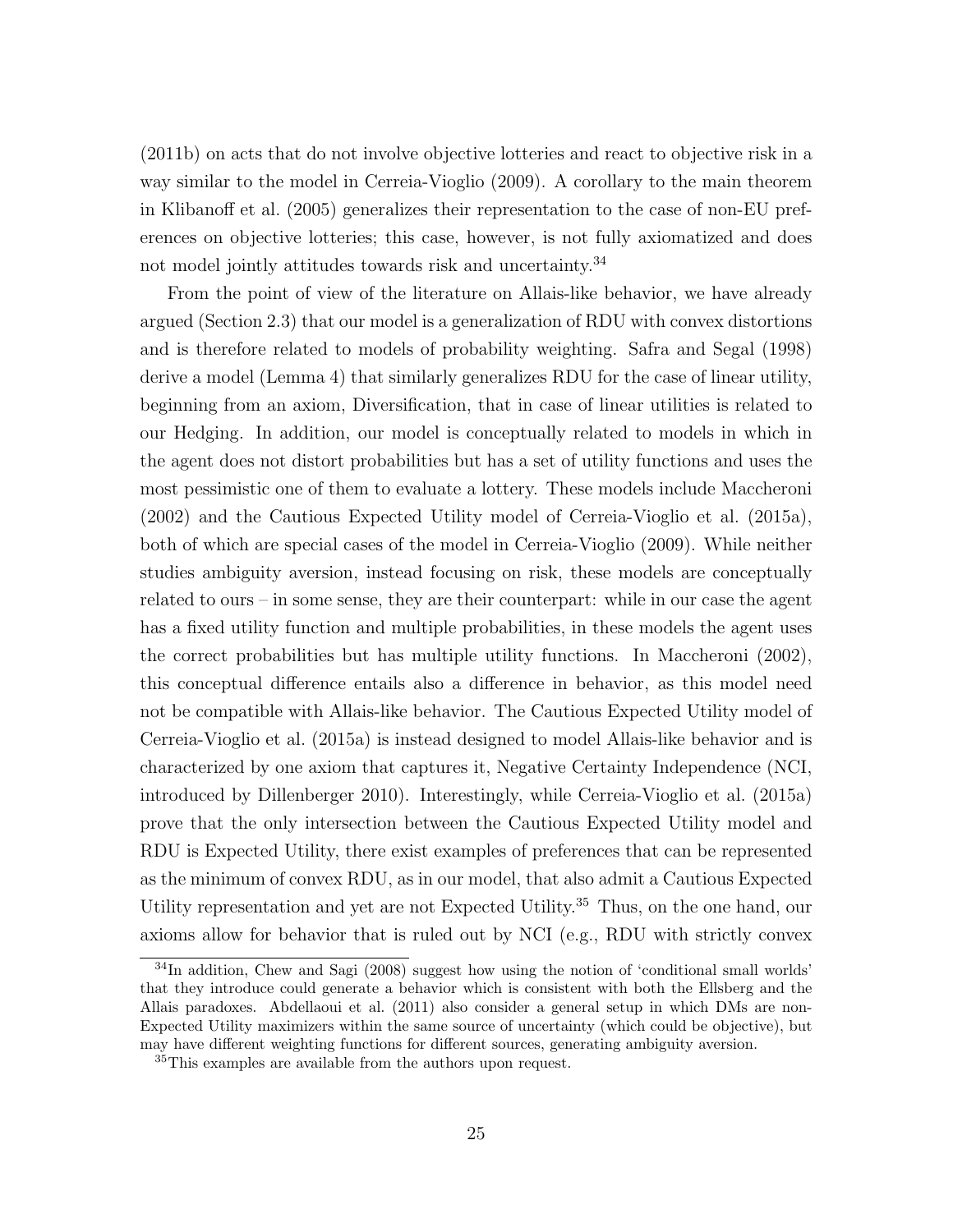(2011b) on acts that do not involve objective lotteries and react to objective risk in a way similar to the model in Cerreia-Vioglio (2009). A corollary to the main theorem in Klibanoff et al. (2005) generalizes their representation to the case of non-EU preferences on objective lotteries; this case, however, is not fully axiomatized and does not model jointly attitudes towards risk and uncertainty.[34]

From the point of view of the literature on Allais-like behavior, we have already argued (Section 2.3) that our model is a generalization of RDU with convex distortions and is therefore related to models of probability weighting. Safra and Segal (1998) derive a model (Lemma 4) that similarly generalizes RDU for the case of linear utility, beginning from an axiom, Diversification, that in case of linear utilities is related to our Hedging. In addition, our model is conceptually related to models in which in the agent does not distort probabilities but has a set of utility functions and uses the most pessimistic one of them to evaluate a lottery. These models include Maccheroni (2002) and the Cautious Expected Utility model of Cerreia-Vioglio et al. (2015a), both of which are special cases of the model in Cerreia-Vioglio (2009). While neither studies ambiguity aversion, instead focusing on risk, these models are conceptually related to ours – in some sense, they are their counterpart: while in our case the agent has a fixed utility function and multiple probabilities, in these models the agent uses the correct probabilities but has multiple utility functions. In Maccheroni (2002), this conceptual difference entails also a difference in behavior, as this model need not be compatible with Allais-like behavior. The Cautious Expected Utility model of Cerreia-Vioglio et al. (2015a) is instead designed to model Allais-like behavior and is characterized by one axiom that captures it, Negative Certainty Independence (NCI, introduced by Dillenberger 2010). Interestingly, while Cerreia-Vioglio et al. (2015a) prove that the only intersection between the Cautious Expected Utility model and RDU is Expected Utility, there exist examples of preferences that can be represented as the minimum of convex RDU, as in our model, that also admit a Cautious Expected Utility representation and yet are not Expected Utility.[35] Thus, on the one hand, our axioms allow for behavior that is ruled out by NCI (e.g., RDU with strictly convex

[34] In addition, Chew and Sagi (2008) suggest how using the notion of 'conditional small worlds' that they introduce could generate a behavior which is consistent with both the Ellsberg and the Allais paradoxes. Abdellaoui et al. (2011) also consider a general setup in which DMs are non-Expected Utility maximizers within the same source of uncertainty (which could be objective), but may have different weighting functions for different sources, generating ambiguity aversion.

[35] This examples are available from the authors upon request.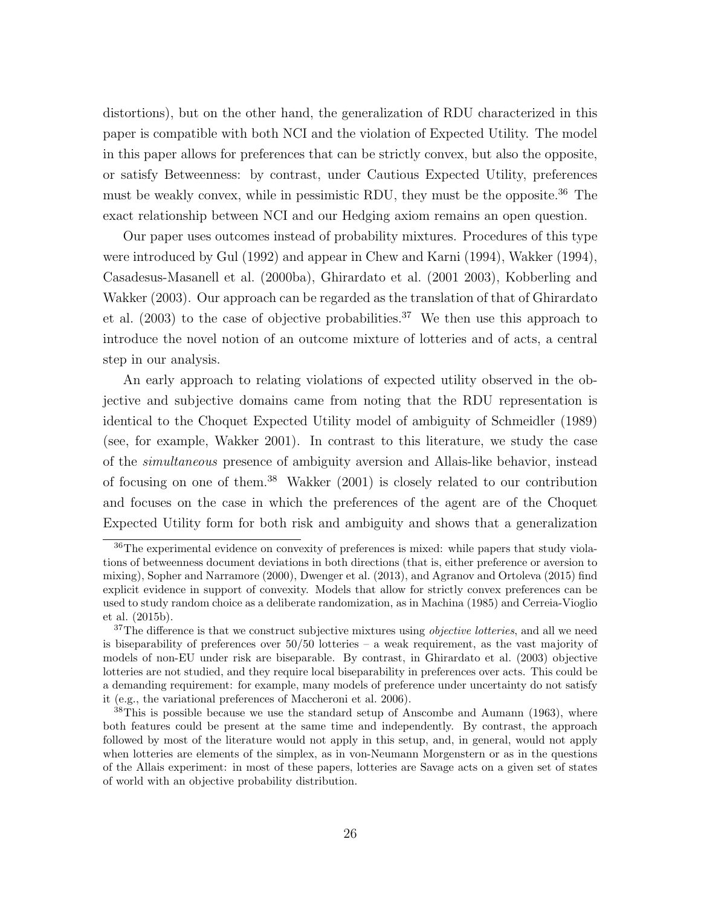distortions), but on the other hand, the generalization of RDU characterized in this paper is compatible with both NCI and the violation of Expected Utility. The model in this paper allows for preferences that can be strictly convex, but also the opposite, or satisfy Betweenness: by contrast, under Cautious Expected Utility, preferences must be weakly convex, while in pessimistic RDU, they must be the opposite.[36] The exact relationship between NCI and our Hedging axiom remains an open question.

Our paper uses outcomes instead of probability mixtures. Procedures of this type were introduced by Gul (1992) and appear in Chew and Karni (1994), Wakker (1994), Casadesus-Masanell et al. (2000ba), Ghirardato et al. (2001 2003), Kobberling and Wakker (2003). Our approach can be regarded as the translation of that of Ghirardato et al. (2003) to the case of objective probabilities.[37] We then use this approach to introduce the novel notion of an outcome mixture of lotteries and of acts, a central step in our analysis.

An early approach to relating violations of expected utility observed in the objective and subjective domains came from noting that the RDU representation is identical to the Choquet Expected Utility model of ambiguity of Schmeidler (1989) (see, for example, Wakker 2001). In contrast to this literature, we study the case of the *simultaneous* presence of ambiguity aversion and Allais-like behavior, instead of focusing on one of them.[38] Wakker (2001) is closely related to our contribution and focuses on the case in which the preferences of the agent are of the Choquet Expected Utility form for both risk and ambiguity and shows that a generalization

---

[36] The experimental evidence on convexity of preferences is mixed: while papers that study violations of betweenness document deviations in both directions (that is, either preference or aversion to mixing), Sopher and Narramore (2000), Dwenger et al. (2013), and Agranov and Ortoleva (2015) find explicit evidence in support of convexity. Models that allow for strictly convex preferences can be used to study random choice as a deliberate randomization, as in Machina (1985) and Cerreia-Vioglio et al. (2015b).

[37] The difference is that we construct subjective mixtures using *objective lotteries*, and all we need is biseparability of preferences over 50/50 lotteries – a weak requirement, as the vast majority of models of non-EU under risk are biseparable. By contrast, in Ghirardato et al. (2003) objective lotteries are not studied, and they require local biseparability in preferences over acts. This could be a demanding requirement: for example, many models of preference under uncertainty do not satisfy it (e.g., the variational preferences of Maccheroni et al. 2006).

[38] This is possible because we use the standard setup of Anscombe and Aumann (1963), where both features could be present at the same time and independently. By contrast, the approach followed by most of the literature would not apply in this setup, and, in general, would not apply when lotteries are elements of the simplex, as in von-Neumann Morgenstern or as in the questions of the Allais experiment: in most of these papers, lotteries are Savage acts on a given set of states of world with an objective probability distribution.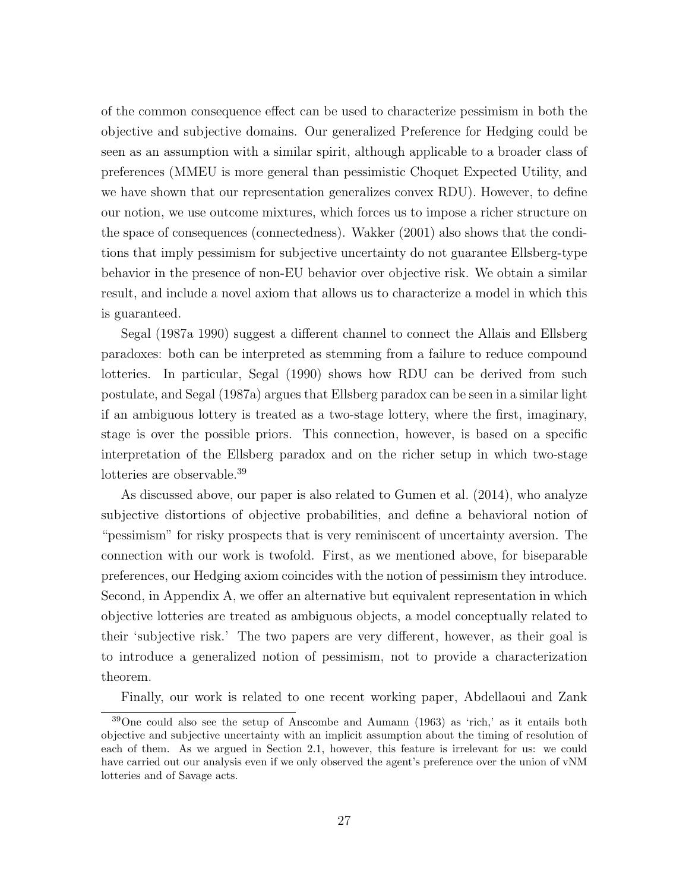of the common consequence effect can be used to characterize pessimism in both the objective and subjective domains. Our generalized Preference for Hedging could be seen as an assumption with a similar spirit, although applicable to a broader class of preferences (MMEU is more general than pessimistic Choquet Expected Utility, and we have shown that our representation generalizes convex RDU). However, to define our notion, we use outcome mixtures, which forces us to impose a richer structure on the space of consequences (connectedness). Wakker (2001) also shows that the conditions that imply pessimism for subjective uncertainty do not guarantee Ellsberg-type behavior in the presence of non-EU behavior over objective risk. We obtain a similar result, and include a novel axiom that allows us to characterize a model in which this is guaranteed.

Segal (1987a 1990) suggest a different channel to connect the Allais and Ellsberg paradoxes: both can be interpreted as stemming from a failure to reduce compound lotteries. In particular, Segal (1990) shows how RDU can be derived from such postulate, and Segal (1987a) argues that Ellsberg paradox can be seen in a similar light if an ambiguous lottery is treated as a two-stage lottery, where the first, imaginary, stage is over the possible priors. This connection, however, is based on a specific interpretation of the Ellsberg paradox and on the richer setup in which two-stage lotteries are observable.[39]

As discussed above, our paper is also related to Gumen et al. (2014), who analyze subjective distortions of objective probabilities, and define a behavioral notion of "pessimism" for risky prospects that is very reminiscent of uncertainty aversion. The connection with our work is twofold. First, as we mentioned above, for biseparable preferences, our Hedging axiom coincides with the notion of pessimism they introduce. Second, in Appendix A, we offer an alternative but equivalent representation in which objective lotteries are treated as ambiguous objects, a model conceptually related to their 'subjective risk.' The two papers are very different, however, as their goal is to introduce a generalized notion of pessimism, not to provide a characterization theorem.

Finally, our work is related to one recent working paper, Abdellaoui and Zank

[39]One could also see the setup of Anscombe and Aumann (1963) as 'rich,' as it entails both objective and subjective uncertainty with an implicit assumption about the timing of resolution of each of them. As we argued in Section 2.1, however, this feature is irrelevant for us: we could have carried out our analysis even if we only observed the agent's preference over the union of vNM lotteries and of Savage acts.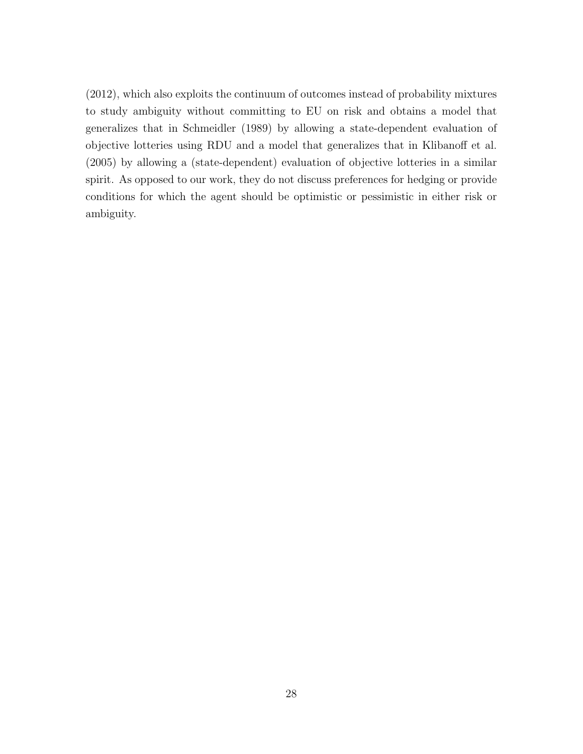(2012), which also exploits the continuum of outcomes instead of probability mixtures to study ambiguity without committing to EU on risk and obtains a model that generalizes that in Schmeidler (1989) by allowing a state-dependent evaluation of objective lotteries using RDU and a model that generalizes that in Klibanoff et al. (2005) by allowing a (state-dependent) evaluation of objective lotteries in a similar spirit. As opposed to our work, they do not discuss preferences for hedging or provide conditions for which the agent should be optimistic or pessimistic in either risk or ambiguity.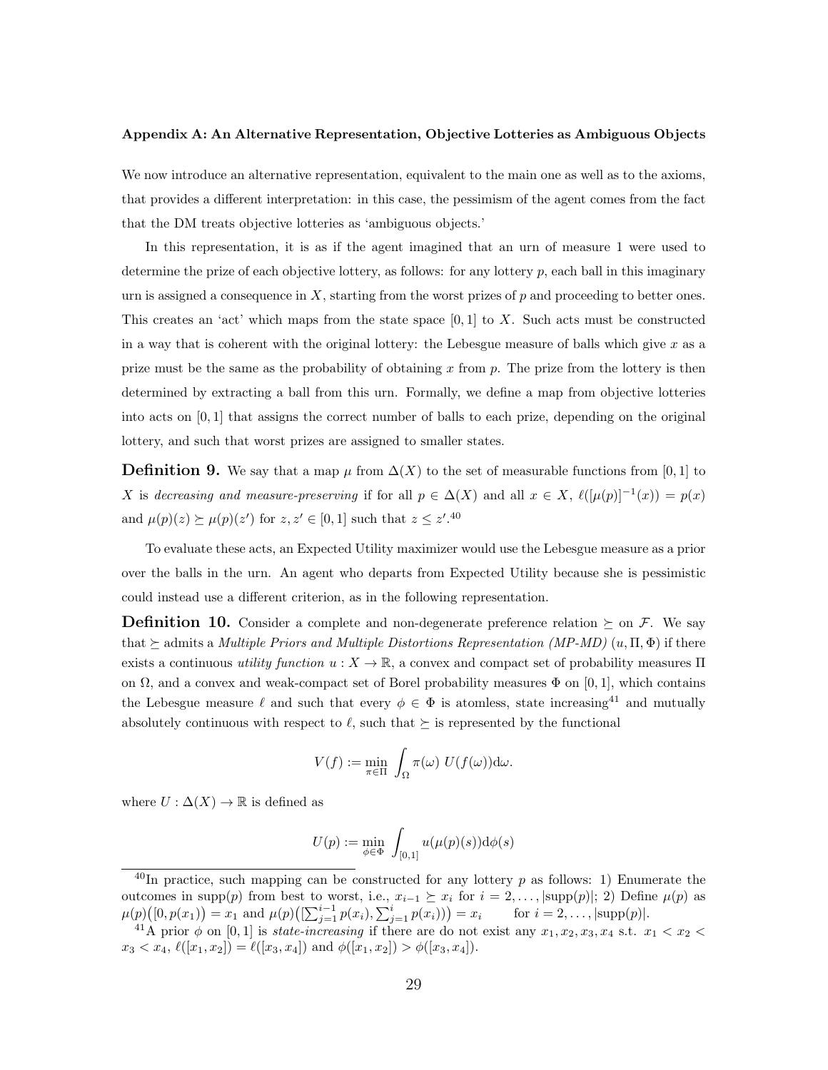**Appendix A: An Alternative Representation, Objective Lotteries as Ambiguous Objects**

We now introduce an alternative representation, equivalent to the main one as well as to the axioms, that provides a different interpretation: in this case, the pessimism of the agent comes from the fact that the DM treats objective lotteries as 'ambiguous objects.'

In this representation, it is as if the agent imagined that an urn of measure 1 were used to determine the prize of each objective lottery, as follows: for any lottery $p$, each ball in this imaginary urn is assigned a consequence in $X$, starting from the worst prizes of $p$ and proceeding to better ones. This creates an 'act' which maps from the state space $[0,1]$ to $X$. Such acts must be constructed in a way that is coherent with the original lottery: the Lebesgue measure of balls which give $x$ as a prize must be the same as the probability of obtaining $x$ from $p$. The prize from the lottery is then determined by extracting a ball from this urn. Formally, we define a map from objective lotteries into acts on $[0,1]$ that assigns the correct number of balls to each prize, depending on the original lottery, and such that worst prizes are assigned to smaller states.

**Definition 9.** We say that a map $\mu$ from $\Delta(X)$ to the set of measurable functions from $[0,1]$ to $X$ is *decreasing and measure-preserving* if for all $p \in \Delta(X)$ and all $x \in X$, $\ell([\mu(p)]^{-1}(x)) = p(x)$ and $\mu(p)(z) \succeq \mu(p)(z')$ for $z, z' \in [0,1]$ such that $z \leq z'$.[40]

To evaluate these acts, an Expected Utility maximizer would use the Lebesgue measure as a prior over the balls in the urn. An agent who departs from Expected Utility because she is pessimistic could instead use a different criterion, as in the following representation.

**Definition 10.** Consider a complete and non-degenerate preference relation $\succeq$ on $\mathcal{F}$. We say that $\succeq$ admits a *Multiple Priors and Multiple Distortions Representation (MP-MD)* $(u, \Pi, \Phi)$ if there exists a continuous *utility function* $u : X \to \mathbb{R}$, a convex and compact set of probability measures $\Pi$ on $\Omega$, and a convex and weak-compact set of Borel probability measures $\Phi$ on $[0,1]$, which contains the Lebesgue measure $\ell$ and such that every $\phi \in \Phi$ is atomless, state increasing[41] and mutually absolutely continuous with respect to $\ell$, such that $\succeq$ is represented by the functional

$$V(f) := \min_{\pi \in \Pi} \int_{\Omega} \pi(\omega)\ U(f(\omega)) \mathrm{d}\omega.$$

where $U : \Delta(X) \to \mathbb{R}$ is defined as

$$U(p) := \min_{\phi \in \Phi} \int_{[0,1]} u(\mu(p)(s)) \mathrm{d}\phi(s)$$

---

[40] In practice, such mapping can be constructed for any lottery $p$ as follows: 1) Enumerate the outcomes in $\text{supp}(p)$ from best to worst, i.e., $x_{i-1} \succeq x_i$ for $i = 2, \ldots, |\text{supp}(p)|$; 2) Define $\mu(p)$ as $\mu(p)\big([0, p(x_1)\big) = x_1$ and $\mu(p)\big([\sum_{j=1}^{i-1} p(x_i), \sum_{j=1}^{i} p(x_i))\big) = x_i$ for $i = 2, \ldots, |\text{supp}(p)|$.

[41] A prior $\phi$ on $[0,1]$ is *state-increasing* if there are do not exist any $x_1, x_2, x_3, x_4$ s.t. $x_1 < x_2 < x_3 < x_4$, $\ell([x_1, x_2]) = \ell([x_3, x_4])$ and $\phi([x_1, x_2]) > \phi([x_3, x_4])$.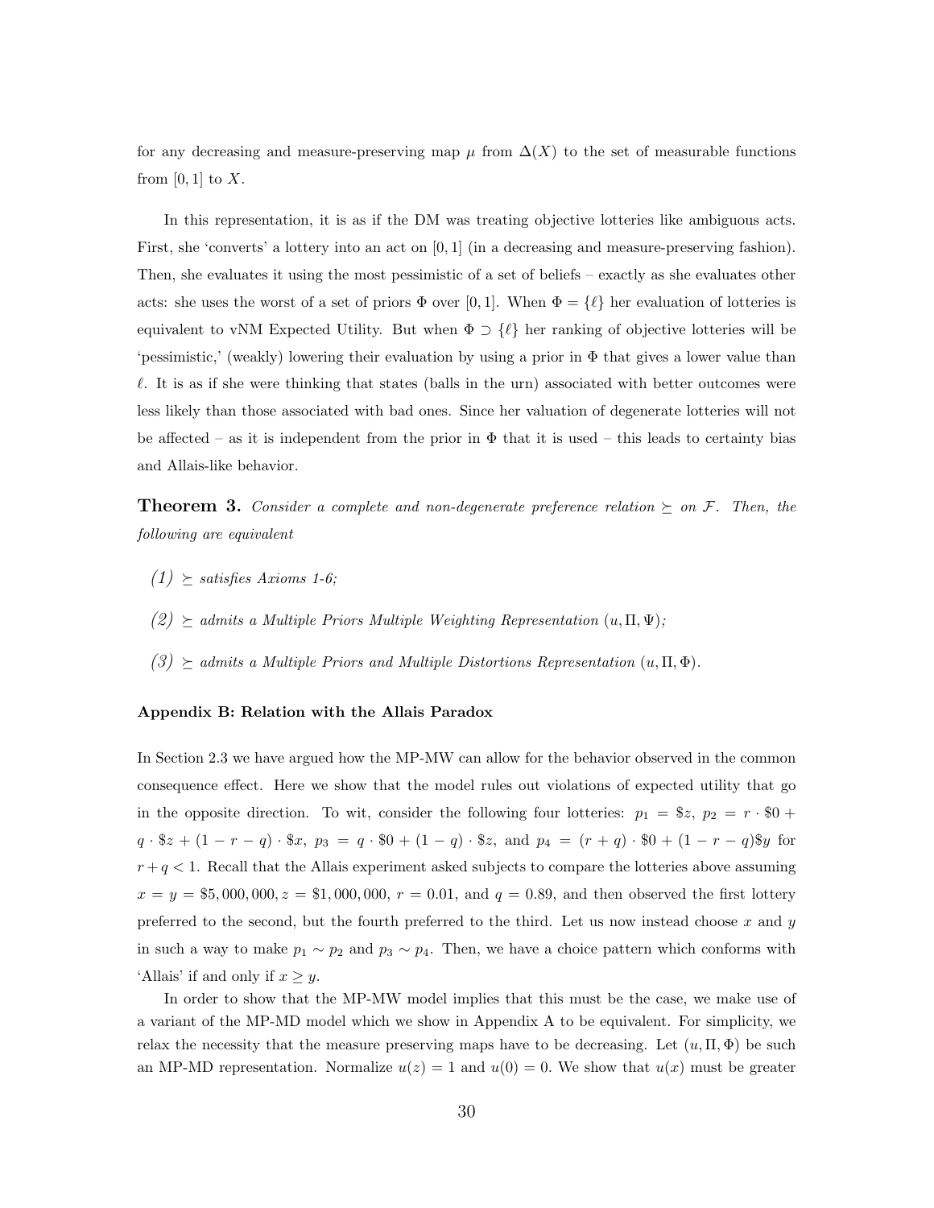for any decreasing and measure-preserving map $\mu$ from $\Delta(X)$ to the set of measurable functions from $[0,1]$ to $X$.

In this representation, it is as if the DM was treating objective lotteries like ambiguous acts. First, she 'converts' a lottery into an act on $[0,1]$ (in a decreasing and measure-preserving fashion). Then, she evaluates it using the most pessimistic of a set of beliefs – exactly as she evaluates other acts: she uses the worst of a set of priors $\Phi$ over $[0,1]$. When $\Phi = \{\ell\}$ her evaluation of lotteries is equivalent to vNM Expected Utility. But when $\Phi \supset \{\ell\}$ her ranking of objective lotteries will be 'pessimistic,' (weakly) lowering their evaluation by using a prior in $\Phi$ that gives a lower value than $\ell$. It is as if she were thinking that states (balls in the urn) associated with better outcomes were less likely than those associated with bad ones. Since her valuation of degenerate lotteries will not be affected – as it is independent from the prior in $\Phi$ that it is used – this leads to certainty bias and Allais-like behavior.

**Theorem 3.** *Consider a complete and non-degenerate preference relation $\succeq$ on $\mathcal{F}$. Then, the following are equivalent*

*(1) $\succeq$ satisfies Axioms 1-6;*

*(2) $\succeq$ admits a Multiple Priors Multiple Weighting Representation $(u, \Pi, \Psi)$;*

*(3) $\succeq$ admits a Multiple Priors and Multiple Distortions Representation $(u, \Pi, \Phi)$.*

#### Appendix B: Relation with the Allais Paradox

In Section 2.3 we have argued how the MP-MW can allow for the behavior observed in the common consequence effect. Here we show that the model rules out violations of expected utility that go in the opposite direction. To wit, consider the following four lotteries: $p_1 = \$z$, $p_2 = r \cdot \$0 + q \cdot \$z + (1-r-q) \cdot \$x$, $p_3 = q \cdot \$0 + (1-q) \cdot \$z$, and $p_4 = (r+q) \cdot \$0 + (1-r-q)\$y$ for $r+q < 1$. Recall that the Allais experiment asked subjects to compare the lotteries above assuming $x = y = \$5,000,000$, $z = \$1,000,000$, $r = 0.01$, and $q = 0.89$, and then observed the first lottery preferred to the second, but the fourth preferred to the third. Let us now instead choose $x$ and $y$ in such a way to make $p_1 \sim p_2$ and $p_3 \sim p_4$. Then, we have a choice pattern which conforms with 'Allais' if and only if $x \geq y$.

In order to show that the MP-MW model implies that this must be the case, we make use of a variant of the MP-MD model which we show in Appendix A to be equivalent. For simplicity, we relax the necessity that the measure preserving maps have to be decreasing. Let $(u, \Pi, \Phi)$ be such an MP-MD representation. Normalize $u(z) = 1$ and $u(0) = 0$. We show that $u(x)$ must be greater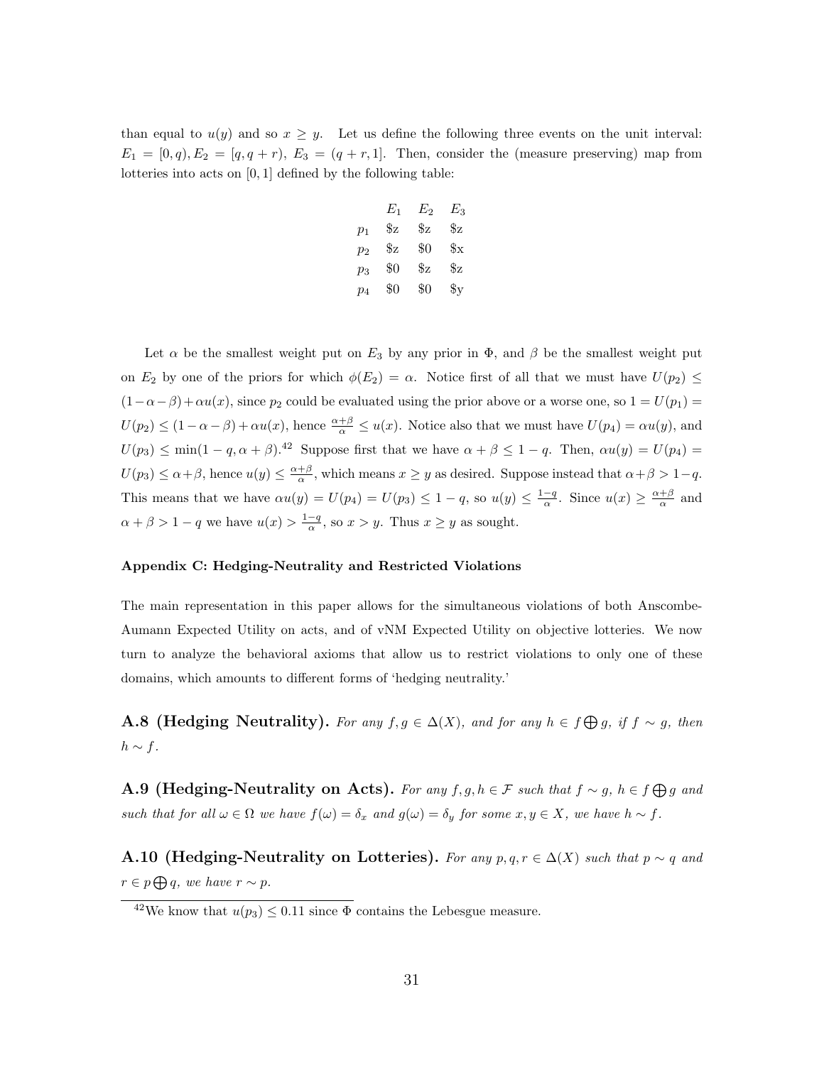than equal to $u(y)$ and so $x \geq y$. Let us define the following three events on the unit interval: $E_1 = [0, q), E_2 = [q, q+r),\ E_3 = (q+r, 1]$. Then, consider the (measure preserving) map from lotteries into acts on $[0, 1]$ defined by the following table:

| | $E_1$ | $E_2$ | $E_3$ |
|---|---|---|---|
| $p_1$ | \$z | \$z | \$z |
| $p_2$ | \$z | \$0 | \$x |
| $p_3$ | \$0 | \$z | \$z |
| $p_4$ | \$0 | \$0 | \$y |

Let $\alpha$ be the smallest weight put on $E_3$ by any prior in $\Phi$, and $\beta$ be the smallest weight put on $E_2$ by one of the priors for which $\phi(E_2) = \alpha$. Notice first of all that we must have $U(p_2) \leq (1-\alpha-\beta)+\alpha u(x)$, since $p_2$ could be evaluated using the prior above or a worse one, so $1 = U(p_1) = U(p_2) \leq (1-\alpha-\beta)+\alpha u(x)$, hence $\frac{\alpha+\beta}{\alpha} \leq u(x)$. Notice also that we must have $U(p_4) = \alpha u(y)$, and $U(p_3) \leq \min(1-q, \alpha+\beta)$.[42] Suppose first that we have $\alpha+\beta \leq 1-q$. Then, $\alpha u(y) = U(p_4) = U(p_3) \leq \alpha+\beta$, hence $u(y) \leq \frac{\alpha+\beta}{\alpha}$, which means $x \geq y$ as desired. Suppose instead that $\alpha+\beta > 1-q$. This means that we have $\alpha u(y) = U(p_4) = U(p_3) \leq 1-q$, so $u(y) \leq \frac{1-q}{\alpha}$. Since $u(x) \geq \frac{\alpha+\beta}{\alpha}$ and $\alpha+\beta > 1-q$ we have $u(x) > \frac{1-q}{\alpha}$, so $x > y$. Thus $x \geq y$ as sought.

#### Appendix C: Hedging-Neutrality and Restricted Violations

The main representation in this paper allows for the simultaneous violations of both Anscombe-Aumann Expected Utility on acts, and of vNM Expected Utility on objective lotteries. We now turn to analyze the behavioral axioms that allow us to restrict violations to only one of these domains, which amounts to different forms of 'hedging neutrality.'

**A.8 (Hedging Neutrality).** *For any $f, g \in \Delta(X)$, and for any $h \in f \bigoplus g$, if $f \sim g$, then $h \sim f$.*

**A.9 (Hedging-Neutrality on Acts).** *For any $f, g, h \in \mathcal{F}$ such that $f \sim g$, $h \in f \bigoplus g$ and such that for all $\omega \in \Omega$ we have $f(\omega) = \delta_x$ and $g(\omega) = \delta_y$ for some $x, y \in X$, we have $h \sim f$.*

**A.10 (Hedging-Neutrality on Lotteries).** *For any $p, q, r \in \Delta(X)$ such that $p \sim q$ and $r \in p \bigoplus q$, we have $r \sim p$.*

[42] We know that $u(p_3) \leq 0.11$ since $\Phi$ contains the Lebesgue measure.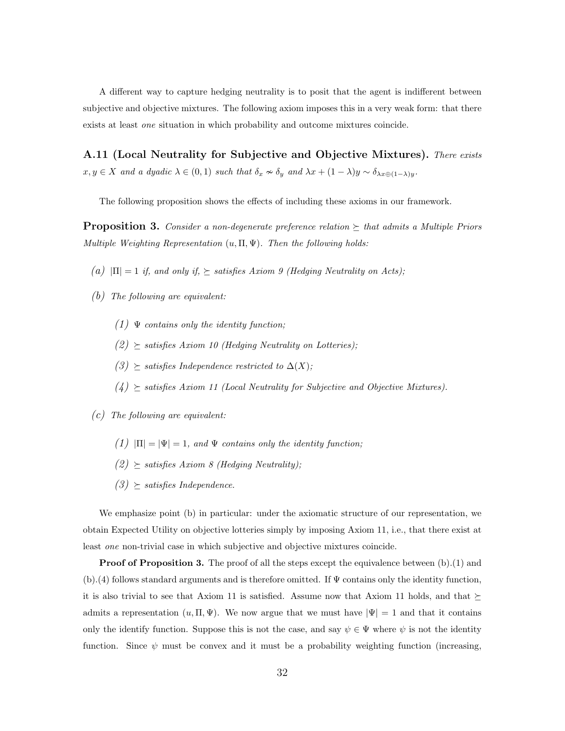A different way to capture hedging neutrality is to posit that the agent is indifferent between subjective and objective mixtures. The following axiom imposes this in a very weak form: that there exists at least *one* situation in which probability and outcome mixtures coincide.

**A.11 (Local Neutrality for Subjective and Objective Mixtures).** *There exists $x, y \in X$ and a dyadic $\lambda \in (0,1)$ such that $\delta_x \nsim \delta_y$ and $\lambda x + (1-\lambda)y \sim \delta_{\lambda x \oplus (1-\lambda) y}$.*

The following proposition shows the effects of including these axioms in our framework.

**Proposition 3.** *Consider a non-degenerate preference relation $\succeq$ that admits a Multiple Priors Multiple Weighting Representation $(u, \Pi, \Psi)$. Then the following holds:*

*(a) $|\Pi| = 1$ if, and only if, $\succeq$ satisfies Axiom 9 (Hedging Neutrality on Acts);*

*(b) The following are equivalent:*

*(1) $\Psi$ contains only the identity function;*

*(2) $\succeq$ satisfies Axiom 10 (Hedging Neutrality on Lotteries);*

*(3) $\succeq$ satisfies Independence restricted to $\Delta(X)$;*

*(4) $\succeq$ satisfies Axiom 11 (Local Neutrality for Subjective and Objective Mixtures).*

*(c) The following are equivalent:*

*(1) $|\Pi| = |\Psi| = 1$, and $\Psi$ contains only the identity function;*

*(2) $\succeq$ satisfies Axiom 8 (Hedging Neutrality);*

*(3) $\succeq$ satisfies Independence.*

We emphasize point (b) in particular: under the axiomatic structure of our representation, we obtain Expected Utility on objective lotteries simply by imposing Axiom 11, i.e., that there exist at least *one* non-trivial case in which subjective and objective mixtures coincide.

**Proof of Proposition 3.** The proof of all the steps except the equivalence between (b).(1) and (b).(4) follows standard arguments and is therefore omitted. If $\Psi$ contains only the identity function, it is also trivial to see that Axiom 11 is satisfied. Assume now that Axiom 11 holds, and that $\succeq$ admits a representation $(u, \Pi, \Psi)$. We now argue that we must have $|\Psi| = 1$ and that it contains only the identify function. Suppose this is not the case, and say $\psi \in \Psi$ where $\psi$ is not the identity function. Since $\psi$ must be convex and it must be a probability weighting function (increasing,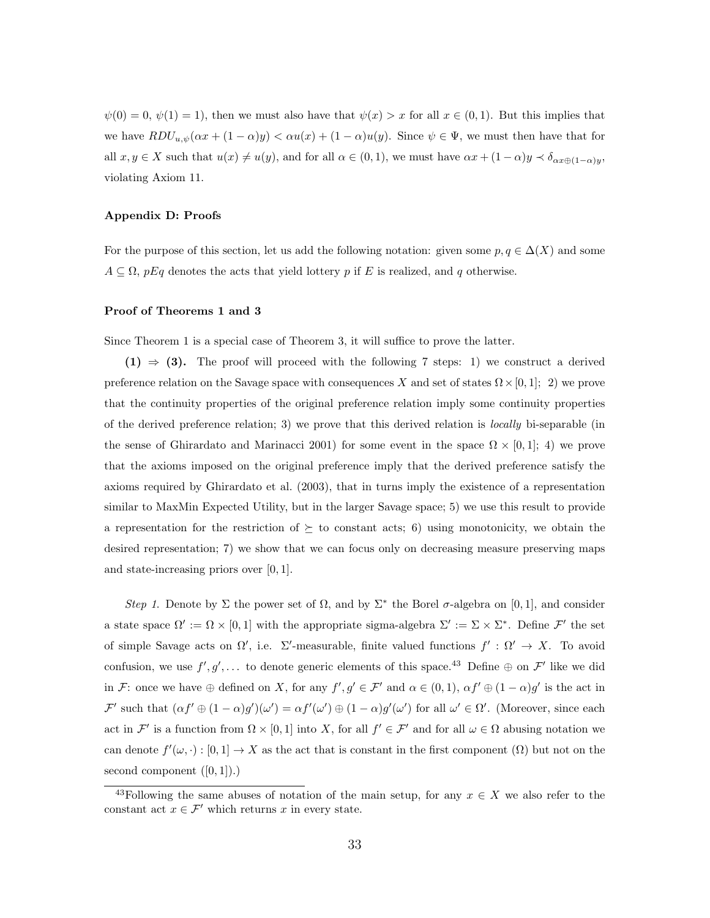$\psi(0) = 0$, $\psi(1) = 1$), then we must also have that $\psi(x) > x$ for all $x \in (0,1)$. But this implies that we have $RDU_{u,\psi}(\alpha x + (1-\alpha)y) < \alpha u(x) + (1-\alpha)u(y)$. Since $\psi \in \Psi$, we must then have that for all $x, y \in X$ such that $u(x) \neq u(y)$, and for all $\alpha \in (0,1)$, we must have $\alpha x + (1-\alpha)y \prec \delta_{\alpha x \oplus (1-\alpha)y}$, violating Axiom 11.

### Appendix D: Proofs

For the purpose of this section, let us add the following notation: given some $p, q \in \Delta(X)$ and some $A \subseteq \Omega$, $pEq$ denotes the acts that yield lottery $p$ if $E$ is realized, and $q$ otherwise.

#### Proof of Theorems 1 and 3

Since Theorem 1 is a special case of Theorem 3, it will suffice to prove the latter.

**(1) $\Rightarrow$ (3).** The proof will proceed with the following 7 steps: 1) we construct a derived preference relation on the Savage space with consequences $X$ and set of states $\Omega \times [0,1]$; 2) we prove that the continuity properties of the original preference relation imply some continuity properties of the derived preference relation; 3) we prove that this derived relation is *locally* bi-separable (in the sense of Ghirardato and Marinacci 2001) for some event in the space $\Omega \times [0,1]$; 4) we prove that the axioms imposed on the original preference imply that the derived preference satisfy the axioms required by Ghirardato et al. (2003), that in turns imply the existence of a representation similar to MaxMin Expected Utility, but in the larger Savage space; 5) we use this result to provide a representation for the restriction of $\succeq$ to constant acts; 6) using monotonicity, we obtain the desired representation; 7) we show that we can focus only on decreasing measure preserving maps and state-increasing priors over $[0,1]$.

*Step 1.* Denote by $\Sigma$ the power set of $\Omega$, and by $\Sigma^*$ the Borel $\sigma$-algebra on $[0,1]$, and consider a state space $\Omega' := \Omega \times [0,1]$ with the appropriate sigma-algebra $\Sigma' := \Sigma \times \Sigma^*$. Define $\mathcal{F}'$ the set of simple Savage acts on $\Omega'$, i.e. $\Sigma'$-measurable, finite valued functions $f' : \Omega' \to X$. To avoid confusion, we use $f', g', \dots$ to denote generic elements of this space.[43] Define $\oplus$ on $\mathcal{F}'$ like we did in $\mathcal{F}$: once we have $\oplus$ defined on $X$, for any $f', g' \in \mathcal{F}'$ and $\alpha \in (0,1)$, $\alpha f' \oplus (1-\alpha)g'$ is the act in $\mathcal{F}'$ such that $(\alpha f' \oplus (1-\alpha)g')(\omega') = \alpha f'(\omega') \oplus (1-\alpha)g'(\omega')$ for all $\omega' \in \Omega'$. (Moreover, since each act in $\mathcal{F}'$ is a function from $\Omega \times [0,1]$ into $X$, for all $f' \in \mathcal{F}'$ and for all $\omega \in \Omega$ abusing notation we can denote $f'(\omega, \cdot) : [0,1] \to X$ as the act that is constant in the first component ($\Omega$) but not on the second component ($[0,1]$).)

[43] Following the same abuses of notation of the main setup, for any $x \in X$ we also refer to the constant act $x \in \mathcal{F}'$ which returns $x$ in every state.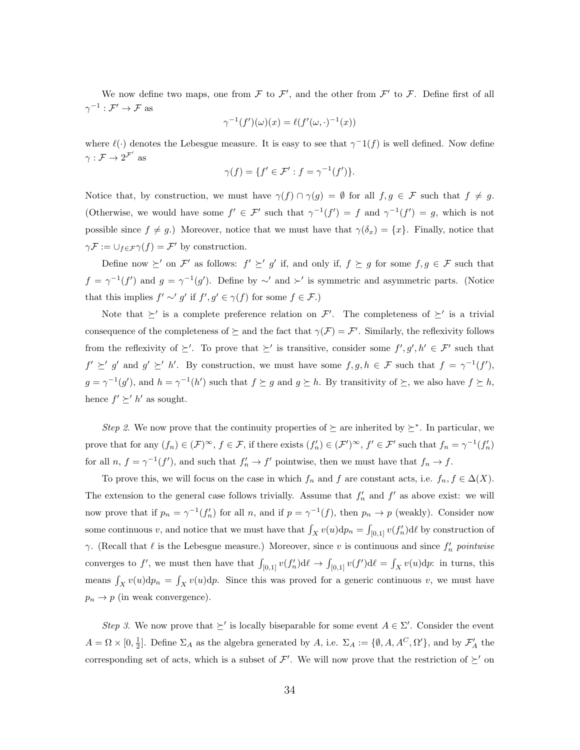We now define two maps, one from $\mathcal{F}$ to $\mathcal{F}'$, and the other from $\mathcal{F}'$ to $\mathcal{F}$. Define first of all $\gamma^{-1} : \mathcal{F}' \to \mathcal{F}$ as

$$\gamma^{-1}(f')(\omega)(x) = \ell(f'(\omega, \cdot)^{-1}(x))$$

where $\ell(\cdot)$ denotes the Lebesgue measure. It is easy to see that $\gamma^-1(f)$ is well defined. Now define $\gamma : \mathcal{F} \to 2^{\mathcal{F}'}$ as

$$\gamma(f) = \{f' \in \mathcal{F}' : f = \gamma^{-1}(f')\}.$$

Notice that, by construction, we must have $\gamma(f) \cap \gamma(g) = \emptyset$ for all $f, g \in \mathcal{F}$ such that $f \neq g$. (Otherwise, we would have some $f' \in \mathcal{F}'$ such that $\gamma^{-1}(f') = f$ and $\gamma^{-1}(f') = g$, which is not possible since $f \neq g$.) Moreover, notice that we must have that $\gamma(\delta_x) = \{x\}$. Finally, notice that $\gamma\mathcal{F} := \cup_{f \in \mathcal{F}} \gamma(f) = \mathcal{F}'$ by construction.

Define now $\succeq'$ on $\mathcal{F}'$ as follows: $f' \succeq' g'$ if, and only if, $f \succeq g$ for some $f, g \in \mathcal{F}$ such that $f = \gamma^{-1}(f')$ and $g = \gamma^{-1}(g')$. Define by $\sim'$ and $\succ'$ is symmetric and asymmetric parts. (Notice that this implies $f' \sim' g'$ if $f', g' \in \gamma(f)$ for some $f \in \mathcal{F}$.)

Note that $\succeq'$ is a complete preference relation on $\mathcal{F}'$. The completeness of $\succeq'$ is a trivial consequence of the completeness of $\succeq$ and the fact that $\gamma(\mathcal{F}) = \mathcal{F}'$. Similarly, the reflexivity follows from the reflexivity of $\succeq'$. To prove that $\succeq'$ is transitive, consider some $f', g', h' \in \mathcal{F}'$ such that $f' \succeq' g'$ and $g' \succeq' h'$. By construction, we must have some $f, g, h \in \mathcal{F}$ such that $f = \gamma^{-1}(f')$, $g = \gamma^{-1}(g')$, and $h = \gamma^{-1}(h')$ such that $f \succeq g$ and $g \succeq h$. By transitivity of $\succeq$, we also have $f \succeq h$, hence $f' \succeq' h'$ as sought.

*Step 2.* We now prove that the continuity properties of $\succeq$ are inherited by $\succeq^*$. In particular, we prove that for any $(f_n) \in (\mathcal{F})^\infty$, $f \in \mathcal{F}$, if there exists $(f'_n) \in (\mathcal{F}')^\infty$, $f' \in \mathcal{F}'$ such that $f_n = \gamma^{-1}(f'_n)$ for all $n$, $f = \gamma^{-1}(f')$, and such that $f'_n \to f'$ pointwise, then we must have that $f_n \to f$.

To prove this, we will focus on the case in which $f_n$ and $f$ are constant acts, i.e. $f_n, f \in \Delta(X)$. The extension to the general case follows trivially. Assume that $f'_n$ and $f'$ as above exist: we will now prove that if $p_n = \gamma^{-1}(f'_n)$ for all $n$, and if $p = \gamma^{-1}(f)$, then $p_n \to p$ (weakly). Consider now some continuous $v$, and notice that we must have that $\int_X v(u) \mathrm{d}p_n = \int_{[0,1]} v(f'_n) \mathrm{d}\ell$ by construction of $\gamma$. (Recall that $\ell$ is the Lebesgue measure.) Moreover, since $v$ is continuous and since $f'_n$ *pointwise* converges to $f'$, we must then have that $\int_{[0,1]} v(f'_n) \mathrm{d}\ell \to \int_{[0,1]} v(f') \mathrm{d}\ell = \int_X v(u) \mathrm{d}p$: in turns, this means $\int_X v(u) \mathrm{d}p_n = \int_X v(u) \mathrm{d}p$. Since this was proved for a generic continuous $v$, we must have $p_n \to p$ (in weak convergence).

*Step 3.* We now prove that $\succeq'$ is locally biseparable for some event $A \in \Sigma'$. Consider the event $A = \Omega \times [0, \frac{1}{2}]$. Define $\Sigma_A$ as the algebra generated by $A$, i.e. $\Sigma_A := \{\emptyset, A, A^C, \Omega'\}$, and by $\mathcal{F}'_A$ the corresponding set of acts, which is a subset of $\mathcal{F}'$. We will now prove that the restriction of $\succeq'$ on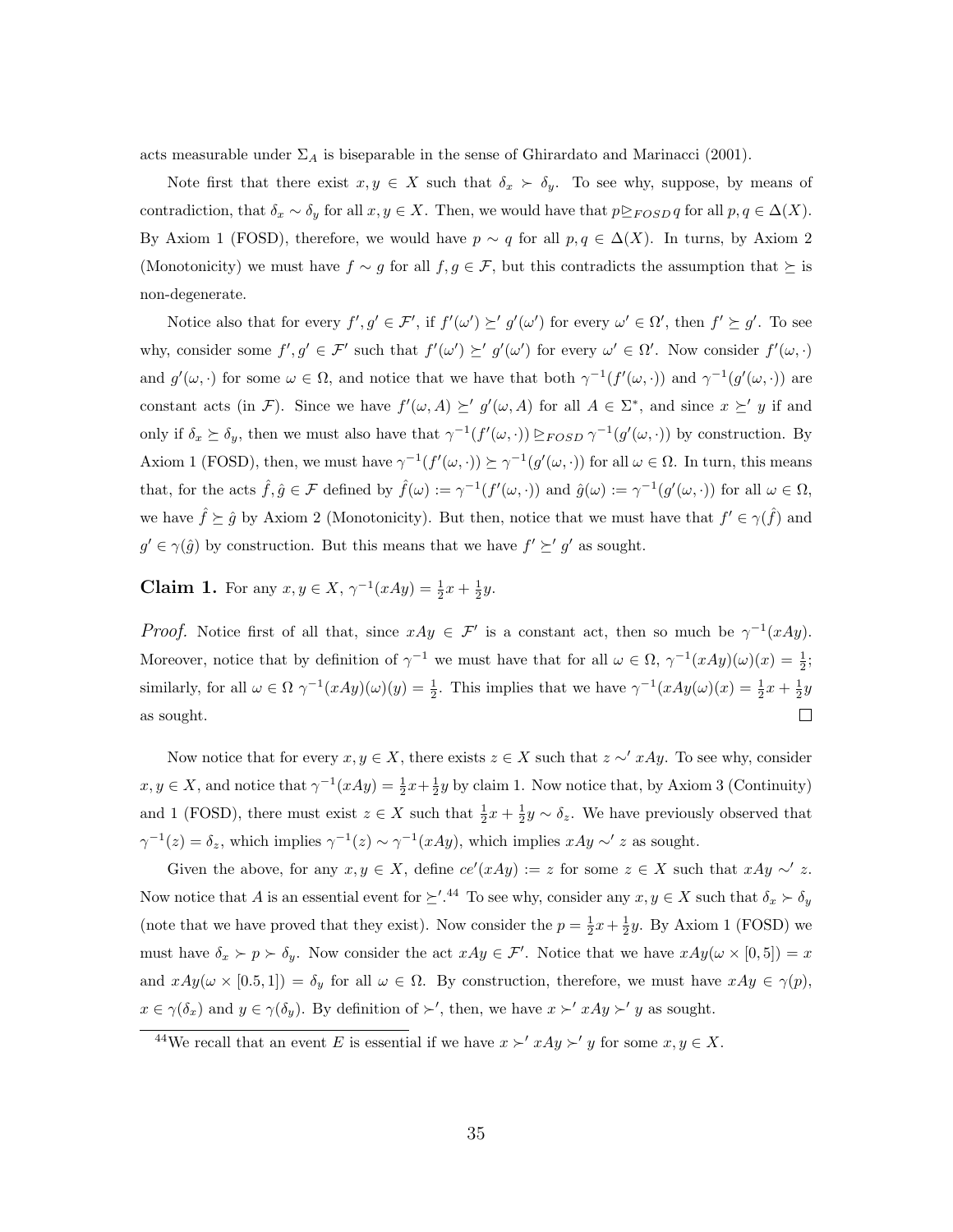acts measurable under $\Sigma_A$ is biseparable in the sense of Ghirardato and Marinacci (2001).

Note first that there exist $x, y \in X$ such that $\delta_x \succ \delta_y$. To see why, suppose, by means of contradiction, that $\delta_x \sim \delta_y$ for all $x, y \in X$. Then, we would have that $p \trianglerighteq_{FOSD} q$ for all $p, q \in \Delta(X)$. By Axiom 1 (FOSD), therefore, we would have $p \sim q$ for all $p, q \in \Delta(X)$. In turns, by Axiom 2 (Monotonicity) we must have $f \sim g$ for all $f, g \in \mathcal{F}$, but this contradicts the assumption that $\succeq$ is non-degenerate.

Notice also that for every $f', g' \in \mathcal{F}'$, if $f'(\omega') \succeq' g'(\omega')$ for every $\omega' \in \Omega'$, then $f' \succeq g'$. To see why, consider some $f', g' \in \mathcal{F}'$ such that $f'(\omega') \succeq' g'(\omega')$ for every $\omega' \in \Omega'$. Now consider $f'(\omega, \cdot)$ and $g'(\omega, \cdot)$ for some $\omega \in \Omega$, and notice that we have that both $\gamma^{-1}(f'(\omega, \cdot))$ and $\gamma^{-1}(g'(\omega, \cdot))$ are constant acts (in $\mathcal{F}$). Since we have $f'(\omega, A) \succeq' g'(\omega, A)$ for all $A \in \Sigma^*$, and since $x \succeq' y$ if and only if $\delta_x \succeq \delta_y$, then we must also have that $\gamma^{-1}(f'(\omega, \cdot)) \trianglerighteq_{FOSD} \gamma^{-1}(g'(\omega, \cdot))$ by construction. By Axiom 1 (FOSD), then, we must have $\gamma^{-1}(f'(\omega, \cdot)) \succeq \gamma^{-1}(g'(\omega, \cdot))$ for all $\omega \in \Omega$. In turn, this means that, for the acts $\hat{f}, \hat{g} \in \mathcal{F}$ defined by $\hat{f}(\omega) := \gamma^{-1}(f'(\omega, \cdot))$ and $\hat{g}(\omega) := \gamma^{-1}(g'(\omega, \cdot))$ for all $\omega \in \Omega$, we have $\hat{f} \succeq \hat{g}$ by Axiom 2 (Monotonicity). But then, notice that we must have that $f' \in \gamma(\hat{f})$ and $g' \in \gamma(\hat{g})$ by construction. But this means that we have $f' \succeq' g'$ as sought.

**Claim 1.** For any $x, y \in X$, $\gamma^{-1}(xAy) = \frac{1}{2}x + \frac{1}{2}y$.

*Proof.* Notice first of all that, since $xAy \in \mathcal{F}'$ is a constant act, then so much be $\gamma^{-1}(xAy)$. Moreover, notice that by definition of $\gamma^{-1}$ we must have that for all $\omega \in \Omega$, $\gamma^{-1}(xAy)(\omega)(x) = \frac{1}{2}$; similarly, for all $\omega \in \Omega$ $\gamma^{-1}(xAy)(\omega)(y) = \frac{1}{2}$. This implies that we have $\gamma^{-1}(xAy(\omega)(x) = \frac{1}{2}x + \frac{1}{2}y$ as sought. $\square$

Now notice that for every $x, y \in X$, there exists $z \in X$ such that $z \sim' xAy$. To see why, consider $x, y \in X$, and notice that $\gamma^{-1}(xAy) = \frac{1}{2}x + \frac{1}{2}y$ by claim 1. Now notice that, by Axiom 3 (Continuity) and 1 (FOSD), there must exist $z \in X$ such that $\frac{1}{2}x + \frac{1}{2}y \sim \delta_z$. We have previously observed that $\gamma^{-1}(z) = \delta_z$, which implies $\gamma^{-1}(z) \sim \gamma^{-1}(xAy)$, which implies $xAy \sim' z$ as sought.

Given the above, for any $x, y \in X$, define $ce'(xAy) := z$ for some $z \in X$ such that $xAy \sim' z$. Now notice that $A$ is an essential event for $\succeq'$.[44] To see why, consider any $x, y \in X$ such that $\delta_x \succ \delta_y$ (note that we have proved that they exist). Now consider the $p = \frac{1}{2}x + \frac{1}{2}y$. By Axiom 1 (FOSD) we must have $\delta_x \succ p \succ \delta_y$. Now consider the act $xAy \in \mathcal{F}'$. Notice that we have $xAy(\omega \times [0, 5]) = x$ and $xAy(\omega \times [0.5, 1]) = \delta_y$ for all $\omega \in \Omega$. By construction, therefore, we must have $xAy \in \gamma(p)$, $x \in \gamma(\delta_x)$ and $y \in \gamma(\delta_y)$. By definition of $\succ'$, then, we have $x \succ' xAy \succ' y$ as sought.

[44]We recall that an event $E$ is essential if we have $x \succ' xAy \succ' y$ for some $x, y \in X$.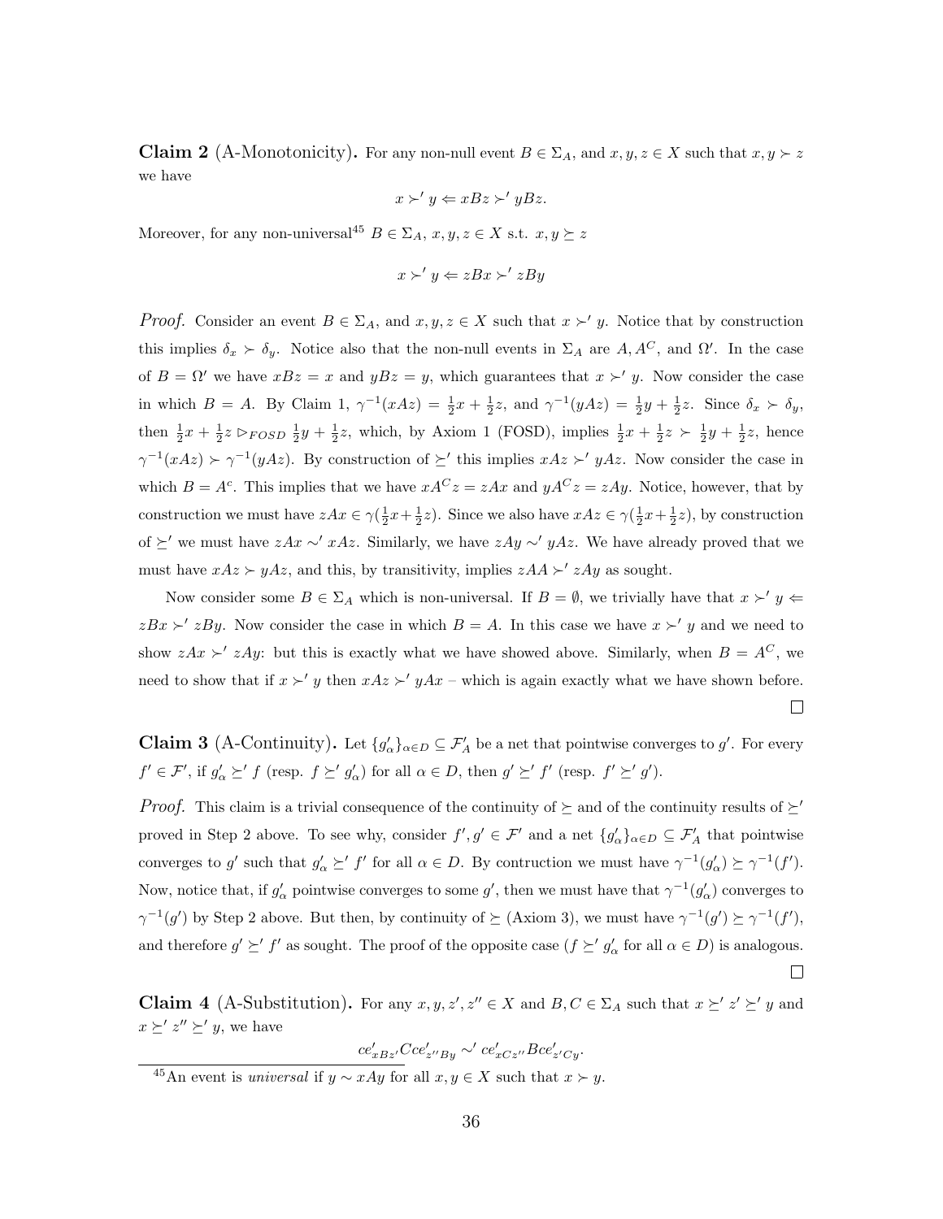**Claim 2** (A-Monotonicity)**.** For any non-null event $B \in \Sigma_A$, and $x, y, z \in X$ such that $x, y \succ z$ we have

$$x \succ' y \Leftarrow xBz \succ' yBz.$$

Moreover, for any non-universal[45] $B \in \Sigma_A$, $x, y, z \in X$ s.t. $x, y \succeq z$

$$x \succ' y \Leftarrow zBx \succ' zBy$$

*Proof.* Consider an event $B \in \Sigma_A$, and $x, y, z \in X$ such that $x \succ' y$. Notice that by construction this implies $\delta_x \succ \delta_y$. Notice also that the non-null events in $\Sigma_A$ are $A, A^C$, and $\Omega'$. In the case of $B = \Omega'$ we have $xBz = x$ and $yBz = y$, which guarantees that $x \succ' y$. Now consider the case in which $B = A$. By Claim 1, $\gamma^{-1}(xAz) = \frac{1}{2}x + \frac{1}{2}z$, and $\gamma^{-1}(yAz) = \frac{1}{2}y + \frac{1}{2}z$. Since $\delta_x \succ \delta_y$, then $\frac{1}{2}x + \frac{1}{2}z \rhd_{FOSD} \frac{1}{2}y + \frac{1}{2}z$, which, by Axiom 1 (FOSD), implies $\frac{1}{2}x + \frac{1}{2}z \succ \frac{1}{2}y + \frac{1}{2}z$, hence $\gamma^{-1}(xAz) \succ \gamma^{-1}(yAz)$. By construction of $\succeq'$ this implies $xAz \succ' yAz$. Now consider the case in which $B = A^c$. This implies that we have $xA^Cz = zAx$ and $yA^Cz = zAy$. Notice, however, that by construction we must have $zAx \in \gamma(\frac{1}{2}x+\frac{1}{2}z)$. Since we also have $xAz \in \gamma(\frac{1}{2}x+\frac{1}{2}z)$, by construction of $\succeq'$ we must have $zAx \sim' xAz$. Similarly, we have $zAy \sim' yAz$. We have already proved that we must have $xAz \succ yAz$, and this, by transitivity, implies $zAA \succ' zAy$ as sought.

Now consider some $B \in \Sigma_A$ which is non-universal. If $B = \emptyset$, we trivially have that $x \succ' y \Leftarrow zBx \succ' zBy$. Now consider the case in which $B = A$. In this case we have $x \succ' y$ and we need to show $zAx \succ' zAy$: but this is exactly what we have showed above. Similarly, when $B = A^C$, we need to show that if $x \succ' y$ then $xAz \succ' yAx$ – which is again exactly what we have shown before. □

**Claim 3** (A-Continuity)**.** Let $\{g'_\alpha\}_{\alpha \in D} \subseteq \mathcal{F}'_A$ be a net that pointwise converges to $g'$. For every $f' \in \mathcal{F}'$, if $g'_\alpha \succeq' f$ (resp. $f \succeq' g'_\alpha$) for all $\alpha \in D$, then $g' \succeq' f'$ (resp. $f' \succeq' g'$).

*Proof.* This claim is a trivial consequence of the continuity of $\succeq$ and of the continuity results of $\succeq'$ proved in Step 2 above. To see why, consider $f', g' \in \mathcal{F}'$ and a net $\{g'_\alpha\}_{\alpha \in D} \subseteq \mathcal{F}'_A$ that pointwise converges to $g'$ such that $g'_\alpha \succeq' f'$ for all $\alpha \in D$. By contruction we must have $\gamma^{-1}(g'_\alpha) \succeq \gamma^{-1}(f')$. Now, notice that, if $g'_\alpha$ pointwise converges to some $g'$, then we must have that $\gamma^{-1}(g'_\alpha)$ converges to $\gamma^{-1}(g')$ by Step 2 above. But then, by continuity of $\succeq$ (Axiom 3), we must have $\gamma^{-1}(g') \succeq \gamma^{-1}(f')$, and therefore $g' \succeq' f'$ as sought. The proof of the opposite case ($f \succeq' g'_\alpha$ for all $\alpha \in D$) is analogous. □

**Claim 4** (A-Substitution)**.** For any $x, y, z', z'' \in X$ and $B, C \in \Sigma_A$ such that $x \succeq' z' \succeq' y$ and $x \succeq' z'' \succeq' y$, we have

$$ce'_{xBz'}Cce'_{z''By} \sim' ce'_{xCz''}Bce'_{z'Cy}.$$

[45] An event is *universal* if $y \sim xAy$ for all $x, y \in X$ such that $x \succ y$.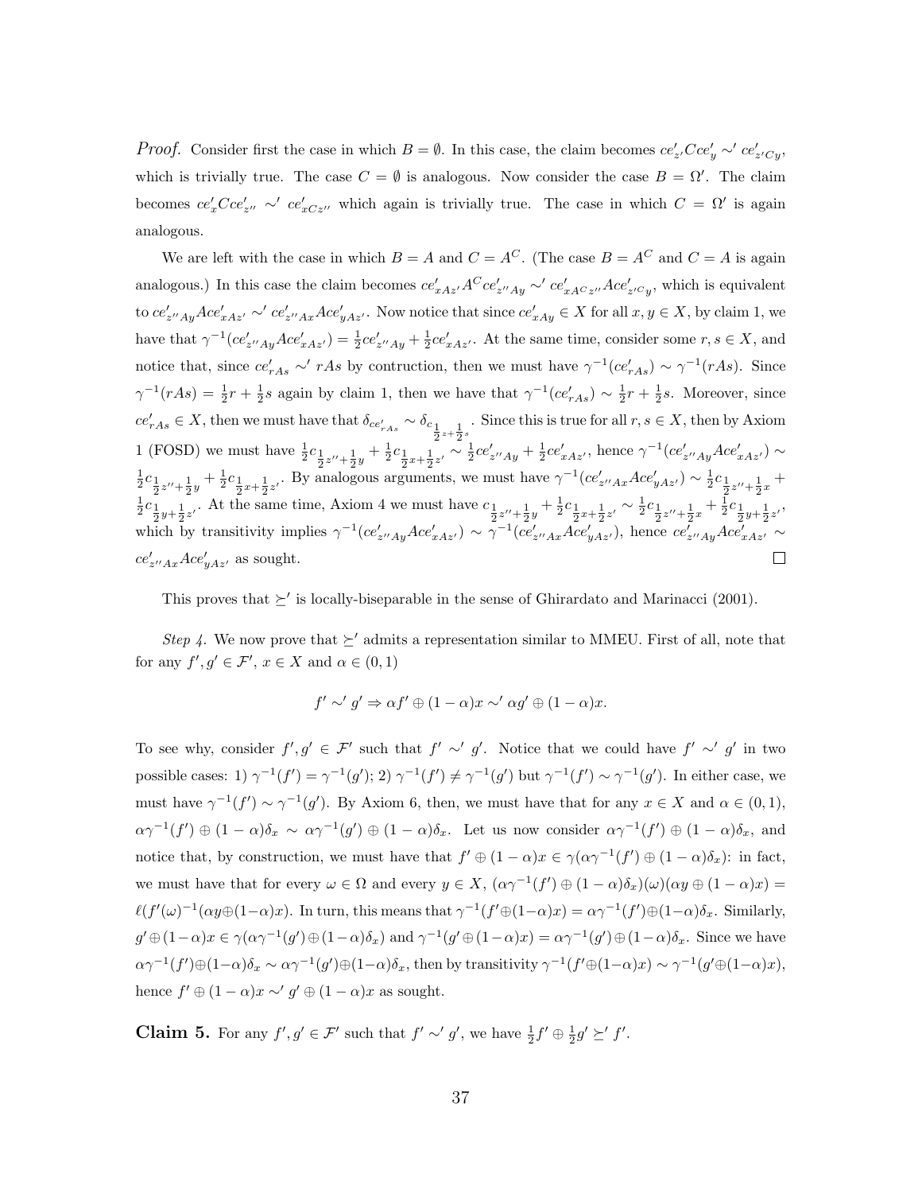*Proof.* Consider first the case in which $B = \emptyset$. In this case, the claim becomes $ce'_{z'}Cce'_y \sim' ce'_{z'Cy}$, which is trivially true. The case $C = \emptyset$ is analogous. Now consider the case $B = \Omega'$. The claim becomes $ce'_xCce'_{z''} \sim' ce'_{xCz''}$ which again is trivially true. The case in which $C = \Omega'$ is again analogous.

We are left with the case in which $B = A$ and $C = A^C$. (The case $B = A^C$ and $C = A$ is again analogous.) In this case the claim becomes $ce'_{xAz'}A^C ce'_{z''Ay} \sim' ce'_{xA^Cz''}Ace'_{z'^Cy}$, which is equivalent to $ce'_{z''Ay}Ace'_{xAz'} \sim' ce'_{z''Ax}Ace'_{yAz'}$. Now notice that since $ce'_{xAy} \in X$ for all $x, y \in X$, by claim 1, we have that $\gamma^{-1}(ce'_{z''Ay}Ace'_{xAz'}) = \frac{1}{2}ce'_{z''Ay} + \frac{1}{2}ce'_{xAz'}$. At the same time, consider some $r, s \in X$, and notice that, since $ce'_{rAs} \sim' rAs$ by contruction, then we must have $\gamma^{-1}(ce'_{rAs}) \sim \gamma^{-1}(rAs)$. Since $\gamma^{-1}(rAs) = \frac{1}{2}r + \frac{1}{2}s$ again by claim 1, then we have that $\gamma^{-1}(ce'_{rAs}) \sim \frac{1}{2}r + \frac{1}{2}s$. Moreover, since $ce'_{rAs} \in X$, then we must have that $\delta_{ce'_{rAs}} \sim \delta_{c_{\frac{1}{2}z+\frac{1}{2}s}}$. Since this is true for all $r, s \in X$, then by Axiom 1 (FOSD) we must have $\frac{1}{2}c_{\frac{1}{2}z''+\frac{1}{2}y} + \frac{1}{2}c_{\frac{1}{2}x+\frac{1}{2}z'} \sim \frac{1}{2}ce'_{z''Ay} + \frac{1}{2}ce'_{xAz'}$, hence $\gamma^{-1}(ce'_{z''Ay}Ace'_{xAz'}) \sim \frac{1}{2}c_{\frac{1}{2}z''+\frac{1}{2}y} + \frac{1}{2}c_{\frac{1}{2}x+\frac{1}{2}z'}$. By analogous arguments, we must have $\gamma^{-1}(ce'_{z''Ax}Ace'_{yAz'}) \sim \frac{1}{2}c_{\frac{1}{2}z''+\frac{1}{2}x} + \frac{1}{2}c_{\frac{1}{2}y+\frac{1}{2}z'}$. At the same time, Axiom 4 we must have $c_{\frac{1}{2}z''+\frac{1}{2}y} + \frac{1}{2}c_{\frac{1}{2}x+\frac{1}{2}z'} \sim \frac{1}{2}c_{\frac{1}{2}z''+\frac{1}{2}x} + \frac{1}{2}c_{\frac{1}{2}y+\frac{1}{2}z'}$, which by transitivity implies $\gamma^{-1}(ce'_{z''Ay}Ace'_{xAz'}) \sim \gamma^{-1}(ce'_{z''Ax}Ace'_{yAz'})$, hence $ce'_{z''Ay}Ace'_{xAz'} \sim ce'_{z''Ax}Ace'_{yAz'}$ as sought. $\square$

This proves that $\succeq'$ is locally-biseparable in the sense of Ghirardato and Marinacci (2001).

*Step 4.* We now prove that $\succeq'$ admits a representation similar to MMEU. First of all, note that for any $f', g' \in \mathcal{F}'$, $x \in X$ and $\alpha \in (0, 1)$

$$f' \sim' g' \Rightarrow \alpha f' \oplus (1-\alpha)x \sim' \alpha g' \oplus (1-\alpha)x.$$

To see why, consider $f', g' \in \mathcal{F}'$ such that $f' \sim' g'$. Notice that we could have $f' \sim' g'$ in two possible cases: 1) $\gamma^{-1}(f') = \gamma^{-1}(g')$; 2) $\gamma^{-1}(f') \neq \gamma^{-1}(g')$ but $\gamma^{-1}(f') \sim \gamma^{-1}(g')$. In either case, we must have $\gamma^{-1}(f') \sim \gamma^{-1}(g')$. By Axiom 6, then, we must have that for any $x \in X$ and $\alpha \in (0, 1)$, $\alpha\gamma^{-1}(f') \oplus (1-\alpha)\delta_x \sim \alpha\gamma^{-1}(g') \oplus (1-\alpha)\delta_x$. Let us now consider $\alpha\gamma^{-1}(f') \oplus (1-\alpha)\delta_x$, and notice that, by construction, we must have that $f' \oplus (1-\alpha)x \in \gamma(\alpha\gamma^{-1}(f') \oplus (1-\alpha)\delta_x)$: in fact, we must have that for every $\omega \in \Omega$ and every $y \in X$, $(\alpha\gamma^{-1}(f') \oplus (1-\alpha)\delta_x)(\omega)(\alpha y \oplus (1-\alpha)x) = \ell(f'(\omega)^{-1}(\alpha y \oplus (1-\alpha)x)$. In turn, this means that $\gamma^{-1}(f' \oplus (1-\alpha)x) = \alpha\gamma^{-1}(f') \oplus (1-\alpha)\delta_x$. Similarly, $g' \oplus (1-\alpha)x \in \gamma(\alpha\gamma^{-1}(g') \oplus (1-\alpha)\delta_x)$ and $\gamma^{-1}(g' \oplus (1-\alpha)x) = \alpha\gamma^{-1}(g') \oplus (1-\alpha)\delta_x$. Since we have $\alpha\gamma^{-1}(f') \oplus (1-\alpha)\delta_x \sim \alpha\gamma^{-1}(g') \oplus (1-\alpha)\delta_x$, then by transitivity $\gamma^{-1}(f' \oplus (1-\alpha)x) \sim \gamma^{-1}(g' \oplus (1-\alpha)x)$, hence $f' \oplus (1-\alpha)x \sim' g' \oplus (1-\alpha)x$ as sought.

**Claim 5.** For any $f', g' \in \mathcal{F}'$ such that $f' \sim' g'$, we have $\frac{1}{2}f' \oplus \frac{1}{2}g' \succeq' f'$.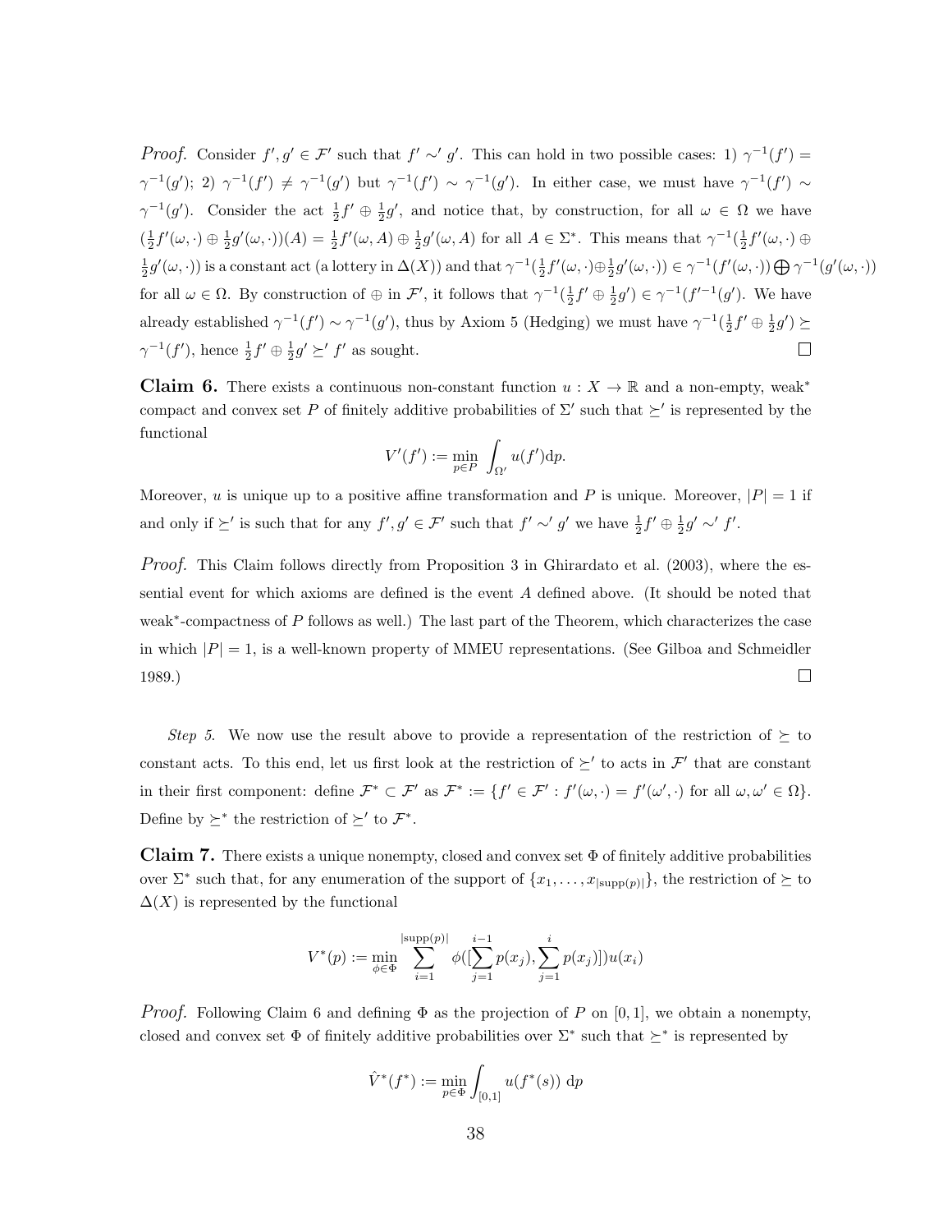*Proof.* Consider $f', g' \in \mathcal{F}'$ such that $f' \sim' g'$. This can hold in two possible cases: 1) $\gamma^{-1}(f') = \gamma^{-1}(g')$; 2) $\gamma^{-1}(f') \neq \gamma^{-1}(g')$ but $\gamma^{-1}(f') \sim \gamma^{-1}(g')$. In either case, we must have $\gamma^{-1}(f') \sim \gamma^{-1}(g')$. Consider the act $\frac{1}{2}f' \oplus \frac{1}{2}g'$, and notice that, by construction, for all $\omega \in \Omega$ we have $(\frac{1}{2}f'(\omega, \cdot) \oplus \frac{1}{2}g'(\omega, \cdot))(A) = \frac{1}{2}f'(\omega, A) \oplus \frac{1}{2}g'(\omega, A)$ for all $A \in \Sigma^*$. This means that $\gamma^{-1}(\frac{1}{2}f'(\omega, \cdot) \oplus \frac{1}{2}g'(\omega, \cdot))$ is a constant act (a lottery in $\Delta(X)$) and that $\gamma^{-1}(\frac{1}{2}f'(\omega, \cdot) \oplus \frac{1}{2}g'(\omega, \cdot)) \in \gamma^{-1}(f'(\omega, \cdot)) \bigoplus \gamma^{-1}(g'(\omega, \cdot))$ for all $\omega \in \Omega$. By construction of $\oplus$ in $\mathcal{F}'$, it follows that $\gamma^{-1}(\frac{1}{2}f' \oplus \frac{1}{2}g') \in \gamma^{-1}(f'^{-1}(g')$. We have already established $\gamma^{-1}(f') \sim \gamma^{-1}(g')$, thus by Axiom 5 (Hedging) we must have $\gamma^{-1}(\frac{1}{2}f' \oplus \frac{1}{2}g') \succeq \gamma^{-1}(f')$, hence $\frac{1}{2}f' \oplus \frac{1}{2}g' \succeq' f'$ as sought. ☐

**Claim 6.** There exists a continuous non-constant function $u : X \to \mathbb{R}$ and a non-empty, weak* compact and convex set $P$ of finitely additive probabilities of $\Sigma'$ such that $\succeq'$ is represented by the functional

$$V'(f') := \min_{p \in P} \int_{\Omega'} u(f') \mathrm{d}p.$$

Moreover, $u$ is unique up to a positive affine transformation and $P$ is unique. Moreover, $|P| = 1$ if and only if $\succeq'$ is such that for any $f', g' \in \mathcal{F}'$ such that $f' \sim' g'$ we have $\frac{1}{2}f' \oplus \frac{1}{2}g' \sim' f'$.

*Proof.* This Claim follows directly from Proposition 3 in Ghirardato et al. (2003), where the essential event for which axioms are defined is the event $A$ defined above. (It should be noted that weak*-compactness of $P$ follows as well.) The last part of the Theorem, which characterizes the case in which $|P| = 1$, is a well-known property of MMEU representations. (See Gilboa and Schmeidler 1989.) ☐

*Step 5.* We now use the result above to provide a representation of the restriction of $\succeq$ to constant acts. To this end, let us first look at the restriction of $\succeq'$ to acts in $\mathcal{F}'$ that are constant in their first component: define $\mathcal{F}^* \subset \mathcal{F}'$ as $\mathcal{F}^* := \{f' \in \mathcal{F}' : f'(\omega, \cdot) = f'(\omega', \cdot)$ for all $\omega, \omega' \in \Omega\}$. Define by $\succeq^*$ the restriction of $\succeq'$ to $\mathcal{F}^*$.

**Claim 7.** There exists a unique nonempty, closed and convex set $\Phi$ of finitely additive probabilities over $\Sigma^*$ such that, for any enumeration of the support of $\{x_1, \ldots, x_{|\text{supp}(p)|}\}$, the restriction of $\succeq$ to $\Delta(X)$ is represented by the functional

$$V^*(p) := \min_{\phi \in \Phi} \sum_{i=1}^{|\text{supp}(p)|} \phi([\sum_{j=1}^{i-1} p(x_j), \sum_{j=1}^{i} p(x_j)]) u(x_i)$$

*Proof.* Following Claim 6 and defining $\Phi$ as the projection of $P$ on $[0, 1]$, we obtain a nonempty, closed and convex set $\Phi$ of finitely additive probabilities over $\Sigma^*$ such that $\succeq^*$ is represented by

$$\hat{V}^*(f^*) := \min_{p \in \Phi} \int_{[0,1]} u(f^*(s)) \, \mathrm{d}p$$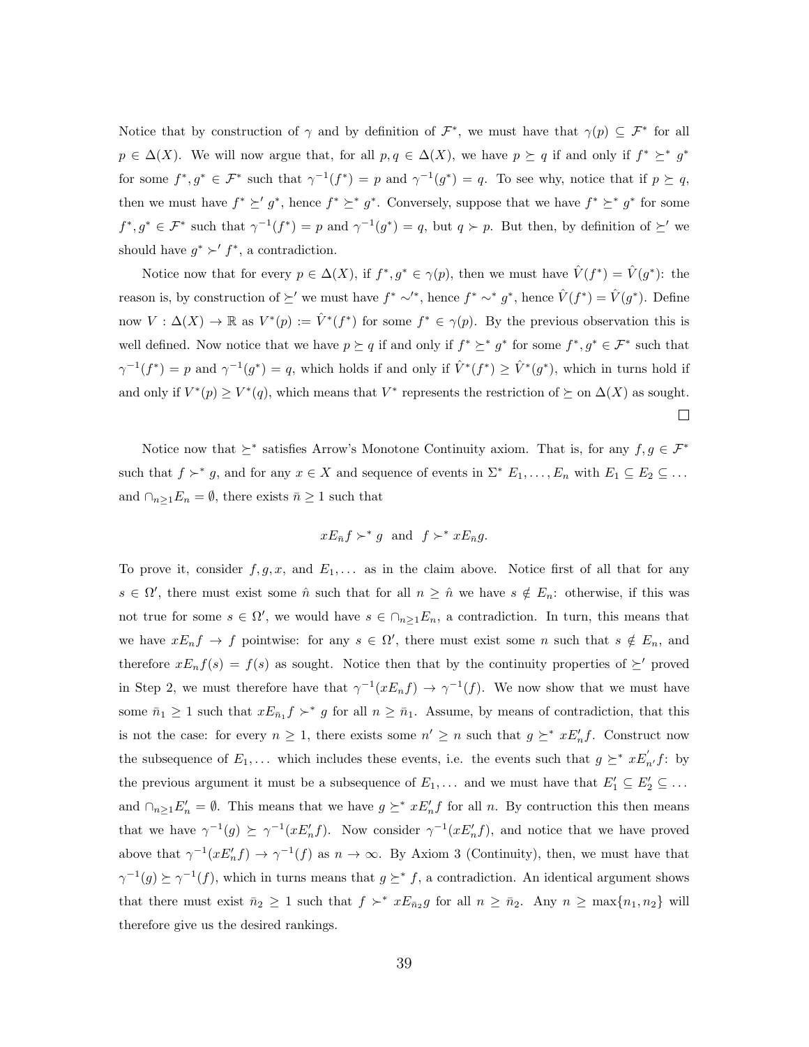Notice that by construction of $\gamma$ and by definition of $\mathcal{F}^*$, we must have that $\gamma(p) \subseteq \mathcal{F}^*$ for all $p \in \Delta(X)$. We will now argue that, for all $p, q \in \Delta(X)$, we have $p \succeq q$ if and only if $f^* \succeq^* g^*$ for some $f^*, g^* \in \mathcal{F}^*$ such that $\gamma^{-1}(f^*) = p$ and $\gamma^{-1}(g^*) = q$. To see why, notice that if $p \succeq q$, then we must have $f^* \succeq' g^*$, hence $f^* \succeq^* g^*$. Conversely, suppose that we have $f^* \succeq^* g^*$ for some $f^*, g^* \in \mathcal{F}^*$ such that $\gamma^{-1}(f^*) = p$ and $\gamma^{-1}(g^*) = q$, but $q \succ p$. But then, by definition of $\succeq'$ we should have $g^* \succ' f^*$, a contradiction.

Notice now that for every $p \in \Delta(X)$, if $f^*, g^* \in \gamma(p)$, then we must have $\hat{V}(f^*) = \hat{V}(g^*)$: the reason is, by construction of $\succeq'$ we must have $f^* \sim'^*$, hence $f^* \sim^* g^*$, hence $\hat{V}(f^*) = \hat{V}(g^*)$. Define now $V : \Delta(X) \to \mathbb{R}$ as $V^*(p) := \hat{V}^*(f^*)$ for some $f^* \in \gamma(p)$. By the previous observation this is well defined. Now notice that we have $p \succeq q$ if and only if $f^* \succeq^* g^*$ for some $f^*, g^* \in \mathcal{F}^*$ such that $\gamma^{-1}(f^*) = p$ and $\gamma^{-1}(g^*) = q$, which holds if and only if $\hat{V}^*(f^*) \geq \hat{V}^*(g^*)$, which in turns hold if and only if $V^*(p) \geq V^*(q)$, which means that $V^*$ represents the restriction of $\succeq$ on $\Delta(X)$ as sought. $\square$

Notice now that $\succeq^*$ satisfies Arrow's Monotone Continuity axiom. That is, for any $f, g \in \mathcal{F}^*$ such that $f \succ^* g$, and for any $x \in X$ and sequence of events in $\Sigma^*$ $E_1, \ldots, E_n$ with $E_1 \subseteq E_2 \subseteq \ldots$ and $\cap_{n \geq 1} E_n = \emptyset$, there exists $\bar{n} \geq 1$ such that

$$xE_{\bar{n}}f \succ^* g \ \text{ and } \ f \succ^* xE_{\bar{n}}g.$$

To prove it, consider $f, g, x$, and $E_1, \ldots$ as in the claim above. Notice first of all that for any $s \in \Omega'$, there must exist some $\hat{n}$ such that for all $n \geq \hat{n}$ we have $s \notin E_n$: otherwise, if this was not true for some $s \in \Omega'$, we would have $s \in \cap_{n \geq 1} E_n$, a contradiction. In turn, this means that we have $xE_n f \to f$ pointwise: for any $s \in \Omega'$, there must exist some $n$ such that $s \notin E_n$, and therefore $xE_n f(s) = f(s)$ as sought. Notice then that by the continuity properties of $\succeq'$ proved in Step 2, we must therefore have that $\gamma^{-1}(xE_n f) \to \gamma^{-1}(f)$. We now show that we must have some $\bar{n}_1 \geq 1$ such that $xE_{\bar{n}_1} f \succ^* g$ for all $n \geq \bar{n}_1$. Assume, by means of contradiction, that this is not the case: for every $n \geq 1$, there exists some $n' \geq n$ such that $g \succeq^* xE'_n f$. Construct now the subsequence of $E_1, \ldots$ which includes these events, i.e. the events such that $g \succeq^* xE'_{n'} f$: by the previous argument it must be a subsequence of $E_1, \ldots$ and we must have that $E'_1 \subseteq E'_2 \subseteq \ldots$ and $\cap_{n \geq 1} E'_n = \emptyset$. This means that we have $g \succeq^* xE'_n f$ for all $n$. By contruction this then means that we have $\gamma^{-1}(g) \succeq \gamma^{-1}(xE'_n f)$. Now consider $\gamma^{-1}(xE'_n f)$, and notice that we have proved above that $\gamma^{-1}(xE'_n f) \to \gamma^{-1}(f)$ as $n \to \infty$. By Axiom 3 (Continuity), then, we must have that $\gamma^{-1}(g) \succeq \gamma^{-1}(f)$, which in turns means that $g \succeq^* f$, a contradiction. An identical argument shows that there must exist $\bar{n}_2 \geq 1$ such that $f \succ^* xE_{\bar{n}_2} g$ for all $n \geq \bar{n}_2$. Any $n \geq \max\{n_1, n_2\}$ will therefore give us the desired rankings.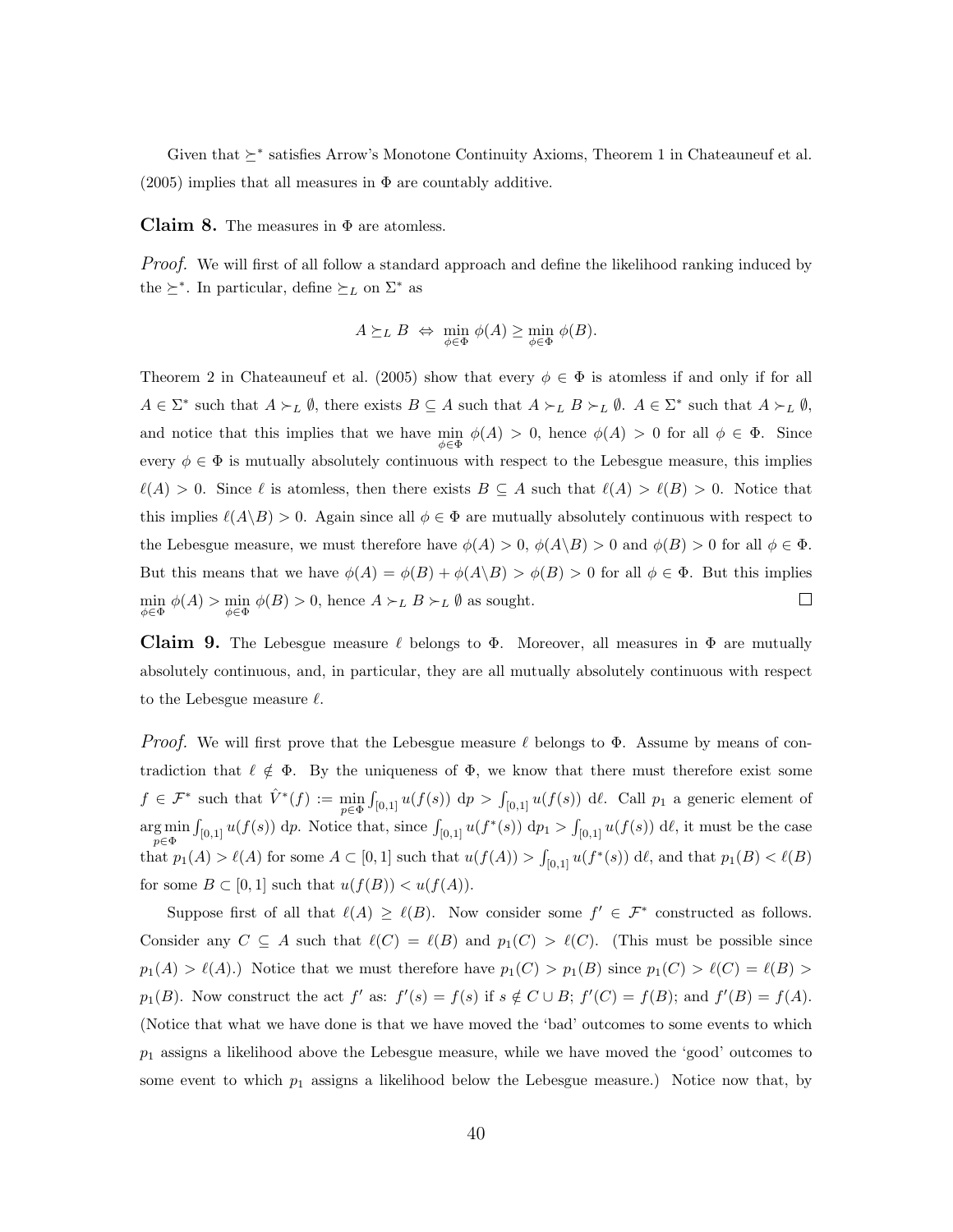Given that $\succeq^*$ satisfies Arrow's Monotone Continuity Axioms, Theorem 1 in Chateauneuf et al. (2005) implies that all measures in $\Phi$ are countably additive.

**Claim 8.** The measures in $\Phi$ are atomless.

*Proof.* We will first of all follow a standard approach and define the likelihood ranking induced by the $\succeq^*$. In particular, define $\succeq_L$ on $\Sigma^*$ as

$$A \succeq_L B \;\Leftrightarrow\; \min_{\phi \in \Phi} \phi(A) \geq \min_{\phi \in \Phi} \phi(B).$$

Theorem 2 in Chateauneuf et al. (2005) show that every $\phi \in \Phi$ is atomless if and only if for all $A \in \Sigma^*$ such that $A \succ_L \emptyset$, there exists $B \subseteq A$ such that $A \succ_L B \succ_L \emptyset$. $A \in \Sigma^*$ such that $A \succ_L \emptyset$, and notice that this implies that we have $\min_{\phi \in \Phi} \phi(A) > 0$, hence $\phi(A) > 0$ for all $\phi \in \Phi$. Since every $\phi \in \Phi$ is mutually absolutely continuous with respect to the Lebesgue measure, this implies $\ell(A) > 0$. Since $\ell$ is atomless, then there exists $B \subseteq A$ such that $\ell(A) > \ell(B) > 0$. Notice that this implies $\ell(A \backslash B) > 0$. Again since all $\phi \in \Phi$ are mutually absolutely continuous with respect to the Lebesgue measure, we must therefore have $\phi(A) > 0$, $\phi(A \backslash B) > 0$ and $\phi(B) > 0$ for all $\phi \in \Phi$. But this means that we have $\phi(A) = \phi(B) + \phi(A \backslash B) > \phi(B) > 0$ for all $\phi \in \Phi$. But this implies $\min_{\phi \in \Phi} \phi(A) > \min_{\phi \in \Phi} \phi(B) > 0$, hence $A \succ_L B \succ_L \emptyset$ as sought. $\square$

**Claim 9.** The Lebesgue measure $\ell$ belongs to $\Phi$. Moreover, all measures in $\Phi$ are mutually absolutely continuous, and, in particular, they are all mutually absolutely continuous with respect to the Lebesgue measure $\ell$.

*Proof.* We will first prove that the Lebesgue measure $\ell$ belongs to $\Phi$. Assume by means of contradiction that $\ell \notin \Phi$. By the uniqueness of $\Phi$, we know that there must therefore exist some $f \in \mathcal{F}^*$ such that $\hat{V}^*(f) := \min_{p \in \Phi} \int_{[0,1]} u(f(s)) \, \mathrm{d}p > \int_{[0,1]} u(f(s)) \, \mathrm{d}\ell$. Call $p_1$ a generic element of $\arg\min_{p \in \Phi} \int_{[0,1]} u(f(s)) \, \mathrm{d}p$. Notice that, since $\int_{[0,1]} u(f^*(s)) \, \mathrm{d}p_1 > \int_{[0,1]} u(f(s)) \, \mathrm{d}\ell$, it must be the case that $p_1(A) > \ell(A)$ for some $A \subset [0,1]$ such that $u(f(A)) > \int_{[0,1]} u(f^*(s)) \, \mathrm{d}\ell$, and that $p_1(B) < \ell(B)$ for some $B \subset [0,1]$ such that $u(f(B)) < u(f(A))$.

Suppose first of all that $\ell(A) \geq \ell(B)$. Now consider some $f' \in \mathcal{F}^*$ constructed as follows. Consider any $C \subseteq A$ such that $\ell(C) = \ell(B)$ and $p_1(C) > \ell(C)$. (This must be possible since $p_1(A) > \ell(A)$.) Notice that we must therefore have $p_1(C) > p_1(B)$ since $p_1(C) > \ell(C) = \ell(B) > p_1(B)$. Now construct the act $f'$ as: $f'(s) = f(s)$ if $s \notin C \cup B$; $f'(C) = f(B)$; and $f'(B) = f(A)$. (Notice that what we have done is that we have moved the 'bad' outcomes to some events to which $p_1$ assigns a likelihood above the Lebesgue measure, while we have moved the 'good' outcomes to some event to which $p_1$ assigns a likelihood below the Lebesgue measure.) Notice now that, by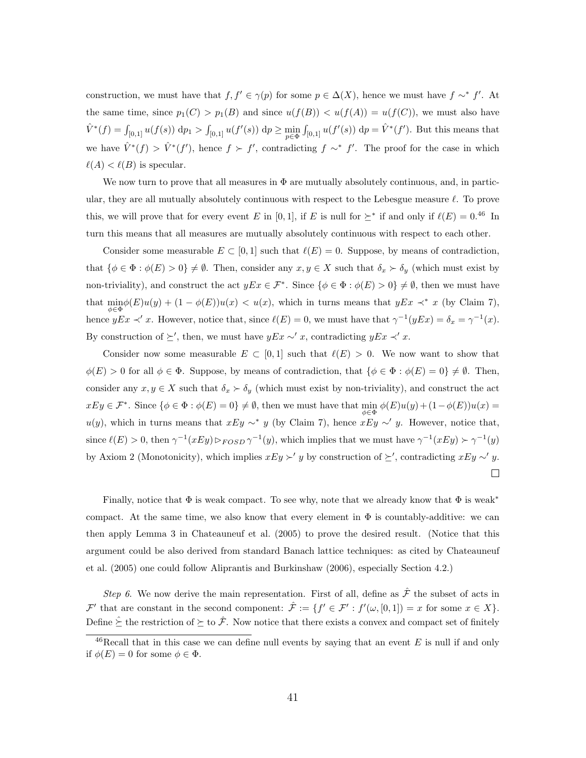construction, we must have that $f, f' \in \gamma(p)$ for some $p \in \Delta(X)$, hence we must have $f \sim^* f'$. At the same time, since $p_1(C) > p_1(B)$ and since $u(f(B)) < u(f(A)) = u(f(C))$, we must also have $\hat{V}^*(f) = \int_{[0,1]} u(f(s)) \, \mathrm{d}p_1 > \int_{[0,1]} u(f'(s)) \, \mathrm{d}p \geq \min_{p \in \Phi} \int_{[0,1]} u(f'(s)) \, \mathrm{d}p = \hat{V}^*(f')$. But this means that we have $\hat{V}^*(f) > \hat{V}^*(f')$, hence $f \succ f'$, contradicting $f \sim^* f'$. The proof for the case in which $\ell(A) < \ell(B)$ is specular.

We now turn to prove that all measures in $\Phi$ are mutually absolutely continuous, and, in particular, they are all mutually absolutely continuous with respect to the Lebesgue measure $\ell$. To prove this, we will prove that for every event $E$ in $[0,1]$, if $E$ is null for $\succeq^*$ if and only if $\ell(E) = 0$.[46] In turn this means that all measures are mutually absolutely continuous with respect to each other.

Consider some measurable $E \subset [0,1]$ such that $\ell(E) = 0$. Suppose, by means of contradiction, that $\{\phi \in \Phi : \phi(E) > 0\} \neq \emptyset$. Then, consider any $x, y \in X$ such that $\delta_x \succ \delta_y$ (which must exist by non-triviality), and construct the act $yEx \in \mathcal{F}^*$. Since $\{\phi \in \Phi : \phi(E) > 0\} \neq \emptyset$, then we must have that $\min_{\phi \in \Phi} \phi(E)u(y) + (1 - \phi(E))u(x) < u(x)$, which in turns means that $yEx \prec^* x$ (by Claim 7), hence $yEx \prec' x$. However, notice that, since $\ell(E) = 0$, we must have that $\gamma^{-1}(yEx) = \delta_x = \gamma^{-1}(x)$. By construction of $\succeq'$, then, we must have $yEx \sim' x$, contradicting $yEx \prec' x$.

Consider now some measurable $E \subset [0,1]$ such that $\ell(E) > 0$. We now want to show that $\phi(E) > 0$ for all $\phi \in \Phi$. Suppose, by means of contradiction, that $\{\phi \in \Phi : \phi(E) = 0\} \neq \emptyset$. Then, consider any $x, y \in X$ such that $\delta_x \succ \delta_y$ (which must exist by non-triviality), and construct the act $xEy \in \mathcal{F}^*$. Since $\{\phi \in \Phi : \phi(E) = 0\} \neq \emptyset$, then we must have that $\min_{\phi \in \Phi} \phi(E)u(y) + (1 - \phi(E))u(x) = u(y)$, which in turns means that $xEy \sim^* y$ (by Claim 7), hence $xEy \sim' y$. However, notice that, since $\ell(E) > 0$, then $\gamma^{-1}(xEy) \rhd_{FOSD} \gamma^{-1}(y)$, which implies that we must have $\gamma^{-1}(xEy) \succ \gamma^{-1}(y)$ by Axiom 2 (Monotonicity), which implies $xEy \succ' y$ by construction of $\succeq'$, contradicting $xEy \sim' y$. $\square$

Finally, notice that $\Phi$ is weak compact. To see why, note that we already know that $\Phi$ is weak$^*$ compact. At the same time, we also know that every element in $\Phi$ is countably-additive: we can then apply Lemma 3 in Chateauneuf et al. (2005) to prove the desired result. (Notice that this argument could be also derived from standard Banach lattice techniques: as cited by Chateauneuf et al. (2005) one could follow Aliprantis and Burkinshaw (2006), especially Section 4.2.)

*Step 6.* We now derive the main representation. First of all, define as $\hat{\mathcal{F}}$ the subset of acts in $\mathcal{F}'$ that are constant in the second component: $\hat{\mathcal{F}} := \{f' \in \mathcal{F}' : f'(\omega, [0,1]) = x \text{ for some } x \in X\}$. Define $\hat{\succeq}$ the restriction of $\succeq$ to $\hat{\mathcal{F}}$. Now notice that there exists a convex and compact set of finitely

[46] Recall that in this case we can define null events by saying that an event $E$ is null if and only if $\phi(E) = 0$ for some $\phi \in \Phi$.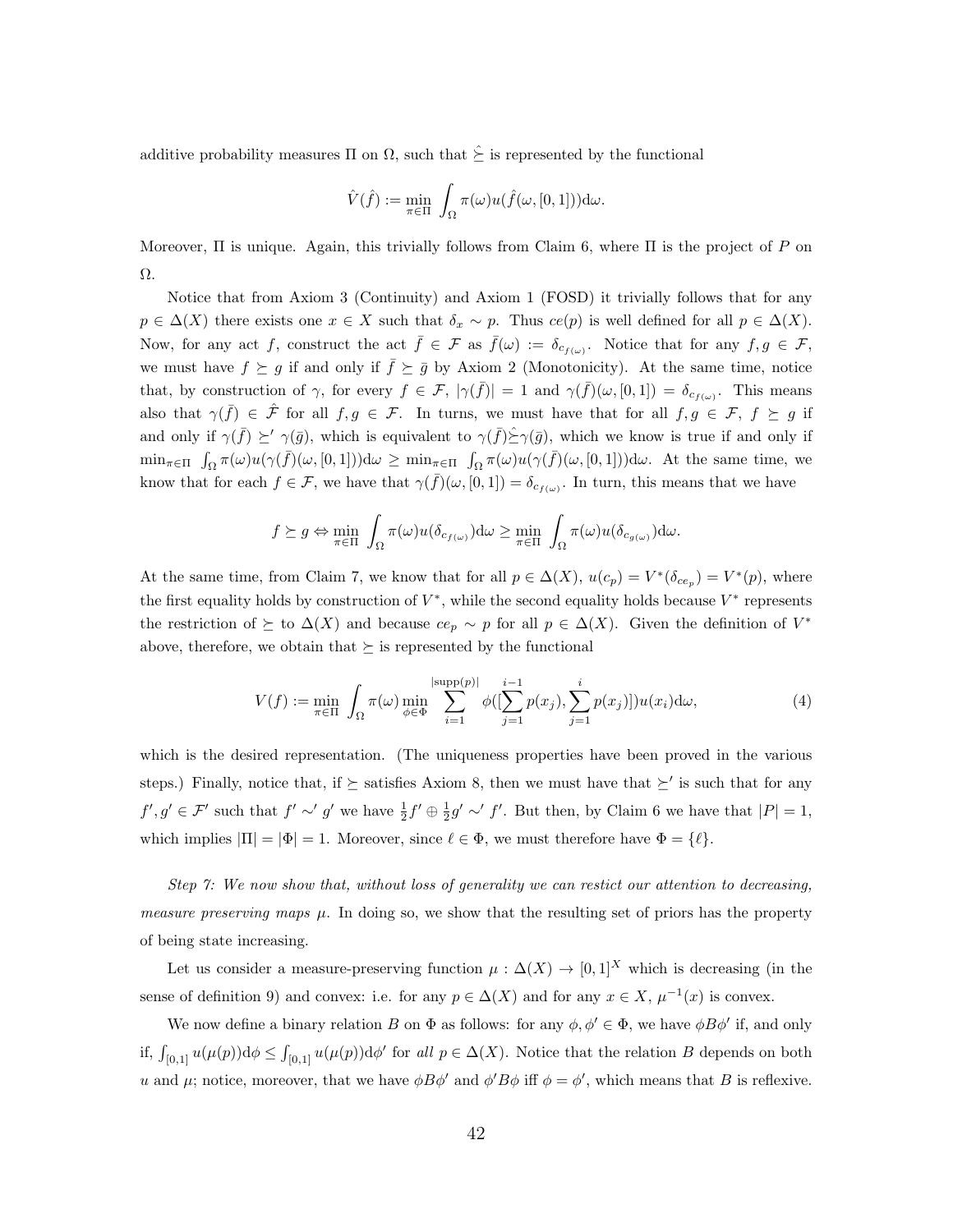additive probability measures $\Pi$ on $\Omega$, such that $\hat{\succeq}$ is represented by the functional

$$\hat{V}(\hat{f}) := \min_{\pi \in \Pi} \int_{\Omega} \pi(\omega) u(\hat{f}(\omega, [0,1])) \mathrm{d}\omega.$$

Moreover, $\Pi$ is unique. Again, this trivially follows from Claim 6, where $\Pi$ is the project of $P$ on $\Omega$.

Notice that from Axiom 3 (Continuity) and Axiom 1 (FOSD) it trivially follows that for any $p \in \Delta(X)$ there exists one $x \in X$ such that $\delta_x \sim p$. Thus $ce(p)$ is well defined for all $p \in \Delta(X)$. Now, for any act $f$, construct the act $\bar{f} \in \mathcal{F}$ as $\bar{f}(\omega) := \delta_{c_{f(\omega)}}$. Notice that for any $f, g \in \mathcal{F}$, we must have $f \succeq g$ if and only if $\bar{f} \succeq \bar{g}$ by Axiom 2 (Monotonicity). At the same time, notice that, by construction of $\gamma$, for every $f \in \mathcal{F}$, $|\gamma(\bar{f})| = 1$ and $\gamma(\bar{f})(\omega, [0,1]) = \delta_{c_{f(\omega)}}$. This means also that $\gamma(\bar{f}) \in \hat{\mathcal{F}}$ for all $f, g \in \mathcal{F}$. In turns, we must have that for all $f, g \in \mathcal{F}$, $f \succeq g$ if and only if $\gamma(\bar{f}) \succeq' \gamma(\bar{g})$, which is equivalent to $\gamma(\bar{f}) \hat{\succeq} \gamma(\bar{g})$, which we know is true if and only if $\min_{\pi \in \Pi} \int_{\Omega} \pi(\omega) u(\gamma(\bar{f})(\omega, [0,1])) \mathrm{d}\omega \geq \min_{\pi \in \Pi} \int_{\Omega} \pi(\omega) u(\gamma(\bar{f})(\omega, [0,1])) \mathrm{d}\omega$. At the same time, we know that for each $f \in \mathcal{F}$, we have that $\gamma(\bar{f})(\omega, [0,1]) = \delta_{c_{f(\omega)}}$. In turn, this means that we have

$$f \succeq g \Leftrightarrow \min_{\pi \in \Pi} \int_{\Omega} \pi(\omega) u(\delta_{c_{f(\omega)}}) \mathrm{d}\omega \geq \min_{\pi \in \Pi} \int_{\Omega} \pi(\omega) u(\delta_{c_{g(\omega)}}) \mathrm{d}\omega.$$

At the same time, from Claim 7, we know that for all $p \in \Delta(X)$, $u(c_p) = V^*(\delta_{ce_p}) = V^*(p)$, where the first equality holds by construction of $V^*$, while the second equality holds because $V^*$ represents the restriction of $\succeq$ to $\Delta(X)$ and because $ce_p \sim p$ for all $p \in \Delta(X)$. Given the definition of $V^*$ above, therefore, we obtain that $\succeq$ is represented by the functional

$$V(f) := \min_{\pi \in \Pi} \int_{\Omega} \pi(\omega) \min_{\phi \in \Phi} \sum_{i=1}^{|\mathrm{supp}(p)|} \phi([\sum_{j=1}^{i-1} p(x_j), \sum_{j=1}^{i} p(x_j)]) u(x_i) \mathrm{d}\omega, \tag{4}$$

which is the desired representation. (The uniqueness properties have been proved in the various steps.) Finally, notice that, if $\succeq$ satisfies Axiom 8, then we must have that $\succeq'$ is such that for any $f', g' \in \mathcal{F}'$ such that $f' \sim' g'$ we have $\frac{1}{2} f' \oplus \frac{1}{2} g' \sim' f'$. But then, by Claim 6 we have that $|P| = 1$, which implies $|\Pi| = |\Phi| = 1$. Moreover, since $\ell \in \Phi$, we must therefore have $\Phi = \{\ell\}$.

*Step 7: We now show that, without loss of generality we can restict our attention to decreasing, measure preserving maps $\mu$. In doing so, we show that the resulting set of priors has the property of being state increasing.*

Let us consider a measure-preserving function $\mu : \Delta(X) \to [0,1]^X$ which is decreasing (in the sense of definition 9) and convex: i.e. for any $p \in \Delta(X)$ and for any $x \in X$, $\mu^{-1}(x)$ is convex.

We now define a binary relation $B$ on $\Phi$ as follows: for any $\phi, \phi' \in \Phi$, we have $\phi B \phi'$ if, and only if, $\int_{[0,1]} u(\mu(p)) \mathrm{d}\phi \leq \int_{[0,1]} u(\mu(p)) \mathrm{d}\phi'$ for *all* $p \in \Delta(X)$. Notice that the relation $B$ depends on both $u$ and $\mu$; notice, moreover, that we have $\phi B \phi'$ and $\phi' B \phi$ iff $\phi = \phi'$, which means that $B$ is reflexive.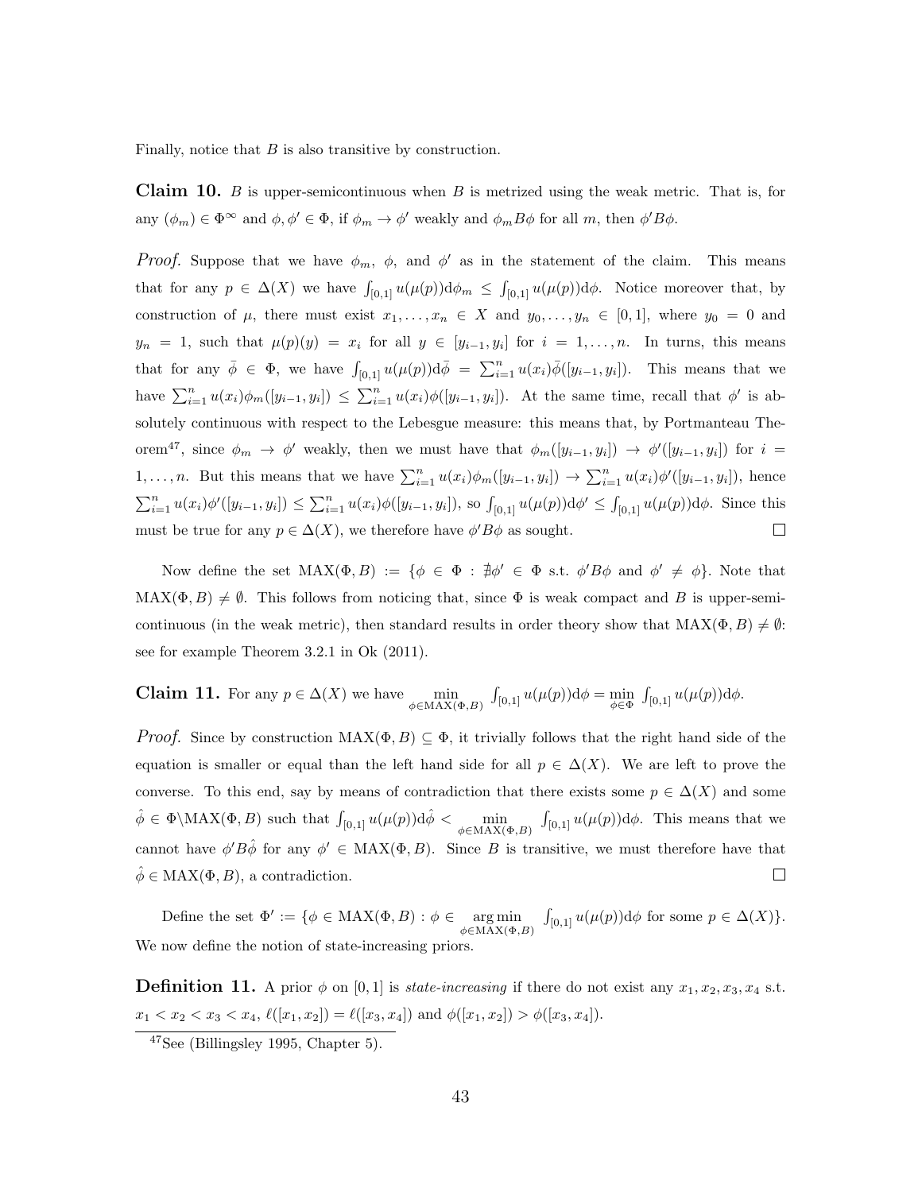Finally, notice that $B$ is also transitive by construction.

**Claim 10.** *$B$ is upper-semicontinuous when $B$ is metrized using the weak metric. That is, for any $(\phi_m) \in \Phi^\infty$ and $\phi, \phi' \in \Phi$, if $\phi_m \to \phi'$ weakly and $\phi_m B \phi$ for all $m$, then $\phi' B \phi$.*

*Proof.* Suppose that we have $\phi_m$, $\phi$, and $\phi'$ as in the statement of the claim. This means that for any $p \in \Delta(X)$ we have $\int_{[0,1]} u(\mu(p))\mathrm{d}\phi_m \leq \int_{[0,1]} u(\mu(p))\mathrm{d}\phi$. Notice moreover that, by construction of $\mu$, there must exist $x_1, \ldots, x_n \in X$ and $y_0, \ldots, y_n \in [0,1]$, where $y_0 = 0$ and $y_n = 1$, such that $\mu(p)(y) = x_i$ for all $y \in [y_{i-1}, y_i]$ for $i = 1, \ldots, n$. In turns, this means that for any $\bar{\phi} \in \Phi$, we have $\int_{[0,1]} u(\mu(p))\mathrm{d}\bar{\phi} = \sum_{i=1}^n u(x_i)\bar{\phi}([y_{i-1}, y_i])$. This means that we have $\sum_{i=1}^n u(x_i)\phi_m([y_{i-1}, y_i]) \leq \sum_{i=1}^n u(x_i)\phi([y_{i-1}, y_i])$. At the same time, recall that $\phi'$ is absolutely continuous with respect to the Lebesgue measure: this means that, by Portmanteau Theorem[47], since $\phi_m \to \phi'$ weakly, then we must have that $\phi_m([y_{i-1}, y_i]) \to \phi'([y_{i-1}, y_i])$ for $i = 1, \ldots, n$. But this means that we have $\sum_{i=1}^n u(x_i)\phi_m([y_{i-1}, y_i]) \to \sum_{i=1}^n u(x_i)\phi'([y_{i-1}, y_i])$, hence $\sum_{i=1}^n u(x_i)\phi'([y_{i-1}, y_i]) \leq \sum_{i=1}^n u(x_i)\phi([y_{i-1}, y_i])$, so $\int_{[0,1]} u(\mu(p))\mathrm{d}\phi' \leq \int_{[0,1]} u(\mu(p))\mathrm{d}\phi$. Since this must be true for any $p \in \Delta(X)$, we therefore have $\phi' B \phi$ as sought. $\square$

Now define the set $\mathrm{MAX}(\Phi, B) := \{\phi \in \Phi : \nexists \phi' \in \Phi \text{ s.t. } \phi' B \phi \text{ and } \phi' \neq \phi\}$. Note that $\mathrm{MAX}(\Phi, B) \neq \emptyset$. This follows from noticing that, since $\Phi$ is weak compact and $B$ is upper-semi-continuous (in the weak metric), then standard results in order theory show that $\mathrm{MAX}(\Phi, B) \neq \emptyset$: see for example Theorem 3.2.1 in Ok (2011).

**Claim 11.** *For any $p \in \Delta(X)$ we have $\min\limits_{\phi \in \mathrm{MAX}(\Phi,B)} \int_{[0,1]} u(\mu(p))\mathrm{d}\phi = \min\limits_{\phi \in \Phi} \int_{[0,1]} u(\mu(p))\mathrm{d}\phi$.*

*Proof.* Since by construction $\mathrm{MAX}(\Phi, B) \subseteq \Phi$, it trivially follows that the right hand side of the equation is smaller or equal than the left hand side for all $p \in \Delta(X)$. We are left to prove the converse. To this end, say by means of contradiction that there exists some $p \in \Delta(X)$ and some $\hat{\phi} \in \Phi \backslash \mathrm{MAX}(\Phi, B)$ such that $\int_{[0,1]} u(\mu(p))\mathrm{d}\hat{\phi} < \min\limits_{\phi \in \mathrm{MAX}(\Phi,B)} \int_{[0,1]} u(\mu(p))\mathrm{d}\phi$. This means that we cannot have $\phi' B \hat{\phi}$ for any $\phi' \in \mathrm{MAX}(\Phi, B)$. Since $B$ is transitive, we must therefore have that $\hat{\phi} \in \mathrm{MAX}(\Phi, B)$, a contradiction. $\square$

Define the set $\Phi' := \{\phi \in \mathrm{MAX}(\Phi, B) : \phi \in \operatorname*{arg\,min}\limits_{\phi \in \mathrm{MAX}(\Phi,B)} \int_{[0,1]} u(\mu(p))\mathrm{d}\phi \text{ for some } p \in \Delta(X)\}$. We now define the notion of state-increasing priors.

**Definition 11.** A prior $\phi$ on $[0,1]$ is *state-increasing* if there do not exist any $x_1, x_2, x_3, x_4$ s.t. $x_1 < x_2 < x_3 < x_4$, $\ell([x_1, x_2]) = \ell([x_3, x_4])$ and $\phi([x_1, x_2]) > \phi([x_3, x_4])$.

[47] See (Billingsley 1995, Chapter 5).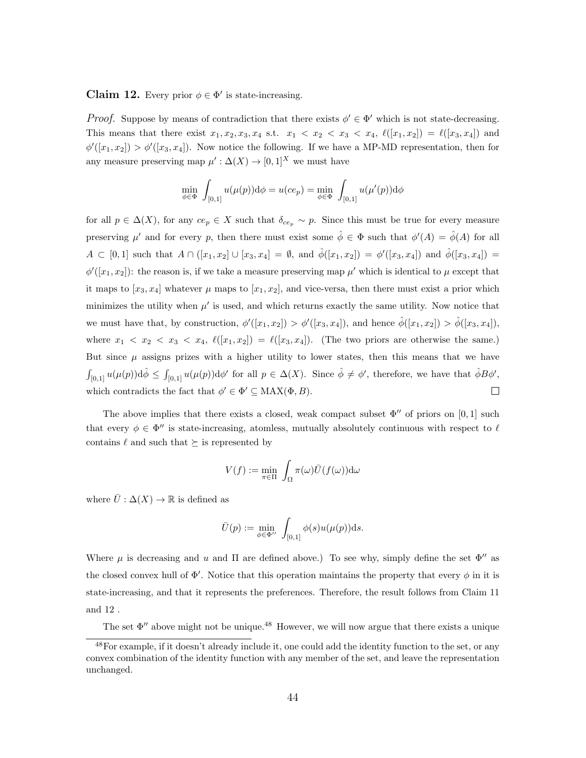**Claim 12.** Every prior $\phi \in \Phi'$ is state-increasing.

*Proof.* Suppose by means of contradiction that there exists $\phi' \in \Phi'$ which is not state-decreasing. This means that there exist $x_1, x_2, x_3, x_4$ s.t. $x_1 < x_2 < x_3 < x_4$, $\ell([x_1, x_2]) = \ell([x_3, x_4])$ and $\phi'([x_1, x_2]) > \phi'([x_3, x_4])$. Now notice the following. If we have a MP-MD representation, then for any measure preserving map $\mu' : \Delta(X) \to [0, 1]^X$ we must have

$$\min_{\phi \in \Phi} \int_{[0,1]} u(\mu(p)) \mathrm{d}\phi = u(ce_p) = \min_{\phi \in \Phi} \int_{[0,1]} u(\mu'(p)) \mathrm{d}\phi$$

for all $p \in \Delta(X)$, for any $ce_p \in X$ such that $\delta_{ce_p} \sim p$. Since this must be true for every measure preserving $\mu'$ and for every $p$, then there must exist some $\hat{\phi} \in \Phi$ such that $\phi'(A) = \hat{\phi}(A)$ for all $A \subset [0, 1]$ such that $A \cap ([x_1, x_2] \cup [x_3, x_4] = \emptyset$, and $\hat{\phi}([x_1, x_2]) = \phi'([x_3, x_4])$ and $\hat{\phi}([x_3, x_4]) = \phi'([x_1, x_2])$: the reason is, if we take a measure preserving map $\mu'$ which is identical to $\mu$ except that it maps to $[x_3, x_4]$ whatever $\mu$ maps to $[x_1, x_2]$, and vice-versa, then there must exist a prior which minimizes the utility when $\mu'$ is used, and which returns exactly the same utility. Now notice that we must have that, by construction, $\phi'([x_1, x_2]) > \phi'([x_3, x_4])$, and hence $\hat{\phi}([x_1, x_2]) > \hat{\phi}([x_3, x_4])$, where $x_1 < x_2 < x_3 < x_4$, $\ell([x_1, x_2]) = \ell([x_3, x_4])$. (The two priors are otherwise the same.) But since $\mu$ assigns prizes with a higher utility to lower states, then this means that we have $\int_{[0,1]} u(\mu(p)) \mathrm{d}\hat{\phi} \leq \int_{[0,1]} u(\mu(p)) \mathrm{d}\phi'$ for all $p \in \Delta(X)$. Since $\hat{\phi} \neq \phi'$, therefore, we have that $\hat{\phi} B \phi'$, which contradicts the fact that $\phi' \in \Phi' \subseteq \text{MAX}(\Phi, B)$. □

The above implies that there exists a closed, weak compact subset $\Phi''$ of priors on $[0, 1]$ such that every $\phi \in \Phi''$ is state-increasing, atomless, mutually absolutely continuous with respect to $\ell$ contains $\ell$ and such that $\succeq$ is represented by

$$V(f) := \min_{\pi \in \Pi} \int_{\Omega} \pi(\omega) \bar{U}(f(\omega)) \mathrm{d}\omega$$

where $\bar{U} : \Delta(X) \to \mathbb{R}$ is defined as

$$\bar{U}(p) := \min_{\phi \in \Phi''} \int_{[0,1]} \phi(s) u(\mu(p)) \mathrm{d}s.$$

Where $\mu$ is decreasing and $u$ and $\Pi$ are defined above.) To see why, simply define the set $\Phi''$ as the closed convex hull of $\Phi'$. Notice that this operation maintains the property that every $\phi$ in it is state-increasing, and that it represents the preferences. Therefore, the result follows from Claim 11 and 12 .

The set $\Phi''$ above might not be unique.[48] However, we will now argue that there exists a unique

---

[48] For example, if it doesn't already include it, one could add the identity function to the set, or any convex combination of the identity function with any member of the set, and leave the representation unchanged.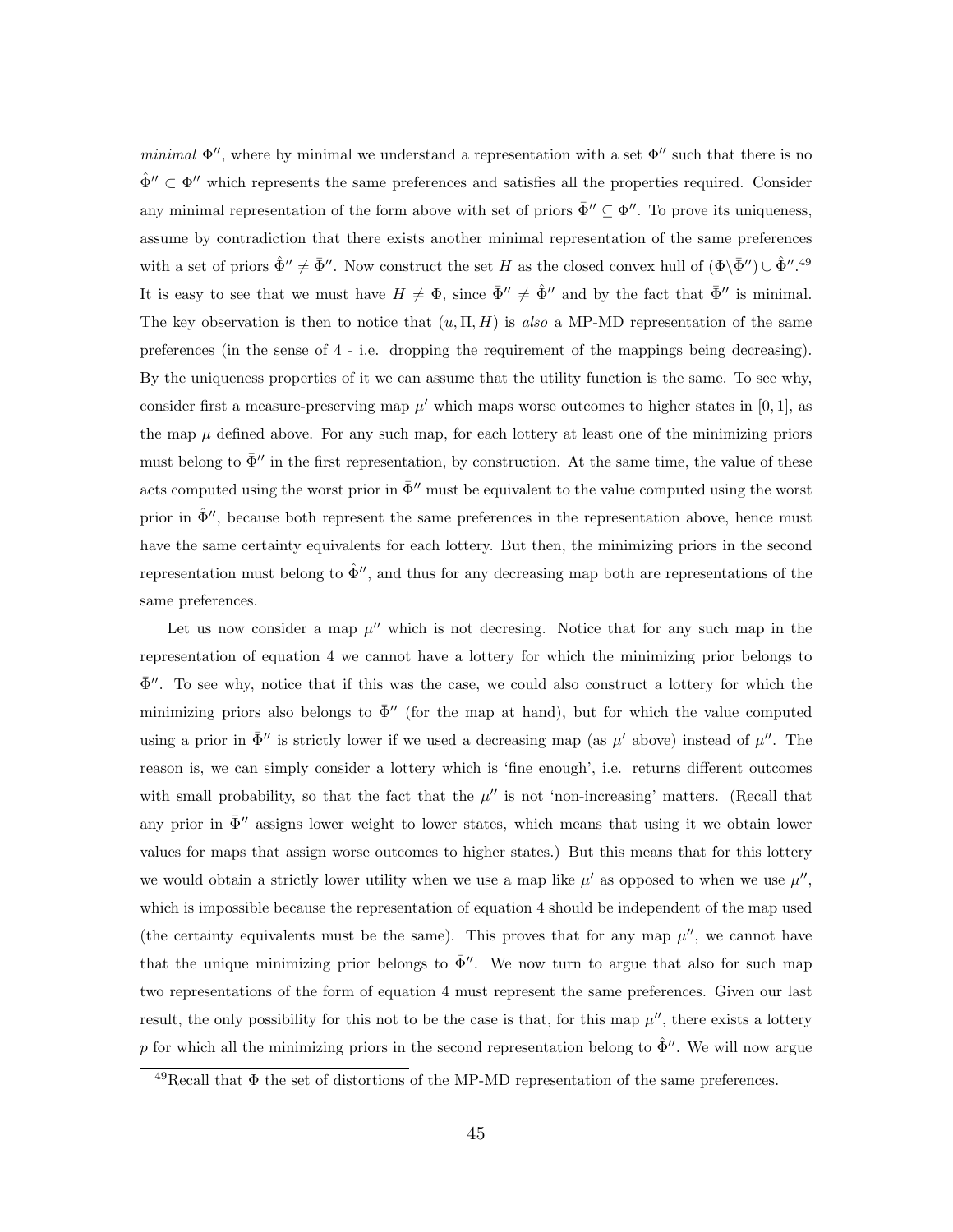*minimal* $\Phi''$, where by minimal we understand a representation with a set $\Phi''$ such that there is no $\hat{\Phi}'' \subset \Phi''$ which represents the same preferences and satisfies all the properties required. Consider any minimal representation of the form above with set of priors $\bar{\Phi}'' \subseteq \Phi''$. To prove its uniqueness, assume by contradiction that there exists another minimal representation of the same preferences with a set of priors $\hat{\Phi}'' \neq \bar{\Phi}''$. Now construct the set $H$ as the closed convex hull of $(\Phi \backslash \bar{\Phi}'') \cup \hat{\Phi}''$.[49] It is easy to see that we must have $H \neq \Phi$, since $\bar{\Phi}'' \neq \hat{\Phi}''$ and by the fact that $\bar{\Phi}''$ is minimal. The key observation is then to notice that $(u, \Pi, H)$ is *also* a MP-MD representation of the same preferences (in the sense of 4 - i.e. dropping the requirement of the mappings being decreasing). By the uniqueness properties of it we can assume that the utility function is the same. To see why, consider first a measure-preserving map $\mu'$ which maps worse outcomes to higher states in $[0, 1]$, as the map $\mu$ defined above. For any such map, for each lottery at least one of the minimizing priors must belong to $\bar{\Phi}''$ in the first representation, by construction. At the same time, the value of these acts computed using the worst prior in $\bar{\Phi}''$ must be equivalent to the value computed using the worst prior in $\hat{\Phi}''$, because both represent the same preferences in the representation above, hence must have the same certainty equivalents for each lottery. But then, the minimizing priors in the second representation must belong to $\hat{\Phi}''$, and thus for any decreasing map both are representations of the same preferences.

Let us now consider a map $\mu''$ which is not decresing. Notice that for any such map in the representation of equation 4 we cannot have a lottery for which the minimizing prior belongs to $\bar{\Phi}''$. To see why, notice that if this was the case, we could also construct a lottery for which the minimizing priors also belongs to $\bar{\Phi}''$ (for the map at hand), but for which the value computed using a prior in $\bar{\Phi}''$ is strictly lower if we used a decreasing map (as $\mu'$ above) instead of $\mu''$. The reason is, we can simply consider a lottery which is 'fine enough', i.e. returns different outcomes with small probability, so that the fact that the $\mu''$ is not 'non-increasing' matters. (Recall that any prior in $\bar{\Phi}''$ assigns lower weight to lower states, which means that using it we obtain lower values for maps that assign worse outcomes to higher states.) But this means that for this lottery we would obtain a strictly lower utility when we use a map like $\mu'$ as opposed to when we use $\mu''$, which is impossible because the representation of equation 4 should be independent of the map used (the certainty equivalents must be the same). This proves that for any map $\mu''$, we cannot have that the unique minimizing prior belongs to $\bar{\Phi}''$. We now turn to argue that also for such map two representations of the form of equation 4 must represent the same preferences. Given our last result, the only possibility for this not to be the case is that, for this map $\mu''$, there exists a lottery $p$ for which all the minimizing priors in the second representation belong to $\hat{\Phi}''$. We will now argue

[49] Recall that $\Phi$ the set of distortions of the MP-MD representation of the same preferences.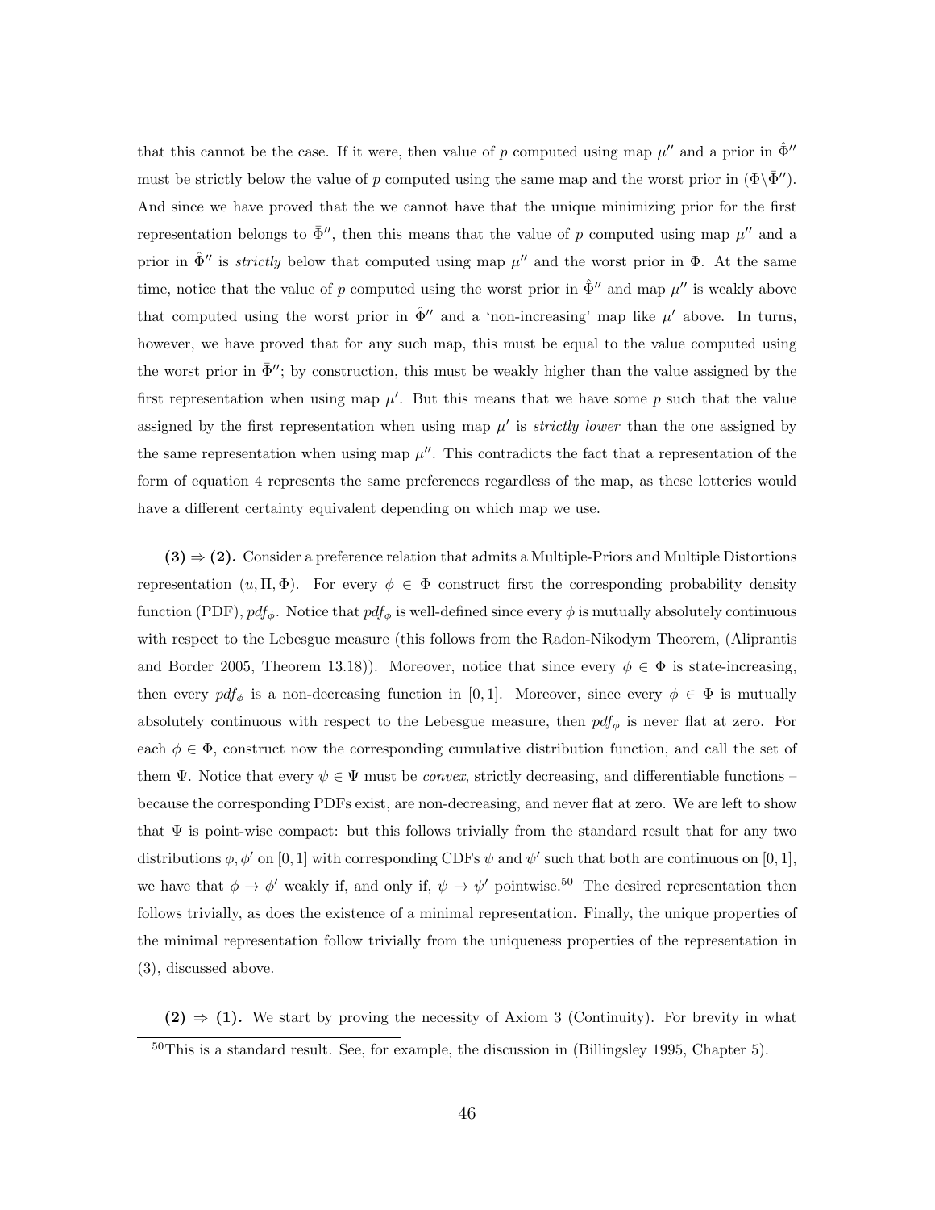that this cannot be the case. If it were, then value of $p$ computed using map $\mu''$ and a prior in $\hat{\Phi}''$ must be strictly below the value of $p$ computed using the same map and the worst prior in $(\Phi\backslash\bar{\Phi}'')$. And since we have proved that the we cannot have that the unique minimizing prior for the first representation belongs to $\bar{\Phi}''$, then this means that the value of $p$ computed using map $\mu''$ and a prior in $\hat{\Phi}''$ is *strictly* below that computed using map $\mu''$ and the worst prior in $\Phi$. At the same time, notice that the value of $p$ computed using the worst prior in $\hat{\Phi}''$ and map $\mu''$ is weakly above that computed using the worst prior in $\hat{\Phi}''$ and a 'non-increasing' map like $\mu'$ above. In turns, however, we have proved that for any such map, this must be equal to the value computed using the worst prior in $\bar{\Phi}''$; by construction, this must be weakly higher than the value assigned by the first representation when using map $\mu'$. But this means that we have some $p$ such that the value assigned by the first representation when using map $\mu'$ is *strictly lower* than the one assigned by the same representation when using map $\mu''$. This contradicts the fact that a representation of the form of equation 4 represents the same preferences regardless of the map, as these lotteries would have a different certainty equivalent depending on which map we use.

**(3) ⇒ (2).** Consider a preference relation that admits a Multiple-Priors and Multiple Distortions representation $(u, \Pi, \Phi)$. For every $\phi \in \Phi$ construct first the corresponding probability density function (PDF), $pdf_\phi$. Notice that $pdf_\phi$ is well-defined since every $\phi$ is mutually absolutely continuous with respect to the Lebesgue measure (this follows from the Radon-Nikodym Theorem, (Aliprantis and Border 2005, Theorem 13.18)). Moreover, notice that since every $\phi \in \Phi$ is state-increasing, then every $pdf_\phi$ is a non-decreasing function in $[0,1]$. Moreover, since every $\phi \in \Phi$ is mutually absolutely continuous with respect to the Lebesgue measure, then $pdf_\phi$ is never flat at zero. For each $\phi \in \Phi$, construct now the corresponding cumulative distribution function, and call the set of them $\Psi$. Notice that every $\psi \in \Psi$ must be *convex*, strictly decreasing, and differentiable functions – because the corresponding PDFs exist, are non-decreasing, and never flat at zero. We are left to show that $\Psi$ is point-wise compact: but this follows trivially from the standard result that for any two distributions $\phi, \phi'$ on $[0,1]$ with corresponding CDFs $\psi$ and $\psi'$ such that both are continuous on $[0,1]$, we have that $\phi \to \phi'$ weakly if, and only if, $\psi \to \psi'$ pointwise.[50] The desired representation then follows trivially, as does the existence of a minimal representation. Finally, the unique properties of the minimal representation follow trivially from the uniqueness properties of the representation in (3), discussed above.

**(2) ⇒ (1).** We start by proving the necessity of Axiom 3 (Continuity). For brevity in what

[50] This is a standard result. See, for example, the discussion in (Billingsley 1995, Chapter 5).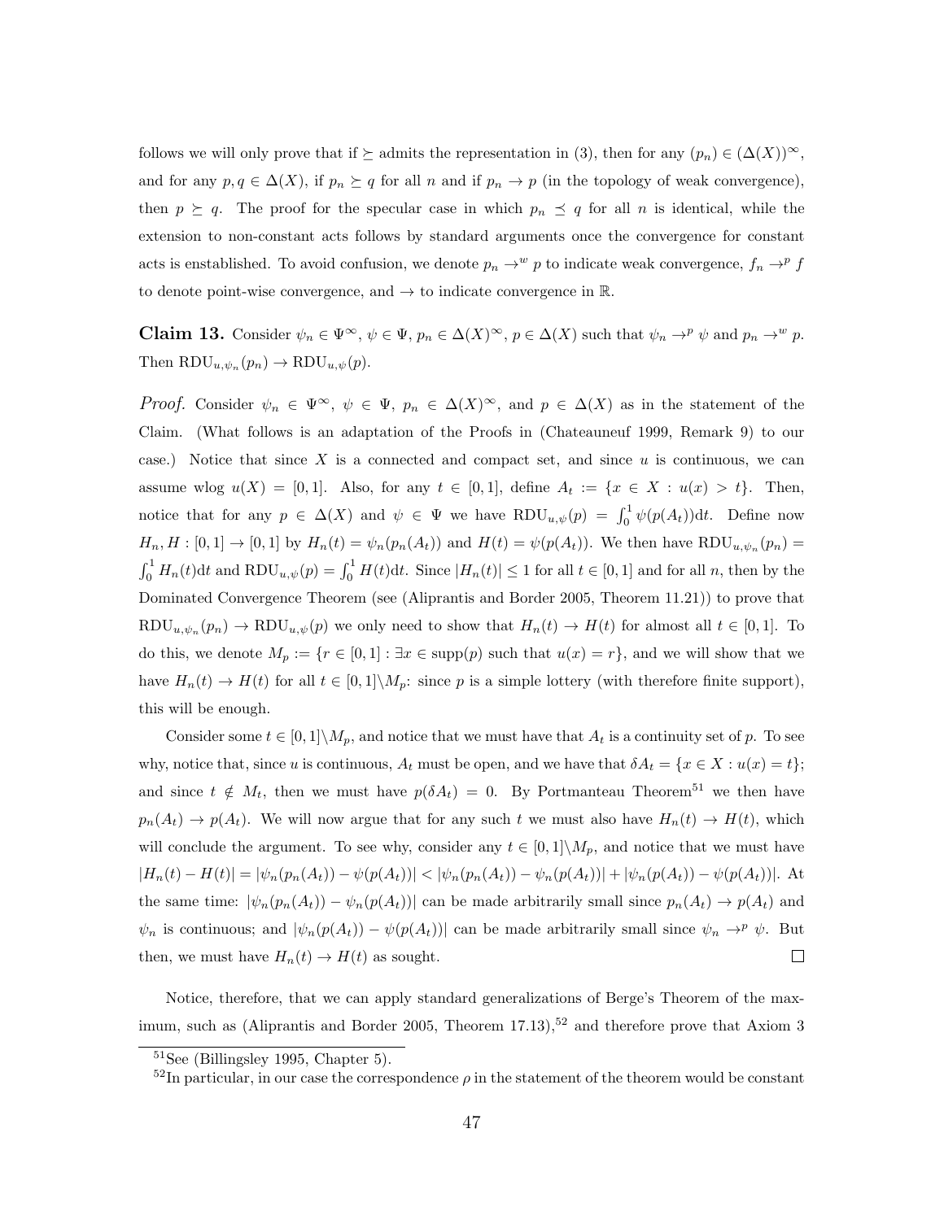follows we will only prove that if $\succeq$ admits the representation in (3), then for any $(p_n) \in (\Delta(X))^\infty$, and for any $p, q \in \Delta(X)$, if $p_n \succeq q$ for all $n$ and if $p_n \to p$ (in the topology of weak convergence), then $p \succeq q$. The proof for the specular case in which $p_n \preceq q$ for all $n$ is identical, while the extension to non-constant acts follows by standard arguments once the convergence for constant acts is enstablished. To avoid confusion, we denote $p_n \to^w p$ to indicate weak convergence, $f_n \to^p f$ to denote point-wise convergence, and $\to$ to indicate convergence in $\mathbb{R}$.

**Claim 13.** Consider $\psi_n \in \Psi^\infty$, $\psi \in \Psi$, $p_n \in \Delta(X)^\infty$, $p \in \Delta(X)$ such that $\psi_n \to^p \psi$ and $p_n \to^w p$. Then $\text{RDU}_{u,\psi_n}(p_n) \to \text{RDU}_{u,\psi}(p)$.

*Proof.* Consider $\psi_n \in \Psi^\infty$, $\psi \in \Psi$, $p_n \in \Delta(X)^\infty$, and $p \in \Delta(X)$ as in the statement of the Claim. (What follows is an adaptation of the Proofs in (Chateauneuf 1999, Remark 9) to our case.) Notice that since $X$ is a connected and compact set, and since $u$ is continuous, we can assume wlog $u(X) = [0, 1]$. Also, for any $t \in [0, 1]$, define $A_t := \{x \in X : u(x) > t\}$. Then, notice that for any $p \in \Delta(X)$ and $\psi \in \Psi$ we have $\text{RDU}_{u,\psi}(p) = \int_0^1 \psi(p(A_t))\text{d}t$. Define now $H_n, H : [0, 1] \to [0, 1]$ by $H_n(t) = \psi_n(p_n(A_t))$ and $H(t) = \psi(p(A_t))$. We then have $\text{RDU}_{u,\psi_n}(p_n) = \int_0^1 H_n(t)\text{d}t$ and $\text{RDU}_{u,\psi}(p) = \int_0^1 H(t)\text{d}t$. Since $|H_n(t)| \leq 1$ for all $t \in [0, 1]$ and for all $n$, then by the Dominated Convergence Theorem (see (Aliprantis and Border 2005, Theorem 11.21)) to prove that $\text{RDU}_{u,\psi_n}(p_n) \to \text{RDU}_{u,\psi}(p)$ we only need to show that $H_n(t) \to H(t)$ for almost all $t \in [0, 1]$. To do this, we denote $M_p := \{r \in [0, 1] : \exists x \in \text{supp}(p) \text{ such that } u(x) = r\}$, and we will show that we have $H_n(t) \to H(t)$ for all $t \in [0, 1] \backslash M_p$: since $p$ is a simple lottery (with therefore finite support), this will be enough.

Consider some $t \in [0, 1] \backslash M_p$, and notice that we must have that $A_t$ is a continuity set of $p$. To see why, notice that, since $u$ is continuous, $A_t$ must be open, and we have that $\delta A_t = \{x \in X : u(x) = t\}$; and since $t \notin M_t$, then we must have $p(\delta A_t) = 0$. By Portmanteau Theorem[51] we then have $p_n(A_t) \to p(A_t)$. We will now argue that for any such $t$ we must also have $H_n(t) \to H(t)$, which will conclude the argument. To see why, consider any $t \in [0, 1] \backslash M_p$, and notice that we must have $|H_n(t) - H(t)| = |\psi_n(p_n(A_t)) - \psi(p(A_t))| < |\psi_n(p_n(A_t)) - \psi_n(p(A_t))| + |\psi_n(p(A_t)) - \psi(p(A_t))|$. At the same time: $|\psi_n(p_n(A_t)) - \psi_n(p(A_t))|$ can be made arbitrarily small since $p_n(A_t) \to p(A_t)$ and $\psi_n$ is continuous; and $|\psi_n(p(A_t)) - \psi(p(A_t))|$ can be made arbitrarily small since $\psi_n \to^p \psi$. But then, we must have $H_n(t) \to H(t)$ as sought. $\square$

Notice, therefore, that we can apply standard generalizations of Berge's Theorem of the maximum, such as (Aliprantis and Border 2005, Theorem 17.13),[52] and therefore prove that Axiom 3

[51] See (Billingsley 1995, Chapter 5).

[52] In particular, in our case the correspondence $\rho$ in the statement of the theorem would be constant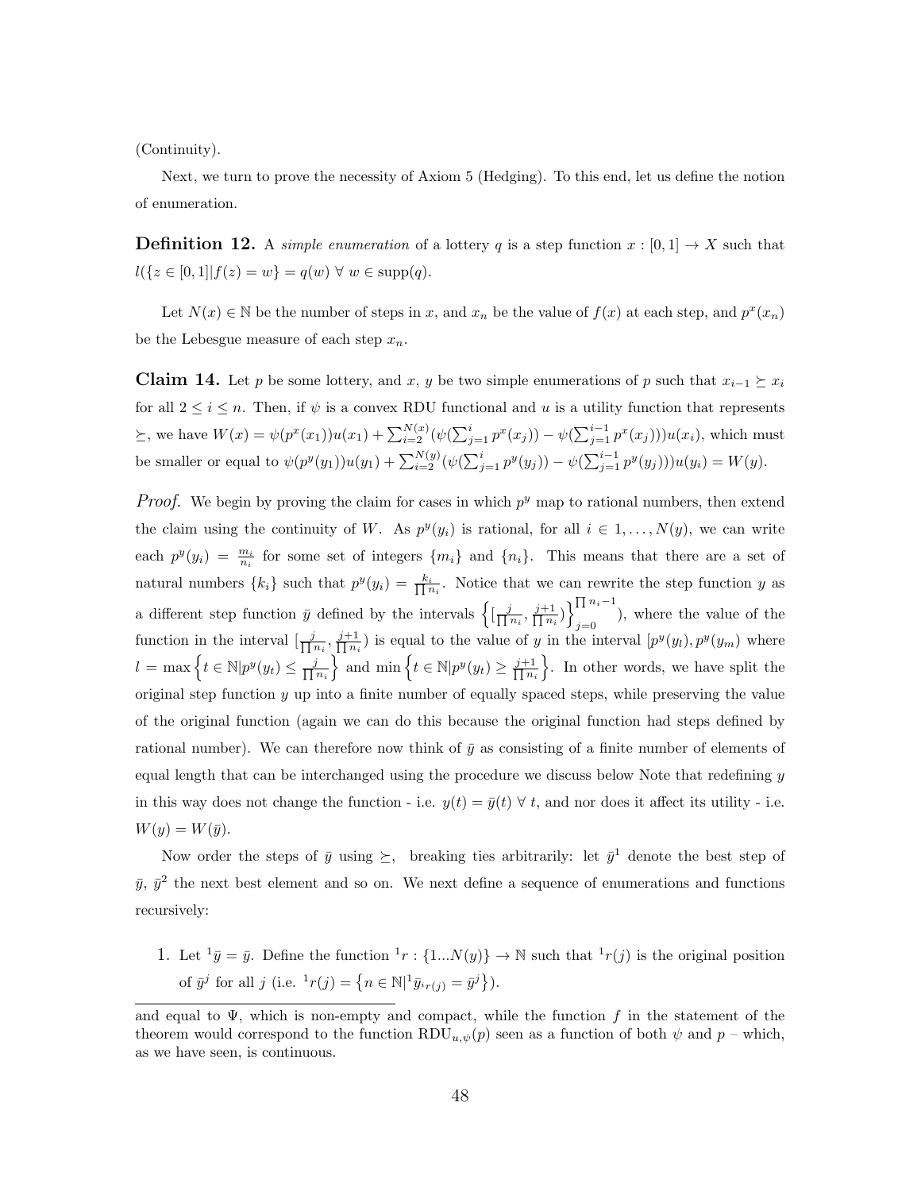(Continuity).

Next, we turn to prove the necessity of Axiom 5 (Hedging). To this end, let us define the notion of enumeration.

**Definition 12.** A *simple enumeration* of a lottery $q$ is a step function $x : [0,1] \to X$ such that $l(\{z \in [0,1] | f(z) = w\} = q(w) \; \forall \; w \in \text{supp}(q)$.

Let $N(x) \in \mathbb{N}$ be the number of steps in $x$, and $x_n$ be the value of $f(x)$ at each step, and $p^x(x_n)$ be the Lebesgue measure of each step $x_n$.

**Claim 14.** Let $p$ be some lottery, and $x$, $y$ be two simple enumerations of $p$ such that $x_{i-1} \succeq x_i$ for all $2 \leq i \leq n$. Then, if $\psi$ is a convex RDU functional and $u$ is a utility function that represents $\succeq$, we have $W(x) = \psi(p^x(x_1))u(x_1) + \sum_{i=2}^{N(x)} (\psi(\sum_{j=1}^{i} p^x(x_j)) - \psi(\sum_{j=1}^{i-1} p^x(x_j)))u(x_i)$, which must be smaller or equal to $\psi(p^y(y_1))u(y_1) + \sum_{i=2}^{N(y)} (\psi(\sum_{j=1}^{i} p^y(y_j)) - \psi(\sum_{j=1}^{i-1} p^y(y_j)))u(y_i) = W(y)$.

*Proof.* We begin by proving the claim for cases in which $p^y$ map to rational numbers, then extend the claim using the continuity of $W$. As $p^y(y_i)$ is rational, for all $i \in 1, \ldots, N(y)$, we can write each $p^y(y_i) = \frac{m_i}{n_i}$ for some set of integers $\{m_i\}$ and $\{n_i\}$. This means that there are a set of natural numbers $\{k_i\}$ such that $p^y(y_i) = \frac{k_i}{\prod n_i}$. Notice that we can rewrite the step function $y$ as a different step function $\bar{y}$ defined by the intervals $\left\{[\frac{j}{\prod n_i}, \frac{j+1}{\prod n_i})\right\}_{j=0}^{\prod n_i - 1}$), where the value of the function in the interval $[\frac{j}{\prod n_i}, \frac{j+1}{\prod n_i})$ is equal to the value of $y$ in the interval $[p^y(y_l), p^y(y_m))$ where $l = \max\left\{t \in \mathbb{N} | p^y(y_t) \leq \frac{j}{\prod n_i}\right\}$ and $\min\left\{t \in \mathbb{N} | p^y(y_t) \geq \frac{j+1}{\prod n_i}\right\}$. In other words, we have split the original step function $y$ up into a finite number of equally spaced steps, while preserving the value of the original function (again we can do this because the original function had steps defined by rational number). We can therefore now think of $\bar{y}$ as consisting of a finite number of elements of equal length that can be interchanged using the procedure we discuss below Note that redefining $y$ in this way does not change the function - i.e. $y(t) = \bar{y}(t) \; \forall \; t$, and nor does it affect its utility - i.e. $W(y) = W(\bar{y})$.

Now order the steps of $\bar{y}$ using $\succeq$, breaking ties arbitrarily: let $\bar{y}^1$ denote the best step of $\bar{y}$, $\bar{y}^2$ the next best element and so on. We next define a sequence of enumerations and functions recursively:

1. Let ${}^1\bar{y} = \bar{y}$. Define the function ${}^1r : \{1...N(y)\} \to \mathbb{N}$ such that ${}^1r(j)$ is the original position of $\bar{y}^j$ for all $j$ (i.e. ${}^1r(j) = \left\{n \in \mathbb{N} | {}^1\bar{y}_{{}^1r(j)} = \bar{y}^j\right\}$).

---

and equal to $\Psi$, which is non-empty and compact, while the function $f$ in the statement of the theorem would correspond to the function $\text{RDU}_{u,\psi}(p)$ seen as a function of both $\psi$ and $p$ – which, as we have seen, is continuous.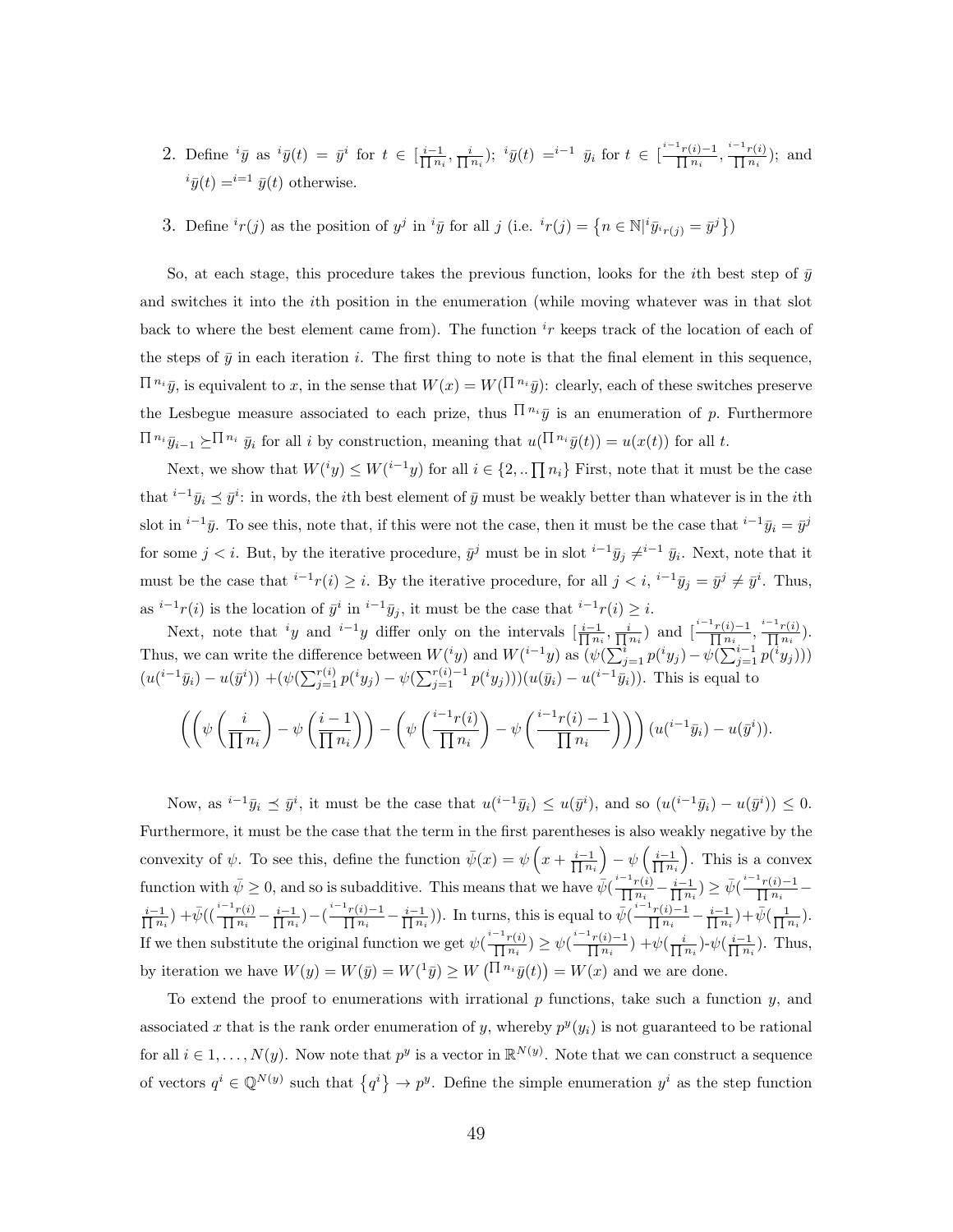2. Define ${}^i\bar{y}$ as ${}^i\bar{y}(t) = \bar{y}^i$ for $t \in [\frac{i-1}{\prod n_i}, \frac{i}{\prod n_i})$; ${}^i\bar{y}(t) ={}^{i-1} \bar{y}_i$ for $t \in [\frac{{}^{i-1}r(i)-1}{\prod n_i}, \frac{{}^{i-1}r(i)}{\prod n_i})$; and ${}^i\bar{y}(t) ={}^{i=1} \bar{y}(t)$ otherwise.

3. Define ${}^ir(j)$ as the position of $y^j$ in ${}^i\bar{y}$ for all $j$ (i.e. ${}^ir(j) = \{n \in \mathbb{N} | {}^i\bar{y}_{{}^ir(j)} = \bar{y}^j\}$)

So, at each stage, this procedure takes the previous function, looks for the $i$th best step of $\bar{y}$ and switches it into the $i$th position in the enumeration (while moving whatever was in that slot back to where the best element came from). The function ${}^ir$ keeps track of the location of each of the steps of $\bar{y}$ in each iteration $i$. The first thing to note is that the final element in this sequence, ${}^{\prod n_i}\bar{y}$, is equivalent to $x$, in the sense that $W(x) = W({}^{\prod n_i}\bar{y})$: clearly, each of these switches preserve the Lesbegue measure associated to each prize, thus ${}^{\prod n_i}\bar{y}$ is an enumeration of $p$. Furthermore ${}^{\prod n_i}\bar{y}_{i-1} \succeq {}^{\prod n_i} \bar{y}_i$ for all $i$ by construction, meaning that $u({}^{\prod n_i}\bar{y}(t)) = u(x(t))$ for all $t$.

Next, we show that $W({}^iy) \leq W({}^{i-1}y)$ for all $i \in \{2, .. \prod n_i\}$ First, note that it must be the case that ${}^{i-1}\bar{y}_i \preceq \bar{y}^i$: in words, the $i$th best element of $\bar{y}$ must be weakly better than whatever is in the $i$th slot in ${}^{i-1}\bar{y}$. To see this, note that, if this were not the case, then it must be the case that ${}^{i-1}\bar{y}_i = \bar{y}^j$ for some $j < i$. But, by the iterative procedure, $\bar{y}^j$ must be in slot ${}^{i-1}\bar{y}_j \neq {}^{i-1} \bar{y}_i$. Next, note that it must be the case that ${}^{i-1}r(i) \geq i$. By the iterative procedure, for all $j < i$, ${}^{i-1}\bar{y}_j = \bar{y}^j \neq \bar{y}^i$. Thus, as ${}^{i-1}r(i)$ is the location of $\bar{y}^i$ in ${}^{i-1}\bar{y}_j$, it must be the case that ${}^{i-1}r(i) \geq i$.

Next, note that ${}^iy$ and ${}^{i-1}y$ differ only on the intervals $[\frac{i-1}{\prod n_i}, \frac{i}{\prod n_i})$ and $[\frac{{}^{i-1}r(i)-1}{\prod n_i}, \frac{{}^{i-1}r(i)}{\prod n_i})$. Thus, we can write the difference between $W({}^iy)$ and $W({}^{i-1}y)$ as $(\psi(\sum_{j=1}^{i} p({}^iy_j) - \psi(\sum_{j=1}^{i-1} p({}^iy_j)))$ $(u({}^{i-1}\bar{y}_i) - u(\bar{y}^i))$ $+(\psi(\sum_{j=1}^{r(i)} p({}^iy_j) - \psi(\sum_{j=1}^{r(i)-1} p({}^iy_j)))(u(\bar{y}_i) - u({}^{i-1}\bar{y}_i))$. This is equal to

$$\left( \left( \psi\left(\frac{i}{\prod n_i}\right) - \psi\left(\frac{i-1}{\prod n_i}\right) \right) - \left( \psi\left(\frac{{}^{i-1}r(i)}{\prod n_i}\right) - \psi\left(\frac{{}^{i-1}r(i)-1}{\prod n_i}\right) \right) \right) (u({}^{i-1}\bar{y}_i) - u(\bar{y}^i)).$$

Now, as ${}^{i-1}\bar{y}_i \preceq \bar{y}^i$, it must be the case that $u({}^{i-1}\bar{y}_i) \leq u(\bar{y}^i)$, and so $(u({}^{i-1}\bar{y}_i) - u(\bar{y}^i)) \leq 0$. Furthermore, it must be the case that the term in the first parentheses is also weakly negative by the convexity of $\psi$. To see this, define the function $\bar{\psi}(x) = \psi\left(x + \frac{i-1}{\prod n_i}\right) - \psi\left(\frac{i-1}{\prod n_i}\right)$. This is a convex function with $\bar{\psi} \geq 0$, and so is subadditive. This means that we have $\bar{\psi}(\frac{{}^{i-1}r(i)}{\prod n_i} - \frac{i-1}{\prod n_i}) \geq \bar{\psi}(\frac{{}^{i-1}r(i)-1}{\prod n_i} - \frac{i-1}{\prod n_i})$ $+\bar{\psi}((\frac{{}^{i-1}r(i)}{\prod n_i} - \frac{i-1}{\prod n_i}) - (\frac{{}^{i-1}r(i)-1}{\prod n_i} - \frac{i-1}{\prod n_i}))$. In turns, this is equal to $\bar{\psi}(\frac{{}^{i-1}r(i)-1}{\prod n_i} - \frac{i-1}{\prod n_i}) + \bar{\psi}(\frac{1}{\prod n_i})$. If we then substitute the original function we get $\psi(\frac{{}^{i-1}r(i)}{\prod n_i}) \geq \psi(\frac{{}^{i-1}r(i)-1}{\prod n_i})$ $+\psi(\frac{i}{\prod n_i})$-$\psi(\frac{i-1}{\prod n_i})$. Thus, by iteration we have $W(y) = W(\bar{y}) = W({}^1\bar{y}) \geq W\left({}^{\prod n_i}\bar{y}(t)\right) = W(x)$ and we are done.

To extend the proof to enumerations with irrational $p$ functions, take such a function $y$, and associated $x$ that is the rank order enumeration of $y$, whereby $p^y(y_i)$ is not guaranteed to be rational for all $i \in 1, \ldots, N(y)$. Now note that $p^y$ is a vector in $\mathbb{R}^{N(y)}$. Note that we can construct a sequence of vectors $q^i \in \mathbb{Q}^{N(y)}$ such that $\{q^i\} \to p^y$. Define the simple enumeration $y^i$ as the step function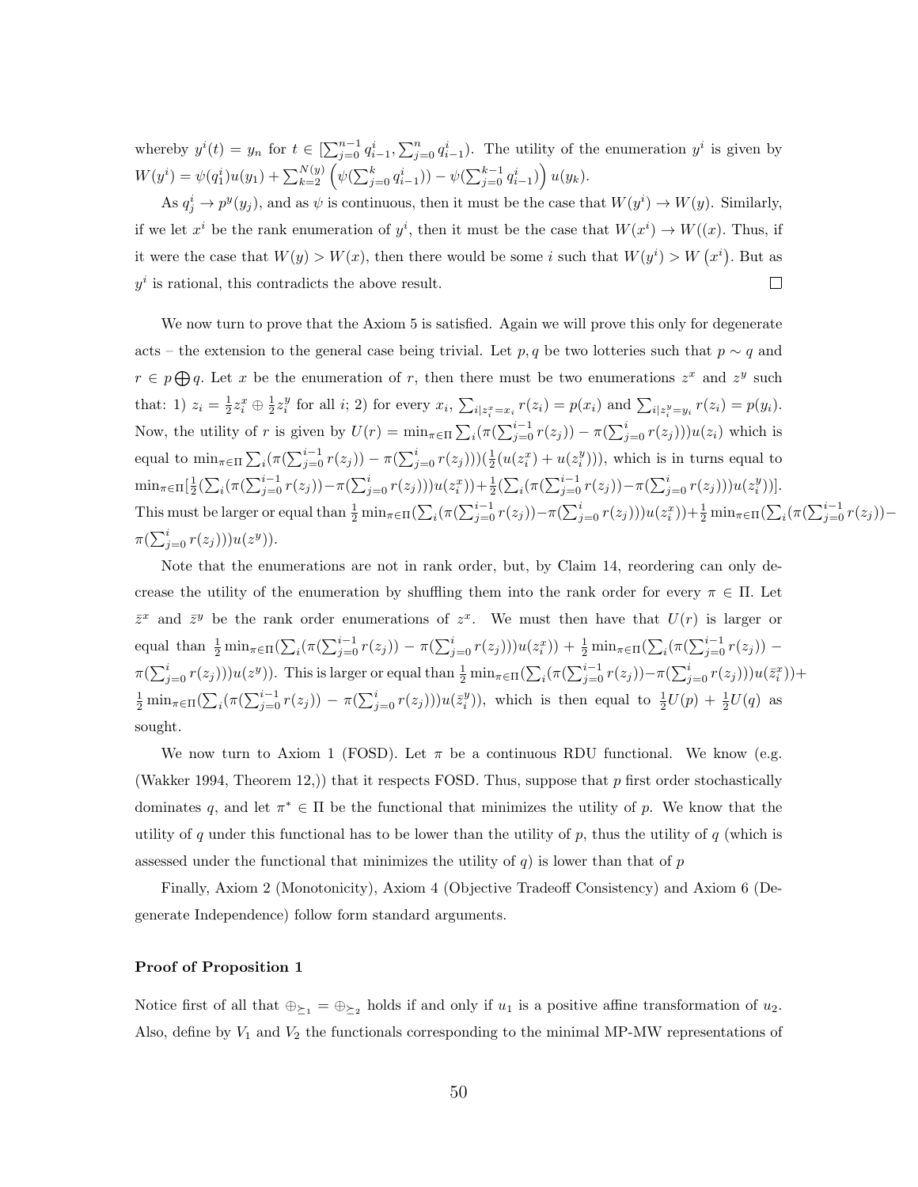whereby $y^i(t) = y_n$ for $t \in [\sum_{j=0}^{n-1} q_{i-1}^i, \sum_{j=0}^{n} q_{i-1}^i)$. The utility of the enumeration $y^i$ is given by $W(y^i) = \psi(q_1^i)u(y_1) + \sum_{k=2}^{N(y)} \left(\psi(\sum_{j=0}^{k} q_{i-1}^i)) - \psi(\sum_{j=0}^{k-1} q_{i-1}^i)\right) u(y_k)$.

As $q_j^i \to p^y(y_j)$, and as $\psi$ is continuous, then it must be the case that $W(y^i) \to W(y)$. Similarly, if we let $x^i$ be the rank enumeration of $y^i$, then it must be the case that $W(x^i) \to W((x)$. Thus, if it were the case that $W(y) > W(x)$, then there would be some $i$ such that $W(y^i) > W\left(x^i\right)$. But as $y^i$ is rational, this contradicts the above result. $\square$

We now turn to prove that the Axiom 5 is satisfied. Again we will prove this only for degenerate acts – the extension to the general case being trivial. Let $p, q$ be two lotteries such that $p \sim q$ and $r \in p \bigoplus q$. Let $x$ be the enumeration of $r$, then there must be two enumerations $z^x$ and $z^y$ such that: 1) $z_i = \frac{1}{2} z_i^x \oplus \frac{1}{2} z_i^y$ for all $i$; 2) for every $x_i$, $\sum_{i|z_i^x = x_i} r(z_i) = p(x_i)$ and $\sum_{i|z_i^y = y_i} r(z_i) = p(y_i)$. Now, the utility of $r$ is given by $U(r) = \min_{\pi \in \Pi} \sum_i (\pi(\sum_{j=0}^{i-1} r(z_j)) - \pi(\sum_{j=0}^{i} r(z_j)))u(z_i)$ which is equal to $\min_{\pi \in \Pi} \sum_i (\pi(\sum_{j=0}^{i-1} r(z_j)) - \pi(\sum_{j=0}^{i} r(z_j)))(\frac{1}{2}(u(z_i^x) + u(z_i^y)))$, which is in turns equal to $\min_{\pi \in \Pi}[\frac{1}{2}(\sum_i (\pi(\sum_{j=0}^{i-1} r(z_j)) - \pi(\sum_{j=0}^{i} r(z_j)))u(z_i^x)) + \frac{1}{2}(\sum_i (\pi(\sum_{j=0}^{i-1} r(z_j)) - \pi(\sum_{j=0}^{i} r(z_j)))u(z_i^y))]$. This must be larger or equal than $\frac{1}{2}\min_{\pi \in \Pi}(\sum_i (\pi(\sum_{j=0}^{i-1} r(z_j)) - \pi(\sum_{j=0}^{i} r(z_j)))u(z_i^x)) + \frac{1}{2}\min_{\pi \in \Pi}(\sum_i (\pi(\sum_{j=0}^{i-1} r(z_j)) - \pi(\sum_{j=0}^{i} r(z_j)))u(z^y))$.

Note that the enumerations are not in rank order, but, by Claim 14, reordering can only decrease the utility of the enumeration by shuffling them into the rank order for every $\pi \in \Pi$. Let $\bar{z}^x$ and $\bar{z}^y$ be the rank order enumerations of $z^x$. We must then have that $U(r)$ is larger or equal than $\frac{1}{2}\min_{\pi \in \Pi}(\sum_i (\pi(\sum_{j=0}^{i-1} r(z_j)) - \pi(\sum_{j=0}^{i} r(z_j)))u(z_i^x)) + \frac{1}{2}\min_{\pi \in \Pi}(\sum_i (\pi(\sum_{j=0}^{i-1} r(z_j)) - \pi(\sum_{j=0}^{i} r(z_j)))u(z^y))$. This is larger or equal than $\frac{1}{2}\min_{\pi \in \Pi}(\sum_i (\pi(\sum_{j=0}^{i-1} r(z_j)) - \pi(\sum_{j=0}^{i} r(z_j)))u(\bar{z}_i^x)) + \frac{1}{2}\min_{\pi \in \Pi}(\sum_i (\pi(\sum_{j=0}^{i-1} r(z_j)) - \pi(\sum_{j=0}^{i} r(z_j)))u(\bar{z}_i^y))$, which is then equal to $\frac{1}{2}U(p) + \frac{1}{2}U(q)$ as sought.

We now turn to Axiom 1 (FOSD). Let $\pi$ be a continuous RDU functional. We know (e.g. (Wakker 1994, Theorem 12,)) that it respects FOSD. Thus, suppose that $p$ first order stochastically dominates $q$, and let $\pi^* \in \Pi$ be the functional that minimizes the utility of $p$. We know that the utility of $q$ under this functional has to be lower than the utility of $p$, thus the utility of $q$ (which is assessed under the functional that minimizes the utility of $q$) is lower than that of $p$

Finally, Axiom 2 (Monotonicity), Axiom 4 (Objective Tradeoff Consistency) and Axiom 6 (Degenerate Independence) follow form standard arguments.

**Proof of Proposition 1**

Notice first of all that $\oplus_{\succeq_1} = \oplus_{\succeq_2}$ holds if and only if $u_1$ is a positive affine transformation of $u_2$. Also, define by $V_1$ and $V_2$ the functionals corresponding to the minimal MP-MW representations of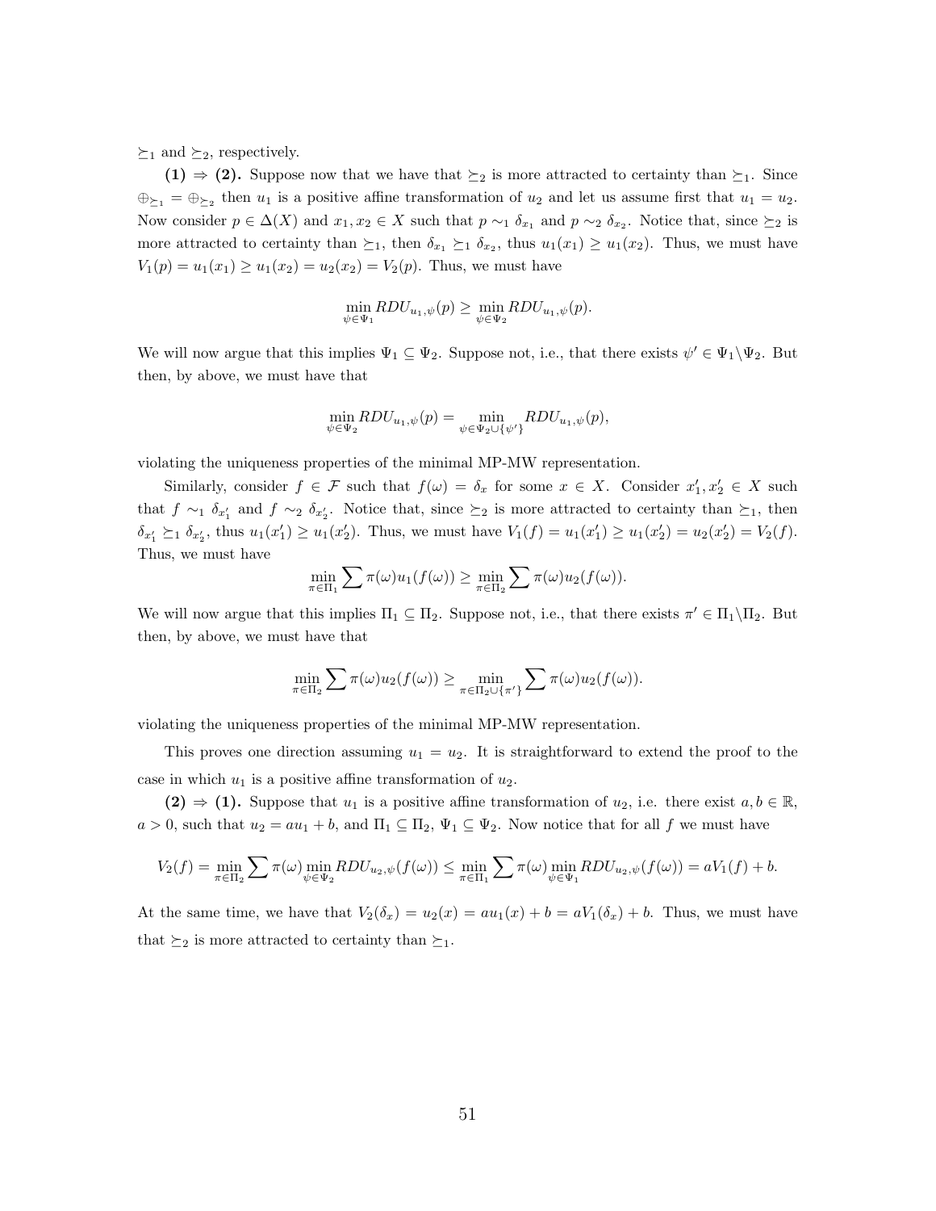$\succeq_1$ and $\succeq_2$, respectively.

**(1) ⇒ (2).** Suppose now that we have that $\succeq_2$ is more attracted to certainty than $\succeq_1$. Since $\oplus_{\succeq_1} = \oplus_{\succeq_2}$ then $u_1$ is a positive affine transformation of $u_2$ and let us assume first that $u_1 = u_2$. Now consider $p \in \Delta(X)$ and $x_1, x_2 \in X$ such that $p \sim_1 \delta_{x_1}$ and $p \sim_2 \delta_{x_2}$. Notice that, since $\succeq_2$ is more attracted to certainty than $\succeq_1$, then $\delta_{x_1} \succeq_1 \delta_{x_2}$, thus $u_1(x_1) \geq u_1(x_2)$. Thus, we must have $V_1(p) = u_1(x_1) \geq u_1(x_2) = u_2(x_2) = V_2(p)$. Thus, we must have

$$\min_{\psi \in \Psi_1} RDU_{u_1,\psi}(p) \geq \min_{\psi \in \Psi_2} RDU_{u_1,\psi}(p).$$

We will now argue that this implies $\Psi_1 \subseteq \Psi_2$. Suppose not, i.e., that there exists $\psi' \in \Psi_1 \backslash \Psi_2$. But then, by above, we must have that

$$\min_{\psi \in \Psi_2} RDU_{u_1,\psi}(p) = \min_{\psi \in \Psi_2 \cup \{\psi'\}} RDU_{u_1,\psi}(p),$$

violating the uniqueness properties of the minimal MP-MW representation.

Similarly, consider $f \in \mathcal{F}$ such that $f(\omega) = \delta_x$ for some $x \in X$. Consider $x'_1, x'_2 \in X$ such that $f \sim_1 \delta_{x'_1}$ and $f \sim_2 \delta_{x'_2}$. Notice that, since $\succeq_2$ is more attracted to certainty than $\succeq_1$, then $\delta_{x'_1} \succeq_1 \delta_{x'_2}$, thus $u_1(x'_1) \geq u_1(x'_2)$. Thus, we must have $V_1(f) = u_1(x'_1) \geq u_1(x'_2) = u_2(x'_2) = V_2(f)$. Thus, we must have

$$\min_{\pi \in \Pi_1} \sum \pi(\omega) u_1(f(\omega)) \geq \min_{\pi \in \Pi_2} \sum \pi(\omega) u_2(f(\omega)).$$

We will now argue that this implies $\Pi_1 \subseteq \Pi_2$. Suppose not, i.e., that there exists $\pi' \in \Pi_1 \backslash \Pi_2$. But then, by above, we must have that

$$\min_{\pi \in \Pi_2} \sum \pi(\omega) u_2(f(\omega)) \geq \min_{\pi \in \Pi_2 \cup \{\pi'\}} \sum \pi(\omega) u_2(f(\omega)).$$

violating the uniqueness properties of the minimal MP-MW representation.

This proves one direction assuming $u_1 = u_2$. It is straightforward to extend the proof to the case in which $u_1$ is a positive affine transformation of $u_2$.

**(2) ⇒ (1).** Suppose that $u_1$ is a positive affine transformation of $u_2$, i.e. there exist $a, b \in \mathbb{R}$, $a > 0$, such that $u_2 = au_1 + b$, and $\Pi_1 \subseteq \Pi_2$, $\Psi_1 \subseteq \Psi_2$. Now notice that for all $f$ we must have

$$V_2(f) = \min_{\pi \in \Pi_2} \sum \pi(\omega) \min_{\psi \in \Psi_2} RDU_{u_2,\psi}(f(\omega)) \leq \min_{\pi \in \Pi_1} \sum \pi(\omega) \min_{\psi \in \Psi_1} RDU_{u_2,\psi}(f(\omega)) = aV_1(f) + b.$$

At the same time, we have that $V_2(\delta_x) = u_2(x) = au_1(x) + b = aV_1(\delta_x) + b$. Thus, we must have that $\succeq_2$ is more attracted to certainty than $\succeq_1$.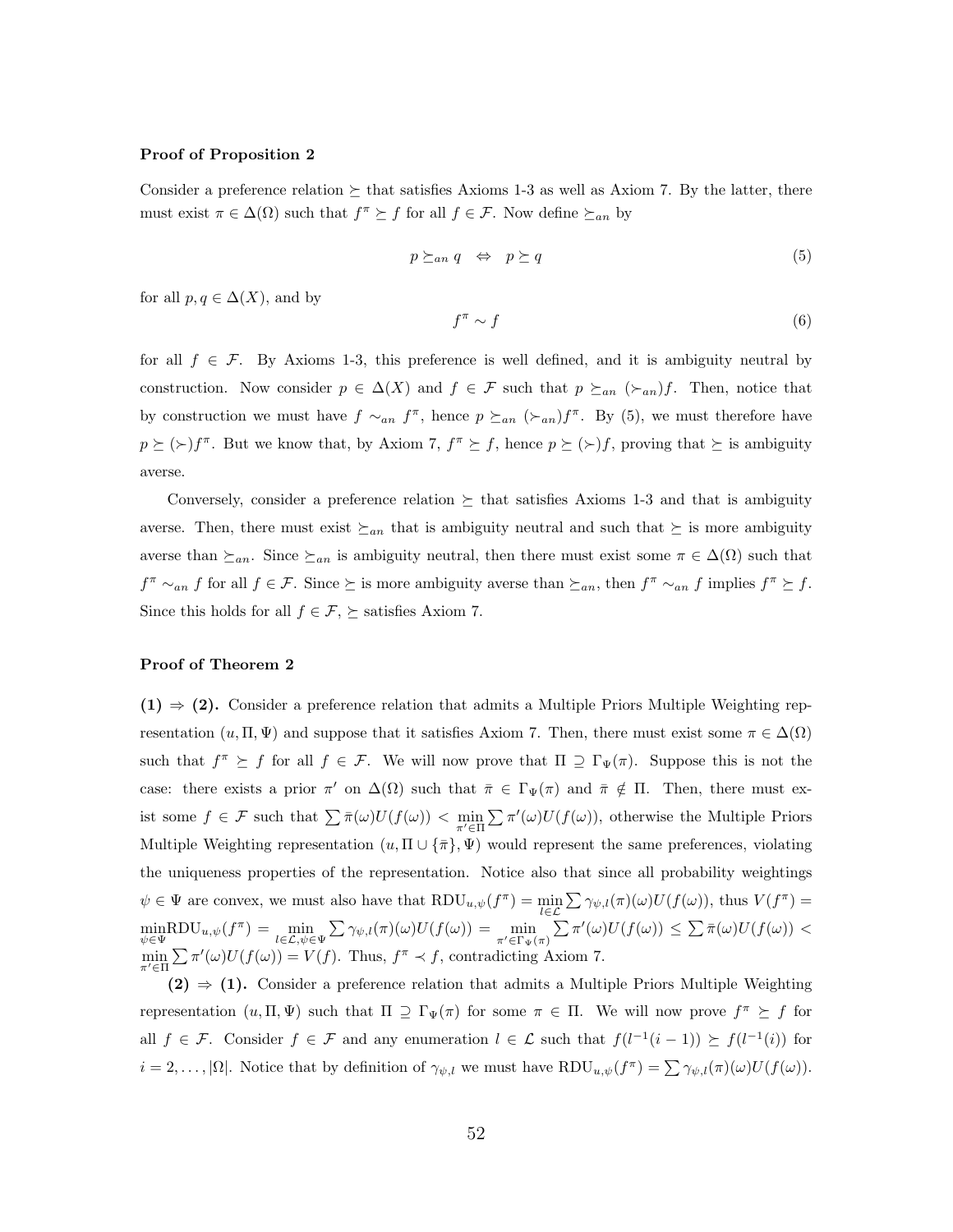**Proof of Proposition 2**

Consider a preference relation $\succeq$ that satisfies Axioms 1-3 as well as Axiom 7. By the latter, there must exist $\pi \in \Delta(\Omega)$ such that $f^{\pi} \succeq f$ for all $f \in \mathcal{F}$. Now define $\succeq_{an}$ by

$$p \succeq_{an} q \quad \Leftrightarrow \quad p \succeq q \tag{5}$$

for all $p, q \in \Delta(X)$, and by

$$f^{\pi} \sim f \tag{6}$$

for all $f \in \mathcal{F}$. By Axioms 1-3, this preference is well defined, and it is ambiguity neutral by construction. Now consider $p \in \Delta(X)$ and $f \in \mathcal{F}$ such that $p \succeq_{an} (\succ_{an}) f$. Then, notice that by construction we must have $f \sim_{an} f^{\pi}$, hence $p \succeq_{an} (\succ_{an}) f^{\pi}$. By (5), we must therefore have $p \succeq (\succ) f^{\pi}$. But we know that, by Axiom 7, $f^{\pi} \succeq f$, hence $p \succeq (\succ) f$, proving that $\succeq$ is ambiguity averse.

Conversely, consider a preference relation $\succeq$ that satisfies Axioms 1-3 and that is ambiguity averse. Then, there must exist $\succeq_{an}$ that is ambiguity neutral and such that $\succeq$ is more ambiguity averse than $\succeq_{an}$. Since $\succeq_{an}$ is ambiguity neutral, then there must exist some $\pi \in \Delta(\Omega)$ such that $f^{\pi} \sim_{an} f$ for all $f \in \mathcal{F}$. Since $\succeq$ is more ambiguity averse than $\succeq_{an}$, then $f^{\pi} \sim_{an} f$ implies $f^{\pi} \succeq f$. Since this holds for all $f \in \mathcal{F}$, $\succeq$ satisfies Axiom 7.

**Proof of Theorem 2**

**(1) $\Rightarrow$ (2).** Consider a preference relation that admits a Multiple Priors Multiple Weighting representation $(u, \Pi, \Psi)$ and suppose that it satisfies Axiom 7. Then, there must exist some $\pi \in \Delta(\Omega)$ such that $f^{\pi} \succeq f$ for all $f \in \mathcal{F}$. We will now prove that $\Pi \supseteq \Gamma_{\Psi}(\pi)$. Suppose this is not the case: there exists a prior $\pi'$ on $\Delta(\Omega)$ such that $\bar{\pi} \in \Gamma_{\Psi}(\pi)$ and $\bar{\pi} \notin \Pi$. Then, there must exist some $f \in \mathcal{F}$ such that $\sum \bar{\pi}(\omega) U(f(\omega)) < \min_{\pi' \in \Pi} \sum \pi'(\omega) U(f(\omega))$, otherwise the Multiple Priors Multiple Weighting representation $(u, \Pi \cup \{\bar{\pi}\}, \Psi)$ would represent the same preferences, violating the uniqueness properties of the representation. Notice also that since all probability weightings $\psi \in \Psi$ are convex, we must also have that $\mathrm{RDU}_{u,\psi}(f^{\pi}) = \min_{l \in \mathcal{L}} \sum \gamma_{\psi,l}(\pi)(\omega) U(f(\omega))$, thus $V(f^{\pi}) = \min_{\psi \in \Psi} \mathrm{RDU}_{u,\psi}(f^{\pi}) = \min_{l \in \mathcal{L}, \psi \in \Psi} \sum \gamma_{\psi,l}(\pi)(\omega) U(f(\omega)) = \min_{\pi' \in \Gamma_{\Psi}(\pi)} \sum \pi'(\omega) U(f(\omega)) \leq \sum \bar{\pi}(\omega) U(f(\omega)) < \min_{\pi' \in \Pi} \sum \pi'(\omega) U(f(\omega)) = V(f)$. Thus, $f^{\pi} \prec f$, contradicting Axiom 7.

**(2) $\Rightarrow$ (1).** Consider a preference relation that admits a Multiple Priors Multiple Weighting representation $(u, \Pi, \Psi)$ such that $\Pi \supseteq \Gamma_{\Psi}(\pi)$ for some $\pi \in \Pi$. We will now prove $f^{\pi} \succeq f$ for all $f \in \mathcal{F}$. Consider $f \in \mathcal{F}$ and any enumeration $l \in \mathcal{L}$ such that $f(l^{-1}(i-1)) \succeq f(l^{-1}(i))$ for $i = 2, \ldots, |\Omega|$. Notice that by definition of $\gamma_{\psi,l}$ we must have $\mathrm{RDU}_{u,\psi}(f^{\pi}) = \sum \gamma_{\psi,l}(\pi)(\omega) U(f(\omega))$.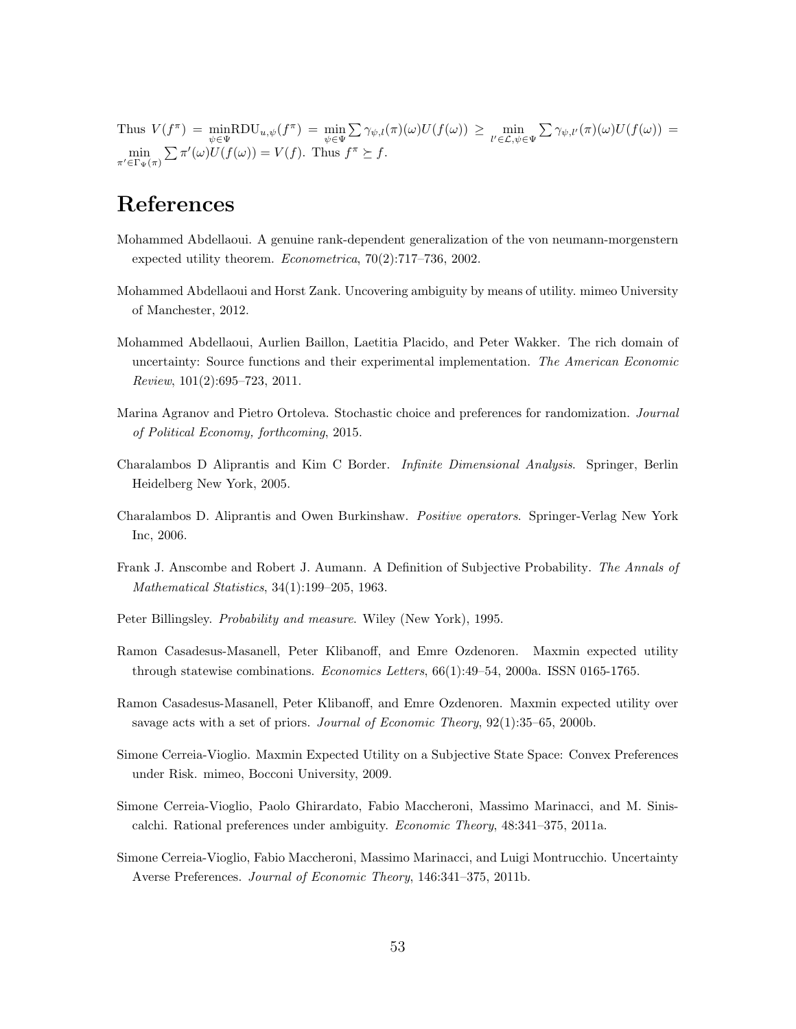Thus $V(f^\pi) = \min_{\psi\in\Psi} \text{RDU}_{u,\psi}(f^\pi) = \min_{\psi\in\Psi} \sum \gamma_{\psi,l}(\pi)(\omega)U(f(\omega)) \geq \min_{l'\in\mathcal{L},\psi\in\Psi} \sum \gamma_{\psi,l'}(\pi)(\omega)U(f(\omega)) = \min_{\pi'\in\Gamma_\Psi(\pi)} \sum \pi'(\omega)U(f(\omega)) = V(f)$. Thus $f^\pi \succeq f$.

# References

Mohammed Abdellaoui. A genuine rank-dependent generalization of the von neumann-morgenstern expected utility theorem. *Econometrica*, 70(2):717–736, 2002.

Mohammed Abdellaoui and Horst Zank. Uncovering ambiguity by means of utility. mimeo University of Manchester, 2012.

Mohammed Abdellaoui, Aurlien Baillon, Laetitia Placido, and Peter Wakker. The rich domain of uncertainty: Source functions and their experimental implementation. *The American Economic Review*, 101(2):695–723, 2011.

Marina Agranov and Pietro Ortoleva. Stochastic choice and preferences for randomization. *Journal of Political Economy, forthcoming*, 2015.

Charalambos D Aliprantis and Kim C Border. *Infinite Dimensional Analysis*. Springer, Berlin Heidelberg New York, 2005.

Charalambos D. Aliprantis and Owen Burkinshaw. *Positive operators*. Springer-Verlag New York Inc, 2006.

Frank J. Anscombe and Robert J. Aumann. A Definition of Subjective Probability. *The Annals of Mathematical Statistics*, 34(1):199–205, 1963.

Peter Billingsley. *Probability and measure*. Wiley (New York), 1995.

Ramon Casadesus-Masanell, Peter Klibanoff, and Emre Ozdenoren. Maxmin expected utility through statewise combinations. *Economics Letters*, 66(1):49–54, 2000a. ISSN 0165-1765.

Ramon Casadesus-Masanell, Peter Klibanoff, and Emre Ozdenoren. Maxmin expected utility over savage acts with a set of priors. *Journal of Economic Theory*, 92(1):35–65, 2000b.

Simone Cerreia-Vioglio. Maxmin Expected Utility on a Subjective State Space: Convex Preferences under Risk. mimeo, Bocconi University, 2009.

Simone Cerreia-Vioglio, Paolo Ghirardato, Fabio Maccheroni, Massimo Marinacci, and M. Siniscalchi. Rational preferences under ambiguity. *Economic Theory*, 48:341–375, 2011a.

Simone Cerreia-Vioglio, Fabio Maccheroni, Massimo Marinacci, and Luigi Montrucchio. Uncertainty Averse Preferences. *Journal of Economic Theory*, 146:341–375, 2011b.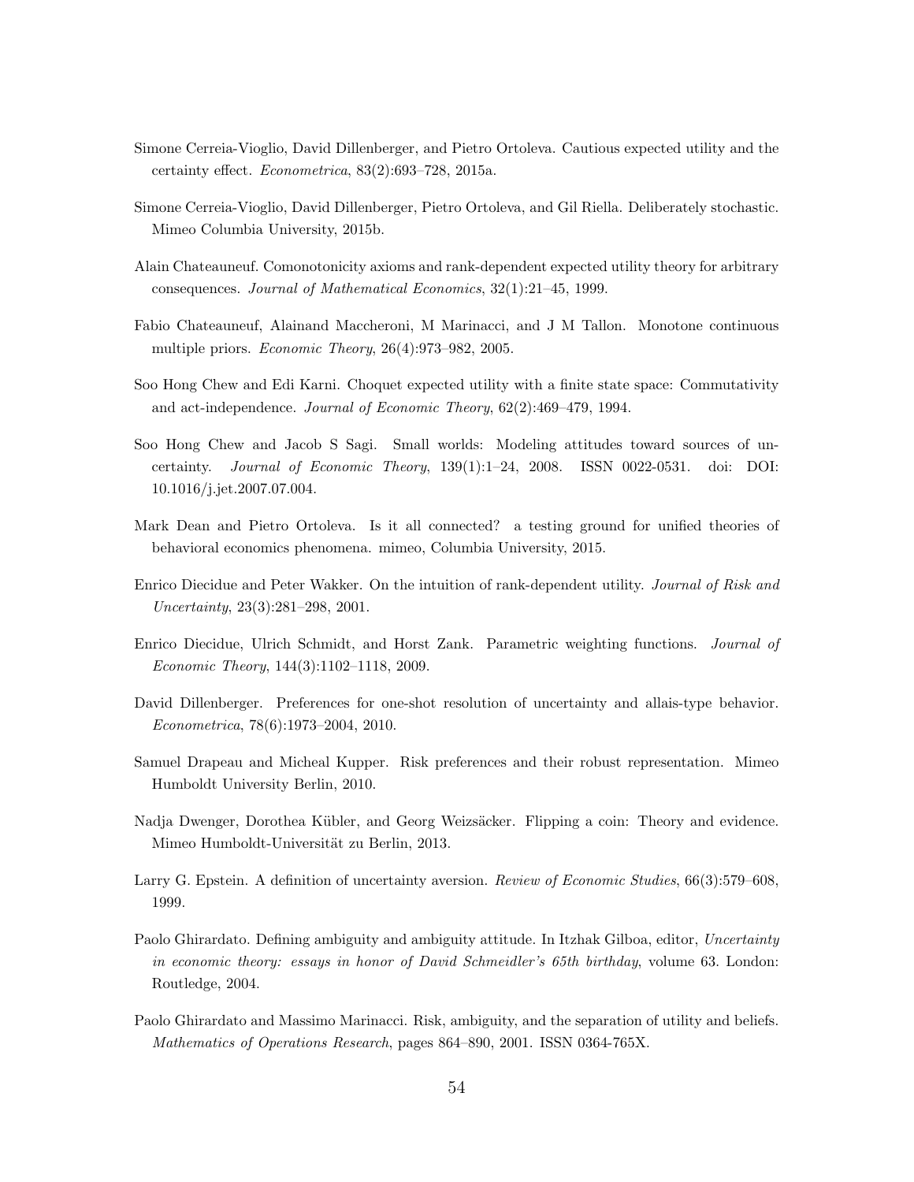Simone Cerreia-Vioglio, David Dillenberger, and Pietro Ortoleva. Cautious expected utility and the certainty effect. *Econometrica*, 83(2):693–728, 2015a.

Simone Cerreia-Vioglio, David Dillenberger, Pietro Ortoleva, and Gil Riella. Deliberately stochastic. Mimeo Columbia University, 2015b.

Alain Chateauneuf. Comonotonicity axioms and rank-dependent expected utility theory for arbitrary consequences. *Journal of Mathematical Economics*, 32(1):21–45, 1999.

Fabio Chateauneuf, Alainand Maccheroni, M Marinacci, and J M Tallon. Monotone continuous multiple priors. *Economic Theory*, 26(4):973–982, 2005.

Soo Hong Chew and Edi Karni. Choquet expected utility with a finite state space: Commutativity and act-independence. *Journal of Economic Theory*, 62(2):469–479, 1994.

Soo Hong Chew and Jacob S Sagi. Small worlds: Modeling attitudes toward sources of uncertainty. *Journal of Economic Theory*, 139(1):1–24, 2008. ISSN 0022-0531. doi: DOI: 10.1016/j.jet.2007.07.004.

Mark Dean and Pietro Ortoleva. Is it all connected? a testing ground for unified theories of behavioral economics phenomena. mimeo, Columbia University, 2015.

Enrico Diecidue and Peter Wakker. On the intuition of rank-dependent utility. *Journal of Risk and Uncertainty*, 23(3):281–298, 2001.

Enrico Diecidue, Ulrich Schmidt, and Horst Zank. Parametric weighting functions. *Journal of Economic Theory*, 144(3):1102–1118, 2009.

David Dillenberger. Preferences for one-shot resolution of uncertainty and allais-type behavior. *Econometrica*, 78(6):1973–2004, 2010.

Samuel Drapeau and Micheal Kupper. Risk preferences and their robust representation. Mimeo Humboldt University Berlin, 2010.

Nadja Dwenger, Dorothea Kübler, and Georg Weizsäcker. Flipping a coin: Theory and evidence. Mimeo Humboldt-Universität zu Berlin, 2013.

Larry G. Epstein. A definition of uncertainty aversion. *Review of Economic Studies*, 66(3):579–608, 1999.

Paolo Ghirardato. Defining ambiguity and ambiguity attitude. In Itzhak Gilboa, editor, *Uncertainty in economic theory: essays in honor of David Schmeidler's 65th birthday*, volume 63. London: Routledge, 2004.

Paolo Ghirardato and Massimo Marinacci. Risk, ambiguity, and the separation of utility and beliefs. *Mathematics of Operations Research*, pages 864–890, 2001. ISSN 0364-765X.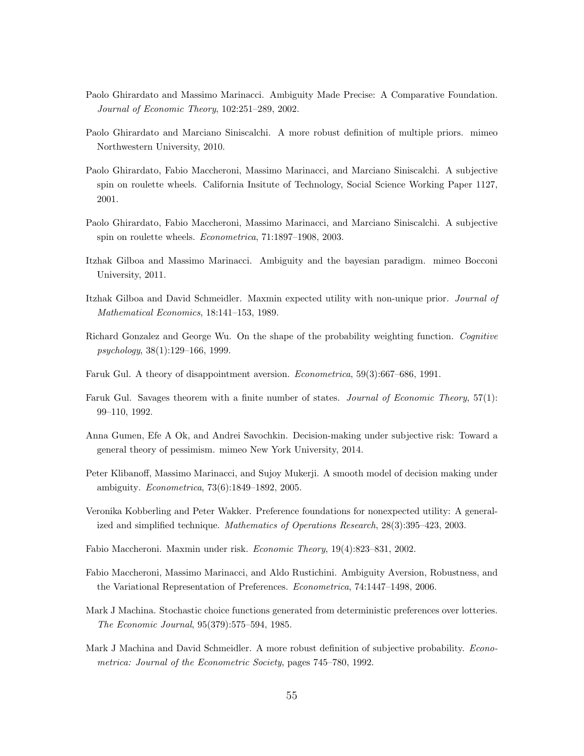Paolo Ghirardato and Massimo Marinacci. Ambiguity Made Precise: A Comparative Foundation. *Journal of Economic Theory*, 102:251–289, 2002.

Paolo Ghirardato and Marciano Siniscalchi. A more robust definition of multiple priors. mimeo Northwestern University, 2010.

Paolo Ghirardato, Fabio Maccheroni, Massimo Marinacci, and Marciano Siniscalchi. A subjective spin on roulette wheels. California Insitute of Technology, Social Science Working Paper 1127, 2001.

Paolo Ghirardato, Fabio Maccheroni, Massimo Marinacci, and Marciano Siniscalchi. A subjective spin on roulette wheels. *Econometrica*, 71:1897–1908, 2003.

Itzhak Gilboa and Massimo Marinacci. Ambiguity and the bayesian paradigm. mimeo Bocconi University, 2011.

Itzhak Gilboa and David Schmeidler. Maxmin expected utility with non-unique prior. *Journal of Mathematical Economics*, 18:141–153, 1989.

Richard Gonzalez and George Wu. On the shape of the probability weighting function. *Cognitive psychology*, 38(1):129–166, 1999.

Faruk Gul. A theory of disappointment aversion. *Econometrica*, 59(3):667–686, 1991.

Faruk Gul. Savages theorem with a finite number of states. *Journal of Economic Theory*, 57(1): 99–110, 1992.

Anna Gumen, Efe A Ok, and Andrei Savochkin. Decision-making under subjective risk: Toward a general theory of pessimism. mimeo New York University, 2014.

Peter Klibanoff, Massimo Marinacci, and Sujoy Mukerji. A smooth model of decision making under ambiguity. *Econometrica*, 73(6):1849–1892, 2005.

Veronika Kobberling and Peter Wakker. Preference foundations for nonexpected utility: A generalized and simplified technique. *Mathematics of Operations Research*, 28(3):395–423, 2003.

Fabio Maccheroni. Maxmin under risk. *Economic Theory*, 19(4):823–831, 2002.

Fabio Maccheroni, Massimo Marinacci, and Aldo Rustichini. Ambiguity Aversion, Robustness, and the Variational Representation of Preferences. *Econometrica*, 74:1447–1498, 2006.

Mark J Machina. Stochastic choice functions generated from deterministic preferences over lotteries. *The Economic Journal*, 95(379):575–594, 1985.

Mark J Machina and David Schmeidler. A more robust definition of subjective probability. *Econometrica: Journal of the Econometric Society*, pages 745–780, 1992.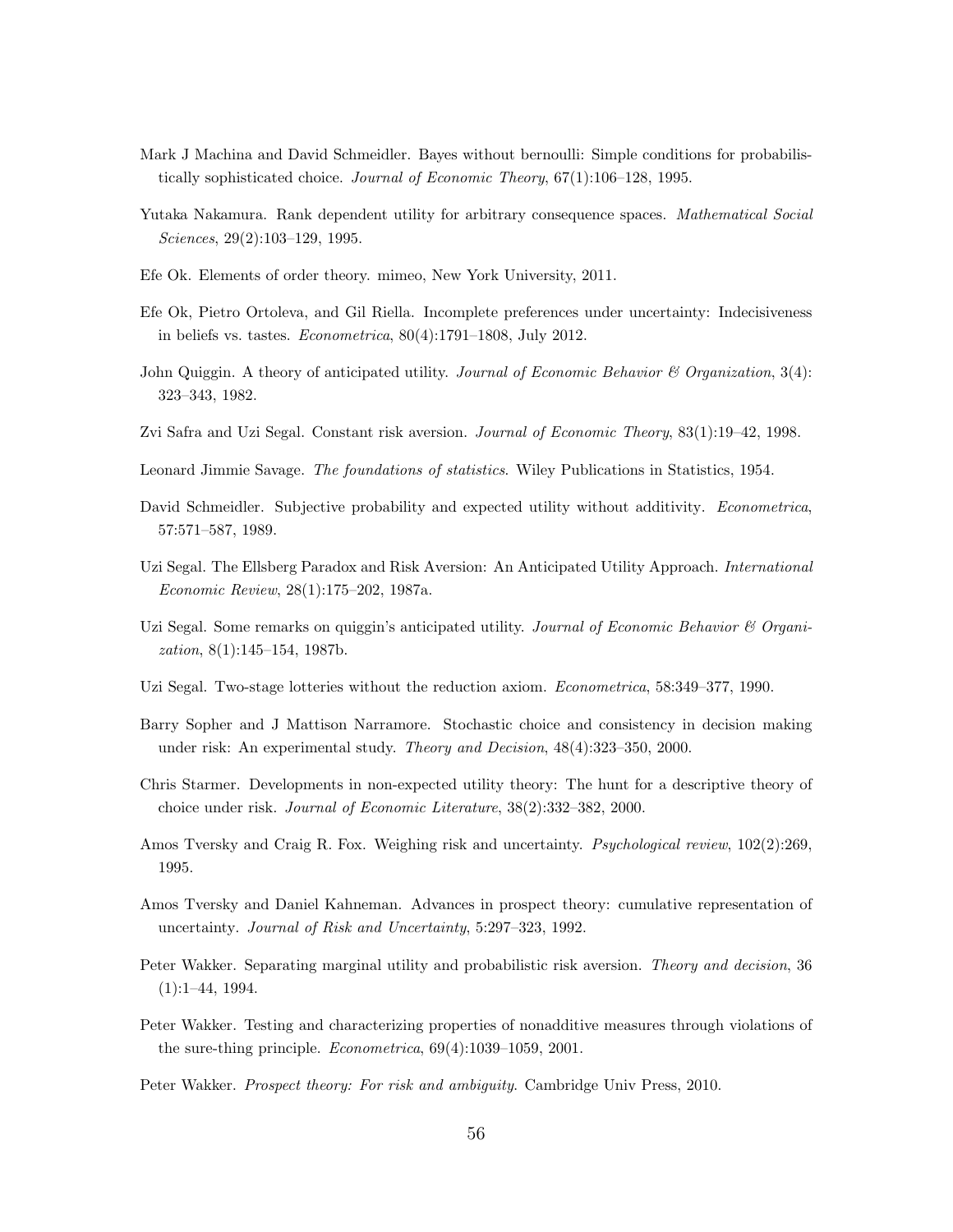Mark J Machina and David Schmeidler. Bayes without bernoulli: Simple conditions for probabilistically sophisticated choice. *Journal of Economic Theory*, 67(1):106–128, 1995.

Yutaka Nakamura. Rank dependent utility for arbitrary consequence spaces. *Mathematical Social Sciences*, 29(2):103–129, 1995.

Efe Ok. Elements of order theory. mimeo, New York University, 2011.

Efe Ok, Pietro Ortoleva, and Gil Riella. Incomplete preferences under uncertainty: Indecisiveness in beliefs vs. tastes. *Econometrica*, 80(4):1791–1808, July 2012.

John Quiggin. A theory of anticipated utility. *Journal of Economic Behavior & Organization*, 3(4): 323–343, 1982.

Zvi Safra and Uzi Segal. Constant risk aversion. *Journal of Economic Theory*, 83(1):19–42, 1998.

Leonard Jimmie Savage. *The foundations of statistics*. Wiley Publications in Statistics, 1954.

David Schmeidler. Subjective probability and expected utility without additivity. *Econometrica*, 57:571–587, 1989.

Uzi Segal. The Ellsberg Paradox and Risk Aversion: An Anticipated Utility Approach. *International Economic Review*, 28(1):175–202, 1987a.

Uzi Segal. Some remarks on quiggin's anticipated utility. *Journal of Economic Behavior & Organization*, 8(1):145–154, 1987b.

Uzi Segal. Two-stage lotteries without the reduction axiom. *Econometrica*, 58:349–377, 1990.

Barry Sopher and J Mattison Narramore. Stochastic choice and consistency in decision making under risk: An experimental study. *Theory and Decision*, 48(4):323–350, 2000.

Chris Starmer. Developments in non-expected utility theory: The hunt for a descriptive theory of choice under risk. *Journal of Economic Literature*, 38(2):332–382, 2000.

Amos Tversky and Craig R. Fox. Weighing risk and uncertainty. *Psychological review*, 102(2):269, 1995.

Amos Tversky and Daniel Kahneman. Advances in prospect theory: cumulative representation of uncertainty. *Journal of Risk and Uncertainty*, 5:297–323, 1992.

Peter Wakker. Separating marginal utility and probabilistic risk aversion. *Theory and decision*, 36 (1):1–44, 1994.

Peter Wakker. Testing and characterizing properties of nonadditive measures through violations of the sure-thing principle. *Econometrica*, 69(4):1039–1059, 2001.

Peter Wakker. *Prospect theory: For risk and ambiguity*. Cambridge Univ Press, 2010.